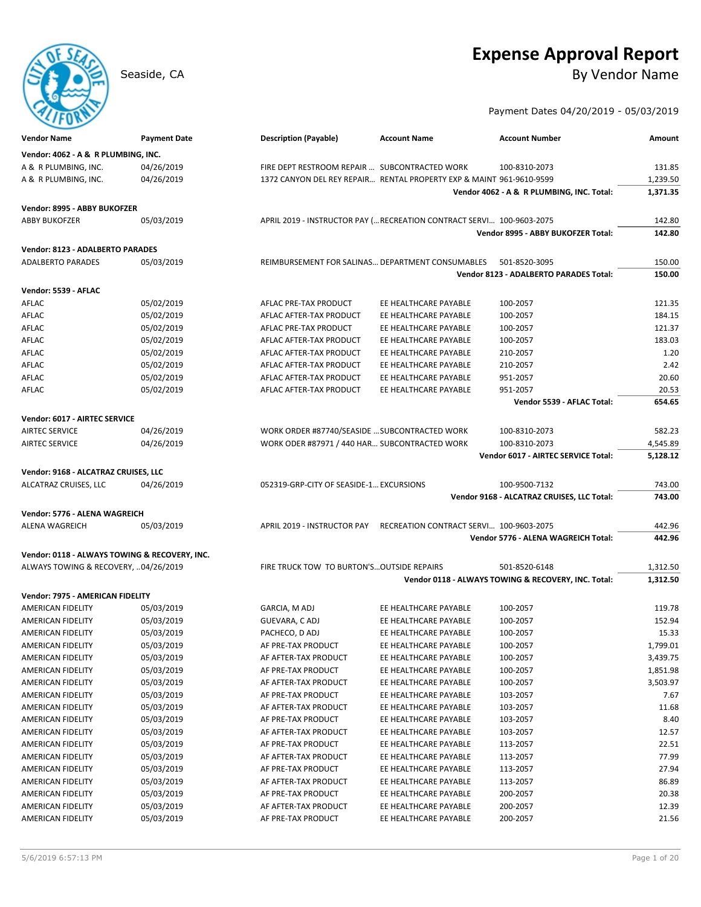# Expense Approval Report

Seaside, CA

## By Vendor Name

Payment Dates 04/20/2019 - 05/03/2019

| Vendor Name | Payment Date | Description (Payable) | Account Name | Account Number | Amount |
|---|---|---|---|---|---|
| **Vendor: 4062 - A & R PLUMBING, INC.** | | | | | |
| A & R PLUMBING, INC. | 04/26/2019 | FIRE DEPT RESTROOM REPAIR ... | SUBCONTRACTED WORK | 100-8310-2073 | 131.85 |
| A & R PLUMBING, INC. | 04/26/2019 | 1372 CANYON DEL REY REPAIR... | RENTAL PROPERTY EXP & MAINT | 961-9610-9599 | 1,239.50 |
| | | | | **Vendor 4062 - A & R PLUMBING, INC. Total:** | **1,371.35** |
| **Vendor: 8995 - ABBY BUKOFZER** | | | | | |
| ABBY BUKOFZER | 05/03/2019 | APRIL 2019 - INSTRUCTOR PAY (... | RECREATION CONTRACT SERVI... | 100-9603-2075 | 142.80 |
| | | | | **Vendor 8995 - ABBY BUKOFZER Total:** | **142.80** |
| **Vendor: 8123 - ADALBERTO PARADES** | | | | | |
| ADALBERTO PARADES | 05/03/2019 | REIMBURSEMENT FOR SALINAS... | DEPARTMENT CONSUMABLES | 501-8520-3095 | 150.00 |
| | | | | **Vendor 8123 - ADALBERTO PARADES Total:** | **150.00** |
| **Vendor: 5539 - AFLAC** | | | | | |
| AFLAC | 05/02/2019 | AFLAC PRE-TAX PRODUCT | EE HEALTHCARE PAYABLE | 100-2057 | 121.35 |
| AFLAC | 05/02/2019 | AFLAC AFTER-TAX PRODUCT | EE HEALTHCARE PAYABLE | 100-2057 | 184.15 |
| AFLAC | 05/02/2019 | AFLAC PRE-TAX PRODUCT | EE HEALTHCARE PAYABLE | 100-2057 | 121.37 |
| AFLAC | 05/02/2019 | AFLAC AFTER-TAX PRODUCT | EE HEALTHCARE PAYABLE | 100-2057 | 183.03 |
| AFLAC | 05/02/2019 | AFLAC AFTER-TAX PRODUCT | EE HEALTHCARE PAYABLE | 210-2057 | 1.20 |
| AFLAC | 05/02/2019 | AFLAC AFTER-TAX PRODUCT | EE HEALTHCARE PAYABLE | 210-2057 | 2.42 |
| AFLAC | 05/02/2019 | AFLAC AFTER-TAX PRODUCT | EE HEALTHCARE PAYABLE | 951-2057 | 20.60 |
| AFLAC | 05/02/2019 | AFLAC AFTER-TAX PRODUCT | EE HEALTHCARE PAYABLE | 951-2057 | 20.53 |
| | | | | **Vendor 5539 - AFLAC Total:** | **654.65** |
| **Vendor: 6017 - AIRTEC SERVICE** | | | | | |
| AIRTEC SERVICE | 04/26/2019 | WORK ORDER #87740/SEASIDE ... | SUBCONTRACTED WORK | 100-8310-2073 | 582.23 |
| AIRTEC SERVICE | 04/26/2019 | WORK ODER #87971 / 440 HAR... | SUBCONTRACTED WORK | 100-8310-2073 | 4,545.89 |
| | | | | **Vendor 6017 - AIRTEC SERVICE Total:** | **5,128.12** |
| **Vendor: 9168 - ALCATRAZ CRUISES, LLC** | | | | | |
| ALCATRAZ CRUISES, LLC | 04/26/2019 | 052319-GRP-CITY OF SEASIDE-1... | EXCURSIONS | 100-9500-7132 | 743.00 |
| | | | | **Vendor 9168 - ALCATRAZ CRUISES, LLC Total:** | **743.00** |
| **Vendor: 5776 - ALENA WAGREICH** | | | | | |
| ALENA WAGREICH | 05/03/2019 | APRIL 2019 - INSTRUCTOR PAY | RECREATION CONTRACT SERVI... | 100-9603-2075 | 442.96 |
| | | | | **Vendor 5776 - ALENA WAGREICH Total:** | **442.96** |
| **Vendor: 0118 - ALWAYS TOWING & RECOVERY, INC.** | | | | | |
| ALWAYS TOWING & RECOVERY, ... | 04/26/2019 | FIRE TRUCK TOW TO BURTON'S... | OUTSIDE REPAIRS | 501-8520-6148 | 1,312.50 |
| | | | | **Vendor 0118 - ALWAYS TOWING & RECOVERY, INC. Total:** | **1,312.50** |
| **Vendor: 7975 - AMERICAN FIDELITY** | | | | | |
| AMERICAN FIDELITY | 05/03/2019 | GARCIA, M ADJ | EE HEALTHCARE PAYABLE | 100-2057 | 119.78 |
| AMERICAN FIDELITY | 05/03/2019 | GUEVARA, C ADJ | EE HEALTHCARE PAYABLE | 100-2057 | 152.94 |
| AMERICAN FIDELITY | 05/03/2019 | PACHECO, D ADJ | EE HEALTHCARE PAYABLE | 100-2057 | 15.33 |
| AMERICAN FIDELITY | 05/03/2019 | AF PRE-TAX PRODUCT | EE HEALTHCARE PAYABLE | 100-2057 | 1,799.01 |
| AMERICAN FIDELITY | 05/03/2019 | AF AFTER-TAX PRODUCT | EE HEALTHCARE PAYABLE | 100-2057 | 3,439.75 |
| AMERICAN FIDELITY | 05/03/2019 | AF PRE-TAX PRODUCT | EE HEALTHCARE PAYABLE | 100-2057 | 1,851.98 |
| AMERICAN FIDELITY | 05/03/2019 | AF AFTER-TAX PRODUCT | EE HEALTHCARE PAYABLE | 100-2057 | 3,503.97 |
| AMERICAN FIDELITY | 05/03/2019 | AF PRE-TAX PRODUCT | EE HEALTHCARE PAYABLE | 103-2057 | 7.67 |
| AMERICAN FIDELITY | 05/03/2019 | AF AFTER-TAX PRODUCT | EE HEALTHCARE PAYABLE | 103-2057 | 11.68 |
| AMERICAN FIDELITY | 05/03/2019 | AF PRE-TAX PRODUCT | EE HEALTHCARE PAYABLE | 103-2057 | 8.40 |
| AMERICAN FIDELITY | 05/03/2019 | AF AFTER-TAX PRODUCT | EE HEALTHCARE PAYABLE | 103-2057 | 12.57 |
| AMERICAN FIDELITY | 05/03/2019 | AF PRE-TAX PRODUCT | EE HEALTHCARE PAYABLE | 113-2057 | 22.51 |
| AMERICAN FIDELITY | 05/03/2019 | AF AFTER-TAX PRODUCT | EE HEALTHCARE PAYABLE | 113-2057 | 77.99 |
| AMERICAN FIDELITY | 05/03/2019 | AF PRE-TAX PRODUCT | EE HEALTHCARE PAYABLE | 113-2057 | 27.94 |
| AMERICAN FIDELITY | 05/03/2019 | AF AFTER-TAX PRODUCT | EE HEALTHCARE PAYABLE | 113-2057 | 86.89 |
| AMERICAN FIDELITY | 05/03/2019 | AF PRE-TAX PRODUCT | EE HEALTHCARE PAYABLE | 200-2057 | 20.38 |
| AMERICAN FIDELITY | 05/03/2019 | AF AFTER-TAX PRODUCT | EE HEALTHCARE PAYABLE | 200-2057 | 12.39 |
| AMERICAN FIDELITY | 05/03/2019 | AF PRE-TAX PRODUCT | EE HEALTHCARE PAYABLE | 200-2057 | 21.56 |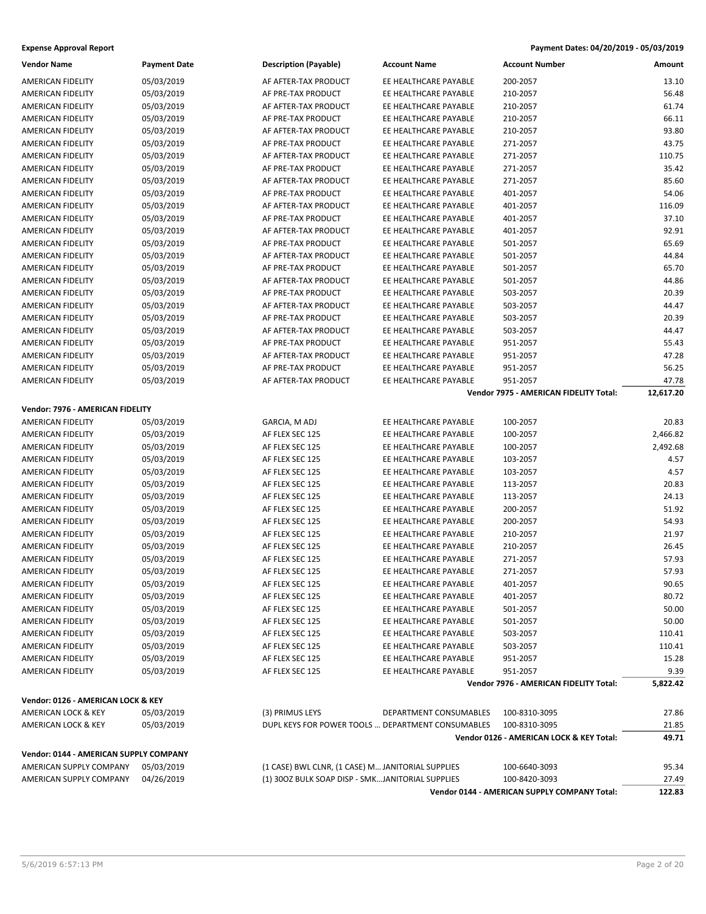**Expense Approval Report** — Payment Dates: 04/20/2019 - 05/03/2019

| Vendor Name | Payment Date | Description (Payable) | Account Name | Account Number | Amount |
|---|---|---|---|---|---|
| AMERICAN FIDELITY | 05/03/2019 | AF AFTER-TAX PRODUCT | EE HEALTHCARE PAYABLE | 200-2057 | 13.10 |
| AMERICAN FIDELITY | 05/03/2019 | AF PRE-TAX PRODUCT | EE HEALTHCARE PAYABLE | 210-2057 | 56.48 |
| AMERICAN FIDELITY | 05/03/2019 | AF AFTER-TAX PRODUCT | EE HEALTHCARE PAYABLE | 210-2057 | 61.74 |
| AMERICAN FIDELITY | 05/03/2019 | AF PRE-TAX PRODUCT | EE HEALTHCARE PAYABLE | 210-2057 | 66.11 |
| AMERICAN FIDELITY | 05/03/2019 | AF AFTER-TAX PRODUCT | EE HEALTHCARE PAYABLE | 210-2057 | 93.80 |
| AMERICAN FIDELITY | 05/03/2019 | AF PRE-TAX PRODUCT | EE HEALTHCARE PAYABLE | 271-2057 | 43.75 |
| AMERICAN FIDELITY | 05/03/2019 | AF AFTER-TAX PRODUCT | EE HEALTHCARE PAYABLE | 271-2057 | 110.75 |
| AMERICAN FIDELITY | 05/03/2019 | AF PRE-TAX PRODUCT | EE HEALTHCARE PAYABLE | 271-2057 | 35.42 |
| AMERICAN FIDELITY | 05/03/2019 | AF AFTER-TAX PRODUCT | EE HEALTHCARE PAYABLE | 271-2057 | 85.60 |
| AMERICAN FIDELITY | 05/03/2019 | AF PRE-TAX PRODUCT | EE HEALTHCARE PAYABLE | 401-2057 | 54.06 |
| AMERICAN FIDELITY | 05/03/2019 | AF AFTER-TAX PRODUCT | EE HEALTHCARE PAYABLE | 401-2057 | 116.09 |
| AMERICAN FIDELITY | 05/03/2019 | AF PRE-TAX PRODUCT | EE HEALTHCARE PAYABLE | 401-2057 | 37.10 |
| AMERICAN FIDELITY | 05/03/2019 | AF AFTER-TAX PRODUCT | EE HEALTHCARE PAYABLE | 401-2057 | 92.91 |
| AMERICAN FIDELITY | 05/03/2019 | AF PRE-TAX PRODUCT | EE HEALTHCARE PAYABLE | 501-2057 | 65.69 |
| AMERICAN FIDELITY | 05/03/2019 | AF AFTER-TAX PRODUCT | EE HEALTHCARE PAYABLE | 501-2057 | 44.84 |
| AMERICAN FIDELITY | 05/03/2019 | AF PRE-TAX PRODUCT | EE HEALTHCARE PAYABLE | 501-2057 | 65.70 |
| AMERICAN FIDELITY | 05/03/2019 | AF AFTER-TAX PRODUCT | EE HEALTHCARE PAYABLE | 501-2057 | 44.86 |
| AMERICAN FIDELITY | 05/03/2019 | AF PRE-TAX PRODUCT | EE HEALTHCARE PAYABLE | 503-2057 | 20.39 |
| AMERICAN FIDELITY | 05/03/2019 | AF AFTER-TAX PRODUCT | EE HEALTHCARE PAYABLE | 503-2057 | 44.47 |
| AMERICAN FIDELITY | 05/03/2019 | AF PRE-TAX PRODUCT | EE HEALTHCARE PAYABLE | 503-2057 | 20.39 |
| AMERICAN FIDELITY | 05/03/2019 | AF AFTER-TAX PRODUCT | EE HEALTHCARE PAYABLE | 503-2057 | 44.47 |
| AMERICAN FIDELITY | 05/03/2019 | AF PRE-TAX PRODUCT | EE HEALTHCARE PAYABLE | 951-2057 | 55.43 |
| AMERICAN FIDELITY | 05/03/2019 | AF AFTER-TAX PRODUCT | EE HEALTHCARE PAYABLE | 951-2057 | 47.28 |
| AMERICAN FIDELITY | 05/03/2019 | AF PRE-TAX PRODUCT | EE HEALTHCARE PAYABLE | 951-2057 | 56.25 |
| AMERICAN FIDELITY | 05/03/2019 | AF AFTER-TAX PRODUCT | EE HEALTHCARE PAYABLE | 951-2057 | 47.78 |
| | | | | **Vendor 7975 - AMERICAN FIDELITY Total:** | **12,617.20** |

**Vendor: 7976 - AMERICAN FIDELITY**

| Vendor Name | Payment Date | Description (Payable) | Account Name | Account Number | Amount |
|---|---|---|---|---|---|
| AMERICAN FIDELITY | 05/03/2019 | GARCIA, M ADJ | EE HEALTHCARE PAYABLE | 100-2057 | 20.83 |
| AMERICAN FIDELITY | 05/03/2019 | AF FLEX SEC 125 | EE HEALTHCARE PAYABLE | 100-2057 | 2,466.82 |
| AMERICAN FIDELITY | 05/03/2019 | AF FLEX SEC 125 | EE HEALTHCARE PAYABLE | 100-2057 | 2,492.68 |
| AMERICAN FIDELITY | 05/03/2019 | AF FLEX SEC 125 | EE HEALTHCARE PAYABLE | 103-2057 | 4.57 |
| AMERICAN FIDELITY | 05/03/2019 | AF FLEX SEC 125 | EE HEALTHCARE PAYABLE | 103-2057 | 4.57 |
| AMERICAN FIDELITY | 05/03/2019 | AF FLEX SEC 125 | EE HEALTHCARE PAYABLE | 113-2057 | 20.83 |
| AMERICAN FIDELITY | 05/03/2019 | AF FLEX SEC 125 | EE HEALTHCARE PAYABLE | 113-2057 | 24.13 |
| AMERICAN FIDELITY | 05/03/2019 | AF FLEX SEC 125 | EE HEALTHCARE PAYABLE | 200-2057 | 51.92 |
| AMERICAN FIDELITY | 05/03/2019 | AF FLEX SEC 125 | EE HEALTHCARE PAYABLE | 200-2057 | 54.93 |
| AMERICAN FIDELITY | 05/03/2019 | AF FLEX SEC 125 | EE HEALTHCARE PAYABLE | 210-2057 | 21.97 |
| AMERICAN FIDELITY | 05/03/2019 | AF FLEX SEC 125 | EE HEALTHCARE PAYABLE | 210-2057 | 26.45 |
| AMERICAN FIDELITY | 05/03/2019 | AF FLEX SEC 125 | EE HEALTHCARE PAYABLE | 271-2057 | 57.93 |
| AMERICAN FIDELITY | 05/03/2019 | AF FLEX SEC 125 | EE HEALTHCARE PAYABLE | 271-2057 | 57.93 |
| AMERICAN FIDELITY | 05/03/2019 | AF FLEX SEC 125 | EE HEALTHCARE PAYABLE | 401-2057 | 90.65 |
| AMERICAN FIDELITY | 05/03/2019 | AF FLEX SEC 125 | EE HEALTHCARE PAYABLE | 401-2057 | 80.72 |
| AMERICAN FIDELITY | 05/03/2019 | AF FLEX SEC 125 | EE HEALTHCARE PAYABLE | 501-2057 | 50.00 |
| AMERICAN FIDELITY | 05/03/2019 | AF FLEX SEC 125 | EE HEALTHCARE PAYABLE | 501-2057 | 50.00 |
| AMERICAN FIDELITY | 05/03/2019 | AF FLEX SEC 125 | EE HEALTHCARE PAYABLE | 503-2057 | 110.41 |
| AMERICAN FIDELITY | 05/03/2019 | AF FLEX SEC 125 | EE HEALTHCARE PAYABLE | 503-2057 | 110.41 |
| AMERICAN FIDELITY | 05/03/2019 | AF FLEX SEC 125 | EE HEALTHCARE PAYABLE | 951-2057 | 15.28 |
| AMERICAN FIDELITY | 05/03/2019 | AF FLEX SEC 125 | EE HEALTHCARE PAYABLE | 951-2057 | 9.39 |
| | | | | **Vendor 7976 - AMERICAN FIDELITY Total:** | **5,822.42** |

**Vendor: 0126 - AMERICAN LOCK & KEY**

| Vendor Name | Payment Date | Description (Payable) | Account Name | Account Number | Amount |
|---|---|---|---|---|---|
| AMERICAN LOCK & KEY | 05/03/2019 | (3) PRIMUS LEYS | DEPARTMENT CONSUMABLES | 100-8310-3095 | 27.86 |
| AMERICAN LOCK & KEY | 05/03/2019 | DUPL KEYS FOR POWER TOOLS ... | DEPARTMENT CONSUMABLES | 100-8310-3095 | 21.85 |
| | | | | **Vendor 0126 - AMERICAN LOCK & KEY Total:** | **49.71** |

**Vendor: 0144 - AMERICAN SUPPLY COMPANY**

| Vendor Name | Payment Date | Description (Payable) | Account Name | Account Number | Amount |
|---|---|---|---|---|---|
| AMERICAN SUPPLY COMPANY | 05/03/2019 | (1 CASE) BWL CLNR, (1 CASE) M... | JANITORIAL SUPPLIES | 100-6640-3093 | 95.34 |
| AMERICAN SUPPLY COMPANY | 04/26/2019 | (1) 30OZ BULK SOAP DISP - SMK... | JANITORIAL SUPPLIES | 100-8420-3093 | 27.49 |
| | | | | **Vendor 0144 - AMERICAN SUPPLY COMPANY Total:** | **122.83** |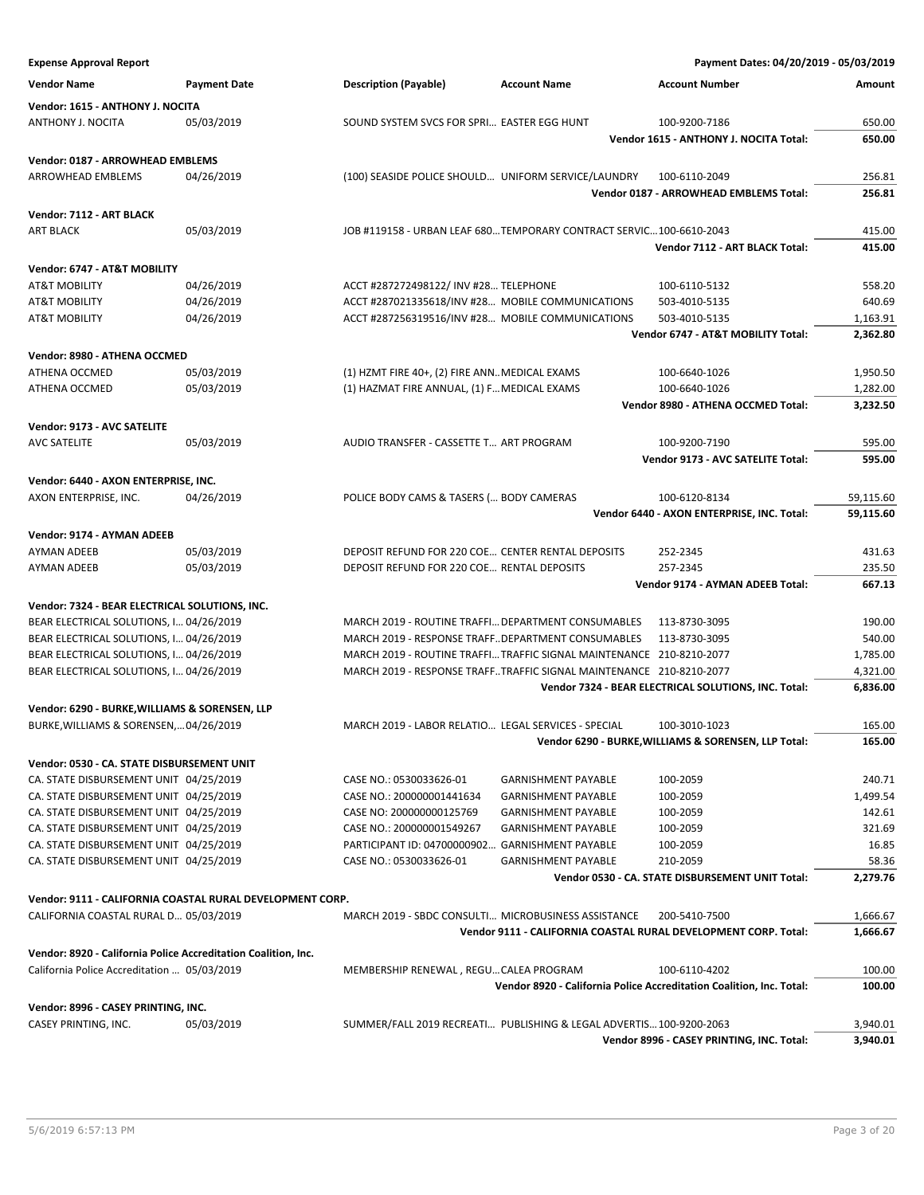**Expense Approval Report** — Payment Dates: 04/20/2019 - 05/03/2019

| Vendor Name | Payment Date | Description (Payable) | Account Name | Account Number | Amount |
|---|---|---|---|---|---|
| **Vendor: 1615 - ANTHONY J. NOCITA** | | | | | |
| ANTHONY J. NOCITA | 05/03/2019 | SOUND SYSTEM SVCS FOR SPRI... | EASTER EGG HUNT | 100-9200-7186 | 650.00 |
| | | | | **Vendor 1615 - ANTHONY J. NOCITA Total:** | **650.00** |
| **Vendor: 0187 - ARROWHEAD EMBLEMS** | | | | | |
| ARROWHEAD EMBLEMS | 04/26/2019 | (100) SEASIDE POLICE SHOULD... | UNIFORM SERVICE/LAUNDRY | 100-6110-2049 | 256.81 |
| | | | | **Vendor 0187 - ARROWHEAD EMBLEMS Total:** | **256.81** |
| **Vendor: 7112 - ART BLACK** | | | | | |
| ART BLACK | 05/03/2019 | JOB #119158 - URBAN LEAF 680... | TEMPORARY CONTRACT SERVIC... | 100-6610-2043 | 415.00 |
| | | | | **Vendor 7112 - ART BLACK Total:** | **415.00** |
| **Vendor: 6747 - AT&T MOBILITY** | | | | | |
| AT&T MOBILITY | 04/26/2019 | ACCT #287272498122/ INV #28... | TELEPHONE | 100-6110-5132 | 558.20 |
| AT&T MOBILITY | 04/26/2019 | ACCT #287021335618/INV #28... | MOBILE COMMUNICATIONS | 503-4010-5135 | 640.69 |
| AT&T MOBILITY | 04/26/2019 | ACCT #287256319516/INV #28... | MOBILE COMMUNICATIONS | 503-4010-5135 | 1,163.91 |
| | | | | **Vendor 6747 - AT&T MOBILITY Total:** | **2,362.80** |
| **Vendor: 8980 - ATHENA OCCMED** | | | | | |
| ATHENA OCCMED | 05/03/2019 | (1) HZMT FIRE 40+, (2) FIRE ANN... | MEDICAL EXAMS | 100-6640-1026 | 1,950.50 |
| ATHENA OCCMED | 05/03/2019 | (1) HAZMAT FIRE ANNUAL, (1) F... | MEDICAL EXAMS | 100-6640-1026 | 1,282.00 |
| | | | | **Vendor 8980 - ATHENA OCCMED Total:** | **3,232.50** |
| **Vendor: 9173 - AVC SATELITE** | | | | | |
| AVC SATELITE | 05/03/2019 | AUDIO TRANSFER - CASSETTE T... | ART PROGRAM | 100-9200-7190 | 595.00 |
| | | | | **Vendor 9173 - AVC SATELITE Total:** | **595.00** |
| **Vendor: 6440 - AXON ENTERPRISE, INC.** | | | | | |
| AXON ENTERPRISE, INC. | 04/26/2019 | POLICE BODY CAMS & TASERS (... | BODY CAMERAS | 100-6120-8134 | 59,115.60 |
| | | | | **Vendor 6440 - AXON ENTERPRISE, INC. Total:** | **59,115.60** |
| **Vendor: 9174 - AYMAN ADEEB** | | | | | |
| AYMAN ADEEB | 05/03/2019 | DEPOSIT REFUND FOR 220 COE... | CENTER RENTAL DEPOSITS | 252-2345 | 431.63 |
| AYMAN ADEEB | 05/03/2019 | DEPOSIT REFUND FOR 220 COE... | RENTAL DEPOSITS | 257-2345 | 235.50 |
| | | | | **Vendor 9174 - AYMAN ADEEB Total:** | **667.13** |
| **Vendor: 7324 - BEAR ELECTRICAL SOLUTIONS, INC.** | | | | | |
| BEAR ELECTRICAL SOLUTIONS, I... | 04/26/2019 | MARCH 2019 - ROUTINE TRAFFI... | DEPARTMENT CONSUMABLES | 113-8730-3095 | 190.00 |
| BEAR ELECTRICAL SOLUTIONS, I... | 04/26/2019 | MARCH 2019 - RESPONSE TRAFF... | DEPARTMENT CONSUMABLES | 113-8730-3095 | 540.00 |
| BEAR ELECTRICAL SOLUTIONS, I... | 04/26/2019 | MARCH 2019 - ROUTINE TRAFFI... | TRAFFIC SIGNAL MAINTENANCE | 210-8210-2077 | 1,785.00 |
| BEAR ELECTRICAL SOLUTIONS, I... | 04/26/2019 | MARCH 2019 - RESPONSE TRAFF... | TRAFFIC SIGNAL MAINTENANCE | 210-8210-2077 | 4,321.00 |
| | | | | **Vendor 7324 - BEAR ELECTRICAL SOLUTIONS, INC. Total:** | **6,836.00** |
| **Vendor: 6290 - BURKE,WILLIAMS & SORENSEN, LLP** | | | | | |
| BURKE,WILLIAMS & SORENSEN,... | 04/26/2019 | MARCH 2019 - LABOR RELATIO... | LEGAL SERVICES - SPECIAL | 100-3010-1023 | 165.00 |
| | | | | **Vendor 6290 - BURKE,WILLIAMS & SORENSEN, LLP Total:** | **165.00** |
| **Vendor: 0530 - CA. STATE DISBURSEMENT UNIT** | | | | | |
| CA. STATE DISBURSEMENT UNIT | 04/25/2019 | CASE NO.: 0530033626-01 | GARNISHMENT PAYABLE | 100-2059 | 240.71 |
| CA. STATE DISBURSEMENT UNIT | 04/25/2019 | CASE NO.: 200000001441634 | GARNISHMENT PAYABLE | 100-2059 | 1,499.54 |
| CA. STATE DISBURSEMENT UNIT | 04/25/2019 | CASE NO: 200000000125769 | GARNISHMENT PAYABLE | 100-2059 | 142.61 |
| CA. STATE DISBURSEMENT UNIT | 04/25/2019 | CASE NO.: 200000001549267 | GARNISHMENT PAYABLE | 100-2059 | 321.69 |
| CA. STATE DISBURSEMENT UNIT | 04/25/2019 | PARTICIPANT ID: 04700000902... | GARNISHMENT PAYABLE | 100-2059 | 16.85 |
| CA. STATE DISBURSEMENT UNIT | 04/25/2019 | CASE NO.: 0530033626-01 | GARNISHMENT PAYABLE | 210-2059 | 58.36 |
| | | | | **Vendor 0530 - CA. STATE DISBURSEMENT UNIT Total:** | **2,279.76** |
| **Vendor: 9111 - CALIFORNIA COASTAL RURAL DEVELOPMENT CORP.** | | | | | |
| CALIFORNIA COASTAL RURAL D... | 05/03/2019 | MARCH 2019 - SBDC CONSULTI... | MICROBUSINESS ASSISTANCE | 200-5410-7500 | 1,666.67 |
| | | | | **Vendor 9111 - CALIFORNIA COASTAL RURAL DEVELOPMENT CORP. Total:** | **1,666.67** |
| **Vendor: 8920 - California Police Accreditation Coalition, Inc.** | | | | | |
| California Police Accreditation ... | 05/03/2019 | MEMBERSHIP RENEWAL , REGU... | CALEA PROGRAM | 100-6110-4202 | 100.00 |
| | | | | **Vendor 8920 - California Police Accreditation Coalition, Inc. Total:** | **100.00** |
| **Vendor: 8996 - CASEY PRINTING, INC.** | | | | | |
| CASEY PRINTING, INC. | 05/03/2019 | SUMMER/FALL 2019 RECREATI... | PUBLISHING & LEGAL ADVERTIS... | 100-9200-2063 | 3,940.01 |
| | | | | **Vendor 8996 - CASEY PRINTING, INC. Total:** | **3,940.01** |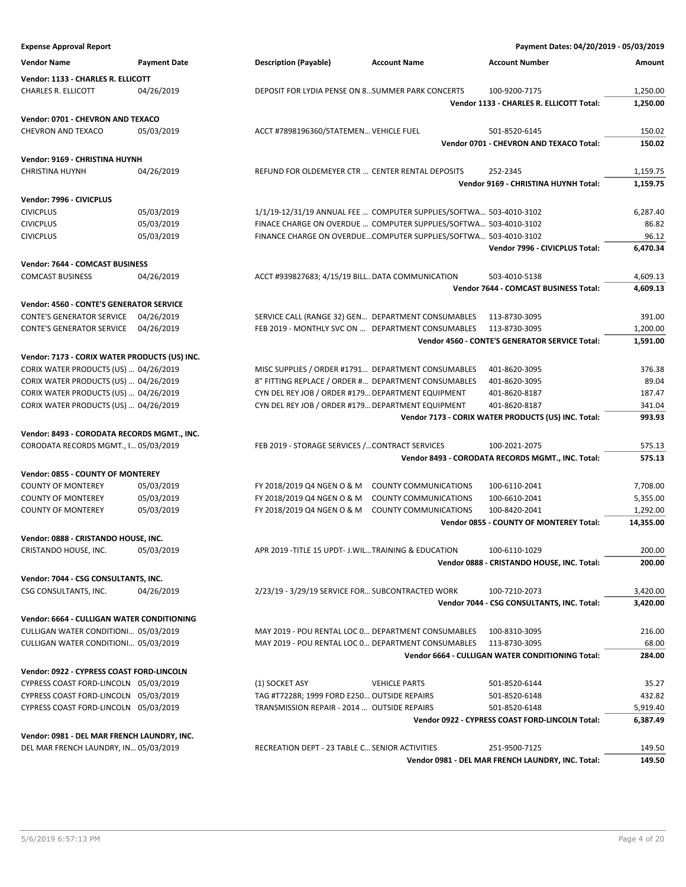**Expense Approval Report** — Payment Dates: 04/20/2019 - 05/03/2019

| Vendor Name | Payment Date | Description (Payable) | Account Name | Account Number | Amount |
|---|---|---|---|---|---|
| **Vendor: 1133 - CHARLES R. ELLICOTT** | | | | | |
| CHARLES R. ELLICOTT | 04/26/2019 | DEPOSIT FOR LYDIA PENSE ON 8... | SUMMER PARK CONCERTS | 100-9200-7175 | 1,250.00 |
| | | | | **Vendor 1133 - CHARLES R. ELLICOTT Total:** | **1,250.00** |
| **Vendor: 0701 - CHEVRON AND TEXACO** | | | | | |
| CHEVRON AND TEXACO | 05/03/2019 | ACCT #7898196360/STATEMEN... | VEHICLE FUEL | 501-8520-6145 | 150.02 |
| | | | | **Vendor 0701 - CHEVRON AND TEXACO Total:** | **150.02** |
| **Vendor: 9169 - CHRISTINA HUYNH** | | | | | |
| CHRISTINA HUYNH | 04/26/2019 | REFUND FOR OLDEMEYER CTR ... | CENTER RENTAL DEPOSITS | 252-2345 | 1,159.75 |
| | | | | **Vendor 9169 - CHRISTINA HUYNH Total:** | **1,159.75** |
| **Vendor: 7996 - CIVICPLUS** | | | | | |
| CIVICPLUS | 05/03/2019 | 1/1/19-12/31/19 ANNUAL FEE ... | COMPUTER SUPPLIES/SOFTWA... | 503-4010-3102 | 6,287.40 |
| CIVICPLUS | 05/03/2019 | FINACE CHARGE ON OVERDUE ... | COMPUTER SUPPLIES/SOFTWA... | 503-4010-3102 | 86.82 |
| CIVICPLUS | 05/03/2019 | FINANCE CHARGE ON OVERDUE... | COMPUTER SUPPLIES/SOFTWA... | 503-4010-3102 | 96.12 |
| | | | | **Vendor 7996 - CIVICPLUS Total:** | **6,470.34** |
| **Vendor: 7644 - COMCAST BUSINESS** | | | | | |
| COMCAST BUSINESS | 04/26/2019 | ACCT #939827683; 4/15/19 BILL... | DATA COMMUNICATION | 503-4010-5138 | 4,609.13 |
| | | | | **Vendor 7644 - COMCAST BUSINESS Total:** | **4,609.13** |
| **Vendor: 4560 - CONTE'S GENERATOR SERVICE** | | | | | |
| CONTE'S GENERATOR SERVICE | 04/26/2019 | SERVICE CALL (RANGE 32) GEN... | DEPARTMENT CONSUMABLES | 113-8730-3095 | 391.00 |
| CONTE'S GENERATOR SERVICE | 04/26/2019 | FEB 2019 - MONTHLY SVC ON ... | DEPARTMENT CONSUMABLES | 113-8730-3095 | 1,200.00 |
| | | | | **Vendor 4560 - CONTE'S GENERATOR SERVICE Total:** | **1,591.00** |
| **Vendor: 7173 - CORIX WATER PRODUCTS (US) INC.** | | | | | |
| CORIX WATER PRODUCTS (US) ... | 04/26/2019 | MISC SUPPLIES / ORDER #1791... | DEPARTMENT CONSUMABLES | 401-8620-3095 | 376.38 |
| CORIX WATER PRODUCTS (US) ... | 04/26/2019 | 8" FITTING REPLACE / ORDER #... | DEPARTMENT CONSUMABLES | 401-8620-3095 | 89.04 |
| CORIX WATER PRODUCTS (US) ... | 04/26/2019 | CYN DEL REY JOB / ORDER #179... | DEPARTMENT EQUIPMENT | 401-8620-8187 | 187.47 |
| CORIX WATER PRODUCTS (US) ... | 04/26/2019 | CYN DEL REY JOB / ORDER #179... | DEPARTMENT EQUIPMENT | 401-8620-8187 | 341.04 |
| | | | | **Vendor 7173 - CORIX WATER PRODUCTS (US) INC. Total:** | **993.93** |
| **Vendor: 8493 - CORODATA RECORDS MGMT., INC.** | | | | | |
| CORODATA RECORDS MGMT., I... | 05/03/2019 | FEB 2019 - STORAGE SERVICES /... | CONTRACT SERVICES | 100-2021-2075 | 575.13 |
| | | | | **Vendor 8493 - CORODATA RECORDS MGMT., INC. Total:** | **575.13** |
| **Vendor: 0855 - COUNTY OF MONTEREY** | | | | | |
| COUNTY OF MONTEREY | 05/03/2019 | FY 2018/2019 Q4 NGEN O & M | COUNTY COMMUNICATIONS | 100-6110-2041 | 7,708.00 |
| COUNTY OF MONTEREY | 05/03/2019 | FY 2018/2019 Q4 NGEN O & M | COUNTY COMMUNICATIONS | 100-6610-2041 | 5,355.00 |
| COUNTY OF MONTEREY | 05/03/2019 | FY 2018/2019 Q4 NGEN O & M | COUNTY COMMUNICATIONS | 100-8420-2041 | 1,292.00 |
| | | | | **Vendor 0855 - COUNTY OF MONTEREY Total:** | **14,355.00** |
| **Vendor: 0888 - CRISTANDO HOUSE, INC.** | | | | | |
| CRISTANDO HOUSE, INC. | 05/03/2019 | APR 2019 -TITLE 15 UPDT- J.WIL... | TRAINING & EDUCATION | 100-6110-1029 | 200.00 |
| | | | | **Vendor 0888 - CRISTANDO HOUSE, INC. Total:** | **200.00** |
| **Vendor: 7044 - CSG CONSULTANTS, INC.** | | | | | |
| CSG CONSULTANTS, INC. | 04/26/2019 | 2/23/19 - 3/29/19 SERVICE FOR... | SUBCONTRACTED WORK | 100-7210-2073 | 3,420.00 |
| | | | | **Vendor 7044 - CSG CONSULTANTS, INC. Total:** | **3,420.00** |
| **Vendor: 6664 - CULLIGAN WATER CONDITIONING** | | | | | |
| CULLIGAN WATER CONDITIONI... | 05/03/2019 | MAY 2019 - POU RENTAL LOC 0... | DEPARTMENT CONSUMABLES | 100-8310-3095 | 216.00 |
| CULLIGAN WATER CONDITIONI... | 05/03/2019 | MAY 2019 - POU RENTAL LOC 0... | DEPARTMENT CONSUMABLES | 113-8730-3095 | 68.00 |
| | | | | **Vendor 6664 - CULLIGAN WATER CONDITIONING Total:** | **284.00** |
| **Vendor: 0922 - CYPRESS COAST FORD-LINCOLN** | | | | | |
| CYPRESS COAST FORD-LINCOLN | 05/03/2019 | (1) SOCKET ASY | VEHICLE PARTS | 501-8520-6144 | 35.27 |
| CYPRESS COAST FORD-LINCOLN | 05/03/2019 | TAG #T7228R; 1999 FORD E250... | OUTSIDE REPAIRS | 501-8520-6148 | 432.82 |
| CYPRESS COAST FORD-LINCOLN | 05/03/2019 | TRANSMISSION REPAIR - 2014 ... | OUTSIDE REPAIRS | 501-8520-6148 | 5,919.40 |
| | | | | **Vendor 0922 - CYPRESS COAST FORD-LINCOLN Total:** | **6,387.49** |
| **Vendor: 0981 - DEL MAR FRENCH LAUNDRY, INC.** | | | | | |
| DEL MAR FRENCH LAUNDRY, IN... | 05/03/2019 | RECREATION DEPT - 23 TABLE C... | SENIOR ACTIVITIES | 251-9500-7125 | 149.50 |
| | | | | **Vendor 0981 - DEL MAR FRENCH LAUNDRY, INC. Total:** | **149.50** |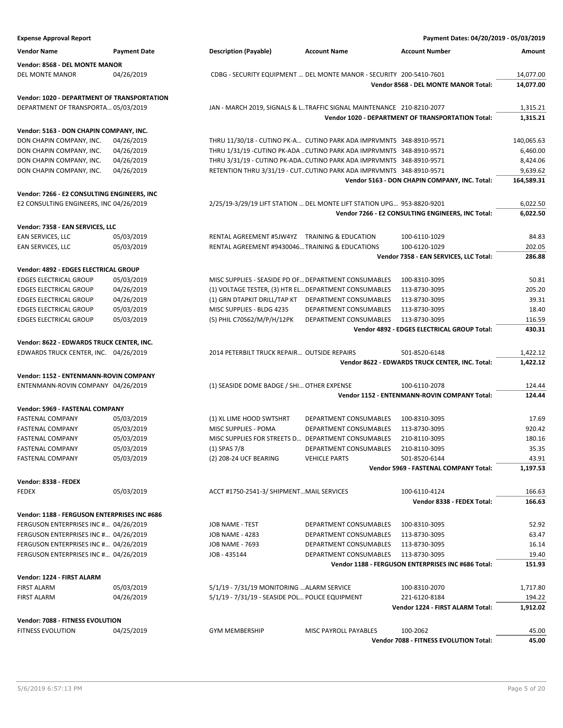**Expense Approval Report** — Payment Dates: 04/20/2019 - 05/03/2019

| Vendor Name | Payment Date | Description (Payable) | Account Name | Account Number | Amount |
|---|---|---|---|---|---|
| **Vendor: 8568 - DEL MONTE MANOR** | | | | | |
| DEL MONTE MANOR | 04/26/2019 | CDBG - SECURITY EQUIPMENT ... | DEL MONTE MANOR - SECURITY | 200-5410-7601 | 14,077.00 |
| | | | | **Vendor 8568 - DEL MONTE MANOR Total:** | **14,077.00** |
| **Vendor: 1020 - DEPARTMENT OF TRANSPORTATION** | | | | | |
| DEPARTMENT OF TRANSPORTA... | 05/03/2019 | JAN - MARCH 2019, SIGNALS & L... | TRAFFIC SIGNAL MAINTENANCE | 210-8210-2077 | 1,315.21 |
| | | | | **Vendor 1020 - DEPARTMENT OF TRANSPORTATION Total:** | **1,315.21** |
| **Vendor: 5163 - DON CHAPIN COMPANY, INC.** | | | | | |
| DON CHAPIN COMPANY, INC. | 04/26/2019 | THRU 11/30/18 - CUTINO PK-A... | CUTINO PARK ADA IMPRVMNTS | 348-8910-9571 | 140,065.63 |
| DON CHAPIN COMPANY, INC. | 04/26/2019 | THRU 1/31/19 -CUTINO PK-ADA ... | CUTINO PARK ADA IMPRVMNTS | 348-8910-9571 | 6,460.00 |
| DON CHAPIN COMPANY, INC. | 04/26/2019 | THRU 3/31/19 - CUTINO PK-ADA... | CUTINO PARK ADA IMPRVMNTS | 348-8910-9571 | 8,424.06 |
| DON CHAPIN COMPANY, INC. | 04/26/2019 | RETENTION THRU 3/31/19 - CUT... | CUTINO PARK ADA IMPRVMNTS | 348-8910-9571 | 9,639.62 |
| | | | | **Vendor 5163 - DON CHAPIN COMPANY, INC. Total:** | **164,589.31** |
| **Vendor: 7266 - E2 CONSULTING ENGINEERS, INC** | | | | | |
| E2 CONSULTING ENGINEERS, INC | 04/26/2019 | 2/25/19-3/29/19 LIFT STATION ... | DEL MONTE LIFT STATION UPG... | 953-8820-9201 | 6,022.50 |
| | | | | **Vendor 7266 - E2 CONSULTING ENGINEERS, INC Total:** | **6,022.50** |
| **Vendor: 7358 - EAN SERVICES, LLC** | | | | | |
| EAN SERVICES, LLC | 05/03/2019 | RENTAL AGREEMENT #5JW4YZ | TRAINING & EDUCATION | 100-6110-1029 | 84.83 |
| EAN SERVICES, LLC | 05/03/2019 | RENTAL AGREEMENT #9430046... | TRAINING & EDUCATIONS | 100-6120-1029 | 202.05 |
| | | | | **Vendor 7358 - EAN SERVICES, LLC Total:** | **286.88** |
| **Vendor: 4892 - EDGES ELECTRICAL GROUP** | | | | | |
| EDGES ELECTRICAL GROUP | 05/03/2019 | MISC SUPPLIES - SEASIDE PD OF... | DEPARTMENT CONSUMABLES | 100-8310-3095 | 50.81 |
| EDGES ELECTRICAL GROUP | 04/26/2019 | (1) VOLTAGE TESTER, (3) HTR EL... | DEPARTMENT CONSUMABLES | 113-8730-3095 | 205.20 |
| EDGES ELECTRICAL GROUP | 04/26/2019 | (1) GRN DTAPKIT DRILL/TAP KT | DEPARTMENT CONSUMABLES | 113-8730-3095 | 39.31 |
| EDGES ELECTRICAL GROUP | 05/03/2019 | MISC SUPPLIES - BLDG 4235 | DEPARTMENT CONSUMABLES | 113-8730-3095 | 18.40 |
| EDGES ELECTRICAL GROUP | 05/03/2019 | (5) PHIL C70S62/M/P/H/12PK | DEPARTMENT CONSUMABLES | 113-8730-3095 | 116.59 |
| | | | | **Vendor 4892 - EDGES ELECTRICAL GROUP Total:** | **430.31** |
| **Vendor: 8622 - EDWARDS TRUCK CENTER, INC.** | | | | | |
| EDWARDS TRUCK CENTER, INC. | 04/26/2019 | 2014 PETERBILT TRUCK REPAIR... | OUTSIDE REPAIRS | 501-8520-6148 | 1,422.12 |
| | | | | **Vendor 8622 - EDWARDS TRUCK CENTER, INC. Total:** | **1,422.12** |
| **Vendor: 1152 - ENTENMANN-ROVIN COMPANY** | | | | | |
| ENTENMANN-ROVIN COMPANY | 04/26/2019 | (1) SEASIDE DOME BADGE / SHI... | OTHER EXPENSE | 100-6110-2078 | 124.44 |
| | | | | **Vendor 1152 - ENTENMANN-ROVIN COMPANY Total:** | **124.44** |
| **Vendor: 5969 - FASTENAL COMPANY** | | | | | |
| FASTENAL COMPANY | 05/03/2019 | (1) XL LIME HOOD SWTSHRT | DEPARTMENT CONSUMABLES | 100-8310-3095 | 17.69 |
| FASTENAL COMPANY | 05/03/2019 | MISC SUPPLIES - POMA | DEPARTMENT CONSUMABLES | 113-8730-3095 | 920.42 |
| FASTENAL COMPANY | 05/03/2019 | MISC SUPPLIES FOR STREETS D... | DEPARTMENT CONSUMABLES | 210-8110-3095 | 180.16 |
| FASTENAL COMPANY | 05/03/2019 | (1) SPAS 7/8 | DEPARTMENT CONSUMABLES | 210-8110-3095 | 35.35 |
| FASTENAL COMPANY | 05/03/2019 | (2) 208-24 UCF BEARING | VEHICLE PARTS | 501-8520-6144 | 43.91 |
| | | | | **Vendor 5969 - FASTENAL COMPANY Total:** | **1,197.53** |
| **Vendor: 8338 - FEDEX** | | | | | |
| FEDEX | 05/03/2019 | ACCT #1750-2541-3/ SHIPMENT... | MAIL SERVICES | 100-6110-4124 | 166.63 |
| | | | | **Vendor 8338 - FEDEX Total:** | **166.63** |
| **Vendor: 1188 - FERGUSON ENTERPRISES INC #686** | | | | | |
| FERGUSON ENTERPRISES INC #... | 04/26/2019 | JOB NAME - TEST | DEPARTMENT CONSUMABLES | 100-8310-3095 | 52.92 |
| FERGUSON ENTERPRISES INC #... | 04/26/2019 | JOB NAME - 4283 | DEPARTMENT CONSUMABLES | 113-8730-3095 | 63.47 |
| FERGUSON ENTERPRISES INC #... | 04/26/2019 | JOB NAME - 7693 | DEPARTMENT CONSUMABLES | 113-8730-3095 | 16.14 |
| FERGUSON ENTERPRISES INC #... | 04/26/2019 | JOB - 435144 | DEPARTMENT CONSUMABLES | 113-8730-3095 | 19.40 |
| | | | | **Vendor 1188 - FERGUSON ENTERPRISES INC #686 Total:** | **151.93** |
| **Vendor: 1224 - FIRST ALARM** | | | | | |
| FIRST ALARM | 05/03/2019 | 5/1/19 - 7/31/19 MONITORING ... | ALARM SERVICE | 100-8310-2070 | 1,717.80 |
| FIRST ALARM | 04/26/2019 | 5/1/19 - 7/31/19 - SEASIDE POL... | POLICE EQUIPMENT | 221-6120-8184 | 194.22 |
| | | | | **Vendor 1224 - FIRST ALARM Total:** | **1,912.02** |
| **Vendor: 7088 - FITNESS EVOLUTION** | | | | | |
| FITNESS EVOLUTION | 04/25/2019 | GYM MEMBERSHIP | MISC PAYROLL PAYABLES | 100-2062 | 45.00 |
| | | | | **Vendor 7088 - FITNESS EVOLUTION Total:** | **45.00** |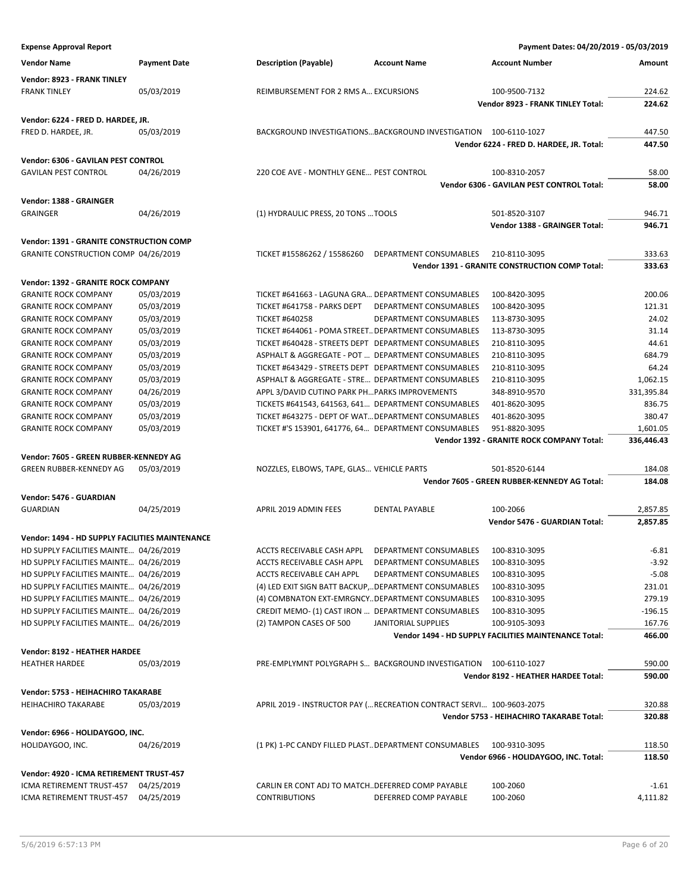**Expense Approval Report** — Payment Dates: 04/20/2019 - 05/03/2019

| Vendor Name | Payment Date | Description (Payable) | Account Name | Account Number | Amount |
|---|---|---|---|---|---|
| **Vendor: 8923 - FRANK TINLEY** | | | | | |
| FRANK TINLEY | 05/03/2019 | REIMBURSEMENT FOR 2 RMS A… | EXCURSIONS | 100-9500-7132 | 224.62 |
| | | | | **Vendor 8923 - FRANK TINLEY Total:** | **224.62** |
| **Vendor: 6224 - FRED D. HARDEE, JR.** | | | | | |
| FRED D. HARDEE, JR. | 05/03/2019 | BACKGROUND INVESTIGATIONS… | BACKGROUND INVESTIGATION | 100-6110-1027 | 447.50 |
| | | | | **Vendor 6224 - FRED D. HARDEE, JR. Total:** | **447.50** |
| **Vendor: 6306 - GAVILAN PEST CONTROL** | | | | | |
| GAVILAN PEST CONTROL | 04/26/2019 | 220 COE AVE - MONTHLY GENE… | PEST CONTROL | 100-8310-2057 | 58.00 |
| | | | | **Vendor 6306 - GAVILAN PEST CONTROL Total:** | **58.00** |
| **Vendor: 1388 - GRAINGER** | | | | | |
| GRAINGER | 04/26/2019 | (1) HYDRAULIC PRESS, 20 TONS … | TOOLS | 501-8520-3107 | 946.71 |
| | | | | **Vendor 1388 - GRAINGER Total:** | **946.71** |
| **Vendor: 1391 - GRANITE CONSTRUCTION COMP** | | | | | |
| GRANITE CONSTRUCTION COMP | 04/26/2019 | TICKET #15586262 / 15586260 | DEPARTMENT CONSUMABLES | 210-8110-3095 | 333.63 |
| | | | | **Vendor 1391 - GRANITE CONSTRUCTION COMP Total:** | **333.63** |
| **Vendor: 1392 - GRANITE ROCK COMPANY** | | | | | |
| GRANITE ROCK COMPANY | 05/03/2019 | TICKET #641663 - LAGUNA GRA… | DEPARTMENT CONSUMABLES | 100-8420-3095 | 200.06 |
| GRANITE ROCK COMPANY | 05/03/2019 | TICKET #641758 - PARKS DEPT | DEPARTMENT CONSUMABLES | 100-8420-3095 | 121.31 |
| GRANITE ROCK COMPANY | 05/03/2019 | TICKET #640258 | DEPARTMENT CONSUMABLES | 113-8730-3095 | 24.02 |
| GRANITE ROCK COMPANY | 05/03/2019 | TICKET #644061 - POMA STREET… | DEPARTMENT CONSUMABLES | 113-8730-3095 | 31.14 |
| GRANITE ROCK COMPANY | 05/03/2019 | TICKET #640428 - STREETS DEPT | DEPARTMENT CONSUMABLES | 210-8110-3095 | 44.61 |
| GRANITE ROCK COMPANY | 05/03/2019 | ASPHALT & AGGREGATE - POT … | DEPARTMENT CONSUMABLES | 210-8110-3095 | 684.79 |
| GRANITE ROCK COMPANY | 05/03/2019 | TICKET #643429 - STREETS DEPT | DEPARTMENT CONSUMABLES | 210-8110-3095 | 64.24 |
| GRANITE ROCK COMPANY | 05/03/2019 | ASPHALT & AGGREGATE - STRE… | DEPARTMENT CONSUMABLES | 210-8110-3095 | 1,062.15 |
| GRANITE ROCK COMPANY | 04/26/2019 | APPL 3/DAVID CUTINO PARK PH… | PARKS IMPROVEMENTS | 348-8910-9570 | 331,395.84 |
| GRANITE ROCK COMPANY | 05/03/2019 | TICKETS #641543, 641563, 641… | DEPARTMENT CONSUMABLES | 401-8620-3095 | 836.75 |
| GRANITE ROCK COMPANY | 05/03/2019 | TICKET #643275 - DEPT OF WAT… | DEPARTMENT CONSUMABLES | 401-8620-3095 | 380.47 |
| GRANITE ROCK COMPANY | 05/03/2019 | TICKET #'S 153901, 641776, 64… | DEPARTMENT CONSUMABLES | 951-8820-3095 | 1,601.05 |
| | | | | **Vendor 1392 - GRANITE ROCK COMPANY Total:** | **336,446.43** |
| **Vendor: 7605 - GREEN RUBBER-KENNEDY AG** | | | | | |
| GREEN RUBBER-KENNEDY AG | 05/03/2019 | NOZZLES, ELBOWS, TAPE, GLAS… | VEHICLE PARTS | 501-8520-6144 | 184.08 |
| | | | | **Vendor 7605 - GREEN RUBBER-KENNEDY AG Total:** | **184.08** |
| **Vendor: 5476 - GUARDIAN** | | | | | |
| GUARDIAN | 04/25/2019 | APRIL 2019 ADMIN FEES | DENTAL PAYABLE | 100-2066 | 2,857.85 |
| | | | | **Vendor 5476 - GUARDIAN Total:** | **2,857.85** |
| **Vendor: 1494 - HD SUPPLY FACILITIES MAINTENANCE** | | | | | |
| HD SUPPLY FACILITIES MAINTE… | 04/26/2019 | ACCTS RECEIVABLE CASH APPL | DEPARTMENT CONSUMABLES | 100-8310-3095 | -6.81 |
| HD SUPPLY FACILITIES MAINTE… | 04/26/2019 | ACCTS RECEIVABLE CASH APPL | DEPARTMENT CONSUMABLES | 100-8310-3095 | -3.92 |
| HD SUPPLY FACILITIES MAINTE… | 04/26/2019 | ACCTS RECEIVABLE CAH APPL | DEPARTMENT CONSUMABLES | 100-8310-3095 | -5.08 |
| HD SUPPLY FACILITIES MAINTE… | 04/26/2019 | (4) LED EXIT SIGN BATT BACKUP,… | DEPARTMENT CONSUMABLES | 100-8310-3095 | 231.01 |
| HD SUPPLY FACILITIES MAINTE… | 04/26/2019 | (4) COMBNATON EXT-EMRGNCY… | DEPARTMENT CONSUMABLES | 100-8310-3095 | 279.19 |
| HD SUPPLY FACILITIES MAINTE… | 04/26/2019 | CREDIT MEMO- (1) CAST IRON … | DEPARTMENT CONSUMABLES | 100-8310-3095 | -196.15 |
| HD SUPPLY FACILITIES MAINTE… | 04/26/2019 | (2) TAMPON CASES OF 500 | JANITORIAL SUPPLIES | 100-9105-3093 | 167.76 |
| | | | | **Vendor 1494 - HD SUPPLY FACILITIES MAINTENANCE Total:** | **466.00** |
| **Vendor: 8192 - HEATHER HARDEE** | | | | | |
| HEATHER HARDEE | 05/03/2019 | PRE-EMPLYMNT POLYGRAPH S… | BACKGROUND INVESTIGATION | 100-6110-1027 | 590.00 |
| | | | | **Vendor 8192 - HEATHER HARDEE Total:** | **590.00** |
| **Vendor: 5753 - HEIHACHIRO TAKARABE** | | | | | |
| HEIHACHIRO TAKARABE | 05/03/2019 | APRIL 2019 - INSTRUCTOR PAY (… | RECREATION CONTRACT SERVI… | 100-9603-2075 | 320.88 |
| | | | | **Vendor 5753 - HEIHACHIRO TAKARABE Total:** | **320.88** |
| **Vendor: 6966 - HOLIDAYGOO, INC.** | | | | | |
| HOLIDAYGOO, INC. | 04/26/2019 | (1 PK) 1-PC CANDY FILLED PLAST… | DEPARTMENT CONSUMABLES | 100-9310-3095 | 118.50 |
| | | | | **Vendor 6966 - HOLIDAYGOO, INC. Total:** | **118.50** |
| **Vendor: 4920 - ICMA RETIREMENT TRUST-457** | | | | | |
| ICMA RETIREMENT TRUST-457 | 04/25/2019 | CARLIN ER CONT ADJ TO MATCH… | DEFERRED COMP PAYABLE | 100-2060 | -1.61 |
| ICMA RETIREMENT TRUST-457 | 04/25/2019 | CONTRIBUTIONS | DEFERRED COMP PAYABLE | 100-2060 | 4,111.82 |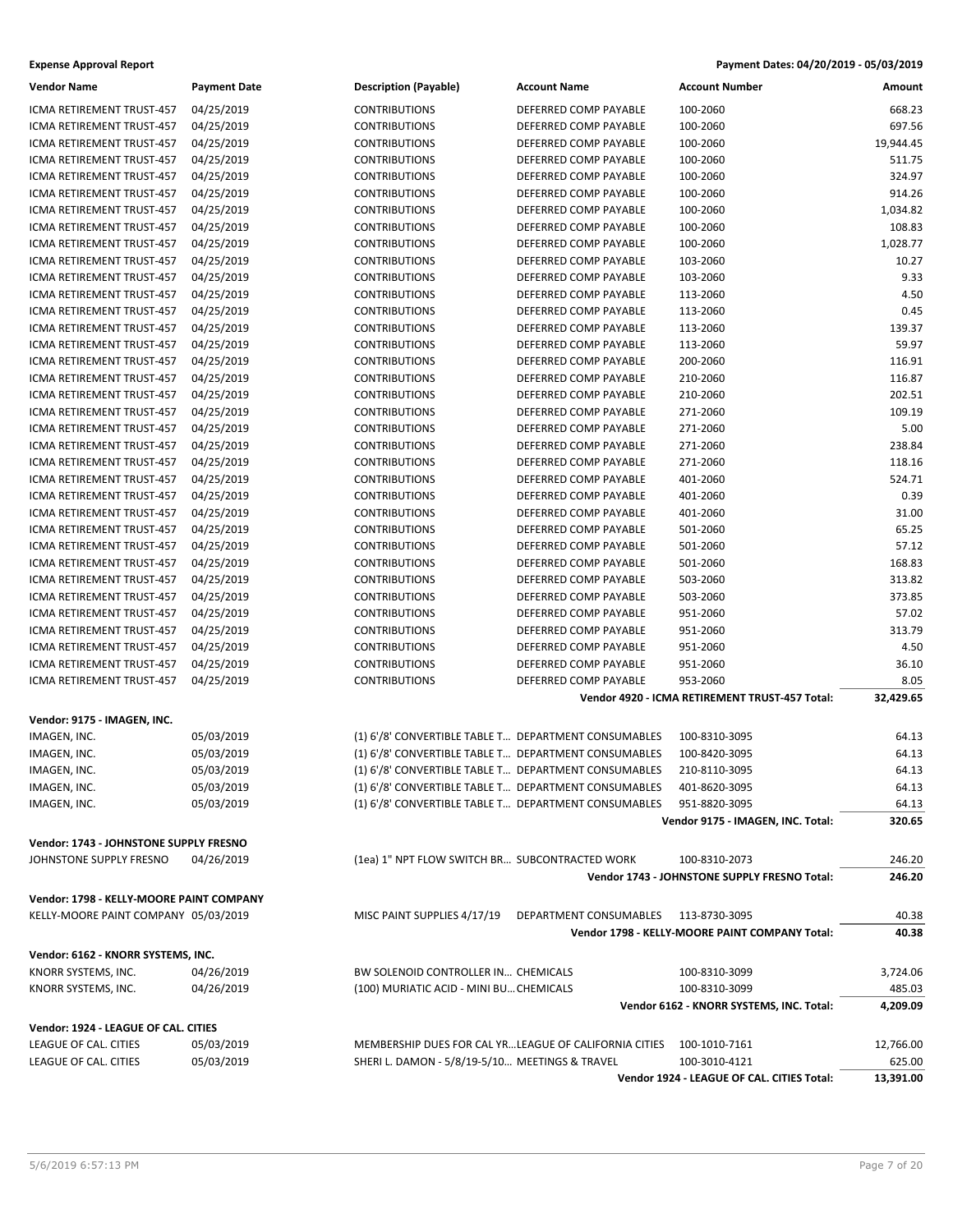**Expense Approval Report** — **Payment Dates: 04/20/2019 - 05/03/2019**

| Vendor Name | Payment Date | Description (Payable) | Account Name | Account Number | Amount |
|---|---|---|---|---|---|
| ICMA RETIREMENT TRUST-457 | 04/25/2019 | CONTRIBUTIONS | DEFERRED COMP PAYABLE | 100-2060 | 668.23 |
| ICMA RETIREMENT TRUST-457 | 04/25/2019 | CONTRIBUTIONS | DEFERRED COMP PAYABLE | 100-2060 | 697.56 |
| ICMA RETIREMENT TRUST-457 | 04/25/2019 | CONTRIBUTIONS | DEFERRED COMP PAYABLE | 100-2060 | 19,944.45 |
| ICMA RETIREMENT TRUST-457 | 04/25/2019 | CONTRIBUTIONS | DEFERRED COMP PAYABLE | 100-2060 | 511.75 |
| ICMA RETIREMENT TRUST-457 | 04/25/2019 | CONTRIBUTIONS | DEFERRED COMP PAYABLE | 100-2060 | 324.97 |
| ICMA RETIREMENT TRUST-457 | 04/25/2019 | CONTRIBUTIONS | DEFERRED COMP PAYABLE | 100-2060 | 914.26 |
| ICMA RETIREMENT TRUST-457 | 04/25/2019 | CONTRIBUTIONS | DEFERRED COMP PAYABLE | 100-2060 | 1,034.82 |
| ICMA RETIREMENT TRUST-457 | 04/25/2019 | CONTRIBUTIONS | DEFERRED COMP PAYABLE | 100-2060 | 108.83 |
| ICMA RETIREMENT TRUST-457 | 04/25/2019 | CONTRIBUTIONS | DEFERRED COMP PAYABLE | 100-2060 | 1,028.77 |
| ICMA RETIREMENT TRUST-457 | 04/25/2019 | CONTRIBUTIONS | DEFERRED COMP PAYABLE | 103-2060 | 10.27 |
| ICMA RETIREMENT TRUST-457 | 04/25/2019 | CONTRIBUTIONS | DEFERRED COMP PAYABLE | 103-2060 | 9.33 |
| ICMA RETIREMENT TRUST-457 | 04/25/2019 | CONTRIBUTIONS | DEFERRED COMP PAYABLE | 113-2060 | 4.50 |
| ICMA RETIREMENT TRUST-457 | 04/25/2019 | CONTRIBUTIONS | DEFERRED COMP PAYABLE | 113-2060 | 0.45 |
| ICMA RETIREMENT TRUST-457 | 04/25/2019 | CONTRIBUTIONS | DEFERRED COMP PAYABLE | 113-2060 | 139.37 |
| ICMA RETIREMENT TRUST-457 | 04/25/2019 | CONTRIBUTIONS | DEFERRED COMP PAYABLE | 113-2060 | 59.97 |
| ICMA RETIREMENT TRUST-457 | 04/25/2019 | CONTRIBUTIONS | DEFERRED COMP PAYABLE | 200-2060 | 116.91 |
| ICMA RETIREMENT TRUST-457 | 04/25/2019 | CONTRIBUTIONS | DEFERRED COMP PAYABLE | 210-2060 | 116.87 |
| ICMA RETIREMENT TRUST-457 | 04/25/2019 | CONTRIBUTIONS | DEFERRED COMP PAYABLE | 210-2060 | 202.51 |
| ICMA RETIREMENT TRUST-457 | 04/25/2019 | CONTRIBUTIONS | DEFERRED COMP PAYABLE | 271-2060 | 109.19 |
| ICMA RETIREMENT TRUST-457 | 04/25/2019 | CONTRIBUTIONS | DEFERRED COMP PAYABLE | 271-2060 | 5.00 |
| ICMA RETIREMENT TRUST-457 | 04/25/2019 | CONTRIBUTIONS | DEFERRED COMP PAYABLE | 271-2060 | 238.84 |
| ICMA RETIREMENT TRUST-457 | 04/25/2019 | CONTRIBUTIONS | DEFERRED COMP PAYABLE | 271-2060 | 118.16 |
| ICMA RETIREMENT TRUST-457 | 04/25/2019 | CONTRIBUTIONS | DEFERRED COMP PAYABLE | 401-2060 | 524.71 |
| ICMA RETIREMENT TRUST-457 | 04/25/2019 | CONTRIBUTIONS | DEFERRED COMP PAYABLE | 401-2060 | 0.39 |
| ICMA RETIREMENT TRUST-457 | 04/25/2019 | CONTRIBUTIONS | DEFERRED COMP PAYABLE | 401-2060 | 31.00 |
| ICMA RETIREMENT TRUST-457 | 04/25/2019 | CONTRIBUTIONS | DEFERRED COMP PAYABLE | 501-2060 | 65.25 |
| ICMA RETIREMENT TRUST-457 | 04/25/2019 | CONTRIBUTIONS | DEFERRED COMP PAYABLE | 501-2060 | 57.12 |
| ICMA RETIREMENT TRUST-457 | 04/25/2019 | CONTRIBUTIONS | DEFERRED COMP PAYABLE | 501-2060 | 168.83 |
| ICMA RETIREMENT TRUST-457 | 04/25/2019 | CONTRIBUTIONS | DEFERRED COMP PAYABLE | 503-2060 | 313.82 |
| ICMA RETIREMENT TRUST-457 | 04/25/2019 | CONTRIBUTIONS | DEFERRED COMP PAYABLE | 503-2060 | 373.85 |
| ICMA RETIREMENT TRUST-457 | 04/25/2019 | CONTRIBUTIONS | DEFERRED COMP PAYABLE | 951-2060 | 57.02 |
| ICMA RETIREMENT TRUST-457 | 04/25/2019 | CONTRIBUTIONS | DEFERRED COMP PAYABLE | 951-2060 | 313.79 |
| ICMA RETIREMENT TRUST-457 | 04/25/2019 | CONTRIBUTIONS | DEFERRED COMP PAYABLE | 951-2060 | 4.50 |
| ICMA RETIREMENT TRUST-457 | 04/25/2019 | CONTRIBUTIONS | DEFERRED COMP PAYABLE | 951-2060 | 36.10 |
| ICMA RETIREMENT TRUST-457 | 04/25/2019 | CONTRIBUTIONS | DEFERRED COMP PAYABLE | 953-2060 | 8.05 |
| | | | | **Vendor 4920 - ICMA RETIREMENT TRUST-457 Total:** | **32,429.65** |
| **Vendor: 9175 - IMAGEN, INC.** | | | | | |
| IMAGEN, INC. | 05/03/2019 | (1) 6'/8' CONVERTIBLE TABLE T... | DEPARTMENT CONSUMABLES | 100-8310-3095 | 64.13 |
| IMAGEN, INC. | 05/03/2019 | (1) 6'/8' CONVERTIBLE TABLE T... | DEPARTMENT CONSUMABLES | 100-8420-3095 | 64.13 |
| IMAGEN, INC. | 05/03/2019 | (1) 6'/8' CONVERTIBLE TABLE T... | DEPARTMENT CONSUMABLES | 210-8110-3095 | 64.13 |
| IMAGEN, INC. | 05/03/2019 | (1) 6'/8' CONVERTIBLE TABLE T... | DEPARTMENT CONSUMABLES | 401-8620-3095 | 64.13 |
| IMAGEN, INC. | 05/03/2019 | (1) 6'/8' CONVERTIBLE TABLE T... | DEPARTMENT CONSUMABLES | 951-8820-3095 | 64.13 |
| | | | | **Vendor 9175 - IMAGEN, INC. Total:** | **320.65** |
| **Vendor: 1743 - JOHNSTONE SUPPLY FRESNO** | | | | | |
| JOHNSTONE SUPPLY FRESNO | 04/26/2019 | (1ea) 1" NPT FLOW SWITCH BR... | SUBCONTRACTED WORK | 100-8310-2073 | 246.20 |
| | | | | **Vendor 1743 - JOHNSTONE SUPPLY FRESNO Total:** | **246.20** |
| **Vendor: 1798 - KELLY-MOORE PAINT COMPANY** | | | | | |
| KELLY-MOORE PAINT COMPANY | 05/03/2019 | MISC PAINT SUPPLIES 4/17/19 | DEPARTMENT CONSUMABLES | 113-8730-3095 | 40.38 |
| | | | | **Vendor 1798 - KELLY-MOORE PAINT COMPANY Total:** | **40.38** |
| **Vendor: 6162 - KNORR SYSTEMS, INC.** | | | | | |
| KNORR SYSTEMS, INC. | 04/26/2019 | BW SOLENOID CONTROLLER IN... | CHEMICALS | 100-8310-3099 | 3,724.06 |
| KNORR SYSTEMS, INC. | 04/26/2019 | (100) MURIATIC ACID - MINI BU... | CHEMICALS | 100-8310-3099 | 485.03 |
| | | | | **Vendor 6162 - KNORR SYSTEMS, INC. Total:** | **4,209.09** |
| **Vendor: 1924 - LEAGUE OF CAL. CITIES** | | | | | |
| LEAGUE OF CAL. CITIES | 05/03/2019 | MEMBERSHIP DUES FOR CAL YR... | LEAGUE OF CALIFORNIA CITIES | 100-1010-7161 | 12,766.00 |
| LEAGUE OF CAL. CITIES | 05/03/2019 | SHERI L. DAMON - 5/8/19-5/10... | MEETINGS & TRAVEL | 100-3010-4121 | 625.00 |
| | | | | **Vendor 1924 - LEAGUE OF CAL. CITIES Total:** | **13,391.00** |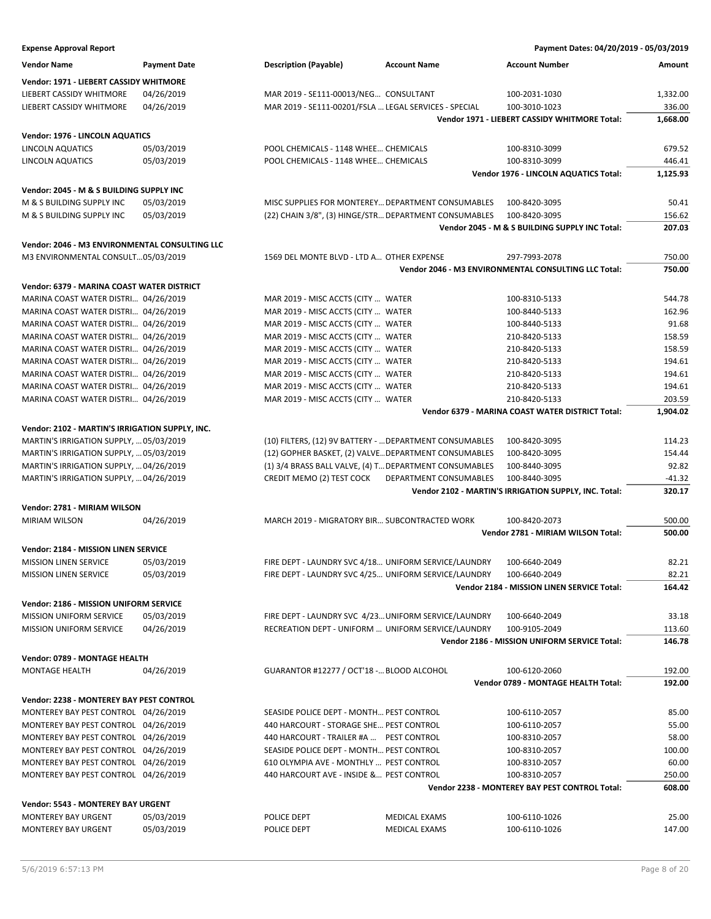**Expense Approval Report** — Payment Dates: 04/20/2019 - 05/03/2019

| Vendor Name | Payment Date | Description (Payable) | Account Name | Account Number | Amount |
|---|---|---|---|---|---|
| **Vendor: 1971 - LIEBERT CASSIDY WHITMORE** | | | | | |
| LIEBERT CASSIDY WHITMORE | 04/26/2019 | MAR 2019 - SE111-00013/NEG... | CONSULTANT | 100-2031-1030 | 1,332.00 |
| LIEBERT CASSIDY WHITMORE | 04/26/2019 | MAR 2019 - SE111-00201/FSLA ... | LEGAL SERVICES - SPECIAL | 100-3010-1023 | 336.00 |
| | | | | **Vendor 1971 - LIEBERT CASSIDY WHITMORE Total:** | **1,668.00** |
| **Vendor: 1976 - LINCOLN AQUATICS** | | | | | |
| LINCOLN AQUATICS | 05/03/2019 | POOL CHEMICALS - 1148 WHEE... | CHEMICALS | 100-8310-3099 | 679.52 |
| LINCOLN AQUATICS | 05/03/2019 | POOL CHEMICALS - 1148 WHEE... | CHEMICALS | 100-8310-3099 | 446.41 |
| | | | | **Vendor 1976 - LINCOLN AQUATICS Total:** | **1,125.93** |
| **Vendor: 2045 - M & S BUILDING SUPPLY INC** | | | | | |
| M & S BUILDING SUPPLY INC | 05/03/2019 | MISC SUPPLIES FOR MONTEREY... | DEPARTMENT CONSUMABLES | 100-8420-3095 | 50.41 |
| M & S BUILDING SUPPLY INC | 05/03/2019 | (22) CHAIN 3/8", (3) HINGE/STR... | DEPARTMENT CONSUMABLES | 100-8420-3095 | 156.62 |
| | | | | **Vendor 2045 - M & S BUILDING SUPPLY INC Total:** | **207.03** |
| **Vendor: 2046 - M3 ENVIRONMENTAL CONSULTING LLC** | | | | | |
| M3 ENVIRONMENTAL CONSULT... | 05/03/2019 | 1569 DEL MONTE BLVD - LTD A... | OTHER EXPENSE | 297-7993-2078 | 750.00 |
| | | | | **Vendor 2046 - M3 ENVIRONMENTAL CONSULTING LLC Total:** | **750.00** |
| **Vendor: 6379 - MARINA COAST WATER DISTRICT** | | | | | |
| MARINA COAST WATER DISTRI... | 04/26/2019 | MAR 2019 - MISC ACCTS (CITY ... | WATER | 100-8310-5133 | 544.78 |
| MARINA COAST WATER DISTRI... | 04/26/2019 | MAR 2019 - MISC ACCTS (CITY ... | WATER | 100-8440-5133 | 162.96 |
| MARINA COAST WATER DISTRI... | 04/26/2019 | MAR 2019 - MISC ACCTS (CITY ... | WATER | 100-8440-5133 | 91.68 |
| MARINA COAST WATER DISTRI... | 04/26/2019 | MAR 2019 - MISC ACCTS (CITY ... | WATER | 210-8420-5133 | 158.59 |
| MARINA COAST WATER DISTRI... | 04/26/2019 | MAR 2019 - MISC ACCTS (CITY ... | WATER | 210-8420-5133 | 158.59 |
| MARINA COAST WATER DISTRI... | 04/26/2019 | MAR 2019 - MISC ACCTS (CITY ... | WATER | 210-8420-5133 | 194.61 |
| MARINA COAST WATER DISTRI... | 04/26/2019 | MAR 2019 - MISC ACCTS (CITY ... | WATER | 210-8420-5133 | 194.61 |
| MARINA COAST WATER DISTRI... | 04/26/2019 | MAR 2019 - MISC ACCTS (CITY ... | WATER | 210-8420-5133 | 194.61 |
| MARINA COAST WATER DISTRI... | 04/26/2019 | MAR 2019 - MISC ACCTS (CITY ... | WATER | 210-8420-5133 | 203.59 |
| | | | | **Vendor 6379 - MARINA COAST WATER DISTRICT Total:** | **1,904.02** |
| **Vendor: 2102 - MARTIN'S IRRIGATION SUPPLY, INC.** | | | | | |
| MARTIN'S IRRIGATION SUPPLY, ... | 05/03/2019 | (10) FILTERS, (12) 9V BATTERY - ... | DEPARTMENT CONSUMABLES | 100-8420-3095 | 114.23 |
| MARTIN'S IRRIGATION SUPPLY, ... | 05/03/2019 | (12) GOPHER BASKET, (2) VALVE... | DEPARTMENT CONSUMABLES | 100-8420-3095 | 154.44 |
| MARTIN'S IRRIGATION SUPPLY, ... | 04/26/2019 | (1) 3/4 BRASS BALL VALVE, (4) T... | DEPARTMENT CONSUMABLES | 100-8440-3095 | 92.82 |
| MARTIN'S IRRIGATION SUPPLY, ... | 04/26/2019 | CREDIT MEMO (2) TEST COCK | DEPARTMENT CONSUMABLES | 100-8440-3095 | -41.32 |
| | | | | **Vendor 2102 - MARTIN'S IRRIGATION SUPPLY, INC. Total:** | **320.17** |
| **Vendor: 2781 - MIRIAM WILSON** | | | | | |
| MIRIAM WILSON | 04/26/2019 | MARCH 2019 - MIGRATORY BIR... | SUBCONTRACTED WORK | 100-8420-2073 | 500.00 |
| | | | | **Vendor 2781 - MIRIAM WILSON Total:** | **500.00** |
| **Vendor: 2184 - MISSION LINEN SERVICE** | | | | | |
| MISSION LINEN SERVICE | 05/03/2019 | FIRE DEPT - LAUNDRY SVC 4/18... | UNIFORM SERVICE/LAUNDRY | 100-6640-2049 | 82.21 |
| MISSION LINEN SERVICE | 05/03/2019 | FIRE DEPT - LAUNDRY SVC 4/25... | UNIFORM SERVICE/LAUNDRY | 100-6640-2049 | 82.21 |
| | | | | **Vendor 2184 - MISSION LINEN SERVICE Total:** | **164.42** |
| **Vendor: 2186 - MISSION UNIFORM SERVICE** | | | | | |
| MISSION UNIFORM SERVICE | 05/03/2019 | FIRE DEPT - LAUNDRY SVC 4/23... | UNIFORM SERVICE/LAUNDRY | 100-6640-2049 | 33.18 |
| MISSION UNIFORM SERVICE | 04/26/2019 | RECREATION DEPT - UNIFORM ... | UNIFORM SERVICE/LAUNDRY | 100-9105-2049 | 113.60 |
| | | | | **Vendor 2186 - MISSION UNIFORM SERVICE Total:** | **146.78** |
| **Vendor: 0789 - MONTAGE HEALTH** | | | | | |
| MONTAGE HEALTH | 04/26/2019 | GUARANTOR #12277 / OCT'18 -... | BLOOD ALCOHOL | 100-6120-2060 | 192.00 |
| | | | | **Vendor 0789 - MONTAGE HEALTH Total:** | **192.00** |
| **Vendor: 2238 - MONTEREY BAY PEST CONTROL** | | | | | |
| MONTEREY BAY PEST CONTROL | 04/26/2019 | SEASIDE POLICE DEPT - MONTH... | PEST CONTROL | 100-6110-2057 | 85.00 |
| MONTEREY BAY PEST CONTROL | 04/26/2019 | 440 HARCOURT - STORAGE SHE... | PEST CONTROL | 100-6110-2057 | 55.00 |
| MONTEREY BAY PEST CONTROL | 04/26/2019 | 440 HARCOURT - TRAILER #A ... | PEST CONTROL | 100-8310-2057 | 58.00 |
| MONTEREY BAY PEST CONTROL | 04/26/2019 | SEASIDE POLICE DEPT - MONTH... | PEST CONTROL | 100-8310-2057 | 100.00 |
| MONTEREY BAY PEST CONTROL | 04/26/2019 | 610 OLYMPIA AVE - MONTHLY ... | PEST CONTROL | 100-8310-2057 | 60.00 |
| MONTEREY BAY PEST CONTROL | 04/26/2019 | 440 HARCOURT AVE - INSIDE &... | PEST CONTROL | 100-8310-2057 | 250.00 |
| | | | | **Vendor 2238 - MONTEREY BAY PEST CONTROL Total:** | **608.00** |
| **Vendor: 5543 - MONTEREY BAY URGENT** | | | | | |
| MONTEREY BAY URGENT | 05/03/2019 | POLICE DEPT | MEDICAL EXAMS | 100-6110-1026 | 25.00 |
| MONTEREY BAY URGENT | 05/03/2019 | POLICE DEPT | MEDICAL EXAMS | 100-6110-1026 | 147.00 |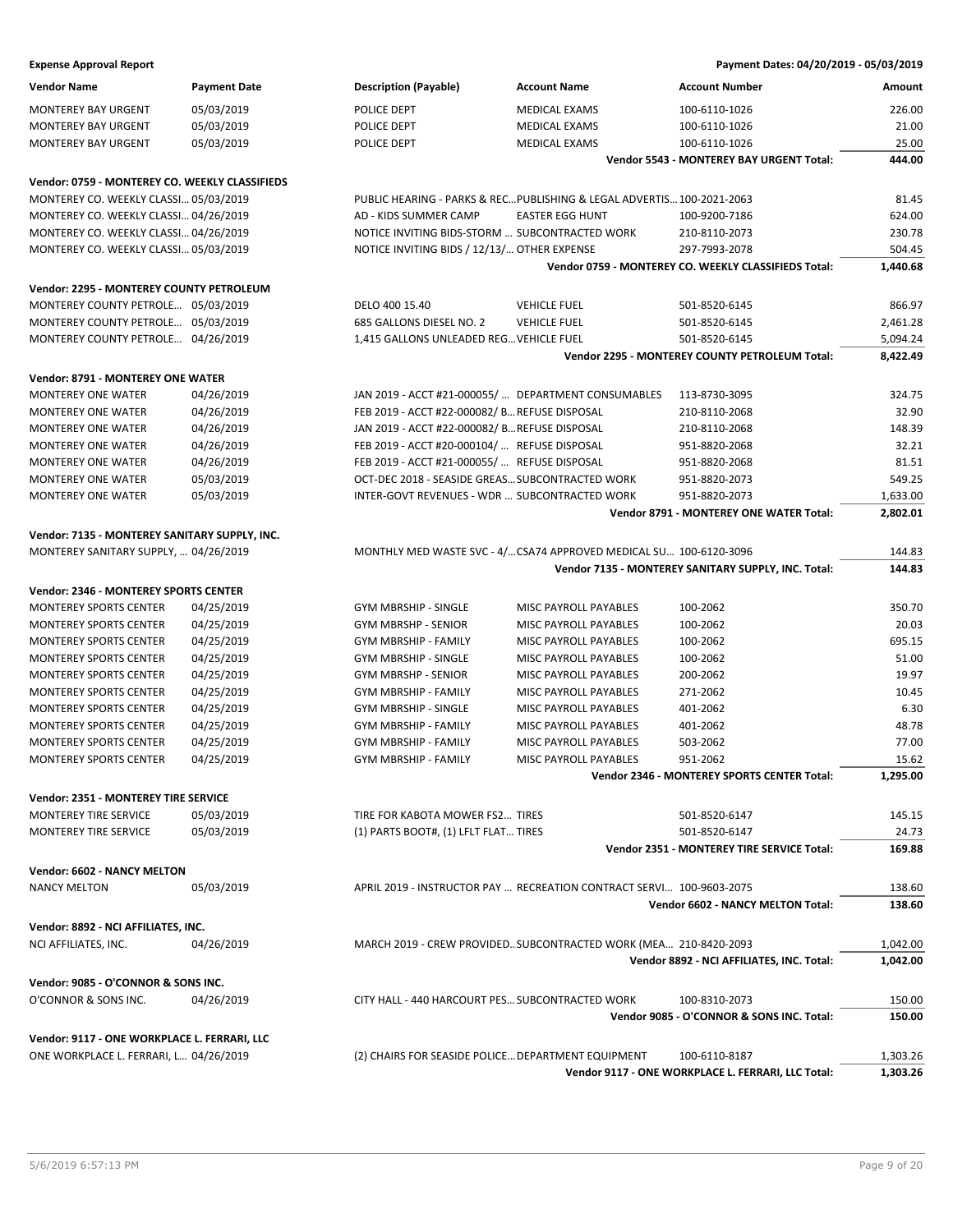**Expense Approval Report** — Payment Dates: 04/20/2019 - 05/03/2019

| Vendor Name | Payment Date | Description (Payable) | Account Name | Account Number | Amount |
|---|---|---|---|---|---|
| MONTEREY BAY URGENT | 05/03/2019 | POLICE DEPT | MEDICAL EXAMS | 100-6110-1026 | 226.00 |
| MONTEREY BAY URGENT | 05/03/2019 | POLICE DEPT | MEDICAL EXAMS | 100-6110-1026 | 21.00 |
| MONTEREY BAY URGENT | 05/03/2019 | POLICE DEPT | MEDICAL EXAMS | 100-6110-1026 | 25.00 |
| | | | | **Vendor 5543 - MONTEREY BAY URGENT Total:** | **444.00** |
| **Vendor: 0759 - MONTEREY CO. WEEKLY CLASSIFIEDS** | | | | | |
| MONTEREY CO. WEEKLY CLASSI… | 05/03/2019 | PUBLIC HEARING - PARKS & REC… | PUBLISHING & LEGAL ADVERTIS… | 100-2021-2063 | 81.45 |
| MONTEREY CO. WEEKLY CLASSI… | 04/26/2019 | AD - KIDS SUMMER CAMP | EASTER EGG HUNT | 100-9200-7186 | 624.00 |
| MONTEREY CO. WEEKLY CLASSI… | 04/26/2019 | NOTICE INVITING BIDS-STORM … | SUBCONTRACTED WORK | 210-8110-2073 | 230.78 |
| MONTEREY CO. WEEKLY CLASSI… | 05/03/2019 | NOTICE INVITING BIDS / 12/13/… | OTHER EXPENSE | 297-7993-2078 | 504.45 |
| | | | | **Vendor 0759 - MONTEREY CO. WEEKLY CLASSIFIEDS Total:** | **1,440.68** |
| **Vendor: 2295 - MONTEREY COUNTY PETROLEUM** | | | | | |
| MONTEREY COUNTY PETROLE… | 05/03/2019 | DELO 400 15.40 | VEHICLE FUEL | 501-8520-6145 | 866.97 |
| MONTEREY COUNTY PETROLE… | 05/03/2019 | 685 GALLONS DIESEL NO. 2 | VEHICLE FUEL | 501-8520-6145 | 2,461.28 |
| MONTEREY COUNTY PETROLE… | 04/26/2019 | 1,415 GALLONS UNLEADED REG… | VEHICLE FUEL | 501-8520-6145 | 5,094.24 |
| | | | | **Vendor 2295 - MONTEREY COUNTY PETROLEUM Total:** | **8,422.49** |
| **Vendor: 8791 - MONTEREY ONE WATER** | | | | | |
| MONTEREY ONE WATER | 04/26/2019 | JAN 2019 - ACCT #21-000055/ … | DEPARTMENT CONSUMABLES | 113-8730-3095 | 324.75 |
| MONTEREY ONE WATER | 04/26/2019 | FEB 2019 - ACCT #22-000082/ B… | REFUSE DISPOSAL | 210-8110-2068 | 32.90 |
| MONTEREY ONE WATER | 04/26/2019 | JAN 2019 - ACCT #22-000082/ B… | REFUSE DISPOSAL | 210-8110-2068 | 148.39 |
| MONTEREY ONE WATER | 04/26/2019 | FEB 2019 - ACCT #20-000104/ … | REFUSE DISPOSAL | 951-8820-2068 | 32.21 |
| MONTEREY ONE WATER | 04/26/2019 | FEB 2019 - ACCT #21-000055/ … | REFUSE DISPOSAL | 951-8820-2068 | 81.51 |
| MONTEREY ONE WATER | 05/03/2019 | OCT-DEC 2018 - SEASIDE GREAS… | SUBCONTRACTED WORK | 951-8820-2073 | 549.25 |
| MONTEREY ONE WATER | 05/03/2019 | INTER-GOVT REVENUES - WDR … | SUBCONTRACTED WORK | 951-8820-2073 | 1,633.00 |
| | | | | **Vendor 8791 - MONTEREY ONE WATER Total:** | **2,802.01** |
| **Vendor: 7135 - MONTEREY SANITARY SUPPLY, INC.** | | | | | |
| MONTEREY SANITARY SUPPLY, … | 04/26/2019 | MONTHLY MED WASTE SVC - 4/… | CSA74 APPROVED MEDICAL SU… | 100-6120-3096 | 144.83 |
| | | | | **Vendor 7135 - MONTEREY SANITARY SUPPLY, INC. Total:** | **144.83** |
| **Vendor: 2346 - MONTEREY SPORTS CENTER** | | | | | |
| MONTEREY SPORTS CENTER | 04/25/2019 | GYM MBRSHIP - SINGLE | MISC PAYROLL PAYABLES | 100-2062 | 350.70 |
| MONTEREY SPORTS CENTER | 04/25/2019 | GYM MBRSHP - SENIOR | MISC PAYROLL PAYABLES | 100-2062 | 20.03 |
| MONTEREY SPORTS CENTER | 04/25/2019 | GYM MBRSHIP - FAMILY | MISC PAYROLL PAYABLES | 100-2062 | 695.15 |
| MONTEREY SPORTS CENTER | 04/25/2019 | GYM MBRSHIP - SINGLE | MISC PAYROLL PAYABLES | 100-2062 | 51.00 |
| MONTEREY SPORTS CENTER | 04/25/2019 | GYM MBRSHP - SENIOR | MISC PAYROLL PAYABLES | 200-2062 | 19.97 |
| MONTEREY SPORTS CENTER | 04/25/2019 | GYM MBRSHIP - FAMILY | MISC PAYROLL PAYABLES | 271-2062 | 10.45 |
| MONTEREY SPORTS CENTER | 04/25/2019 | GYM MBRSHIP - SINGLE | MISC PAYROLL PAYABLES | 401-2062 | 6.30 |
| MONTEREY SPORTS CENTER | 04/25/2019 | GYM MBRSHIP - FAMILY | MISC PAYROLL PAYABLES | 401-2062 | 48.78 |
| MONTEREY SPORTS CENTER | 04/25/2019 | GYM MBRSHIP - FAMILY | MISC PAYROLL PAYABLES | 503-2062 | 77.00 |
| MONTEREY SPORTS CENTER | 04/25/2019 | GYM MBRSHIP - FAMILY | MISC PAYROLL PAYABLES | 951-2062 | 15.62 |
| | | | | **Vendor 2346 - MONTEREY SPORTS CENTER Total:** | **1,295.00** |
| **Vendor: 2351 - MONTEREY TIRE SERVICE** | | | | | |
| MONTEREY TIRE SERVICE | 05/03/2019 | TIRE FOR KABOTA MOWER FS2… | TIRES | 501-8520-6147 | 145.15 |
| MONTEREY TIRE SERVICE | 05/03/2019 | (1) PARTS BOOT#, (1) LFLT FLAT… | TIRES | 501-8520-6147 | 24.73 |
| | | | | **Vendor 2351 - MONTEREY TIRE SERVICE Total:** | **169.88** |
| **Vendor: 6602 - NANCY MELTON** | | | | | |
| NANCY MELTON | 05/03/2019 | APRIL 2019 - INSTRUCTOR PAY … | RECREATION CONTRACT SERVI… | 100-9603-2075 | 138.60 |
| | | | | **Vendor 6602 - NANCY MELTON Total:** | **138.60** |
| **Vendor: 8892 - NCI AFFILIATES, INC.** | | | | | |
| NCI AFFILIATES, INC. | 04/26/2019 | MARCH 2019 - CREW PROVIDED… | SUBCONTRACTED WORK (MEA… | 210-8420-2093 | 1,042.00 |
| | | | | **Vendor 8892 - NCI AFFILIATES, INC. Total:** | **1,042.00** |
| **Vendor: 9085 - O'CONNOR & SONS INC.** | | | | | |
| O'CONNOR & SONS INC. | 04/26/2019 | CITY HALL - 440 HARCOURT PES… | SUBCONTRACTED WORK | 100-8310-2073 | 150.00 |
| | | | | **Vendor 9085 - O'CONNOR & SONS INC. Total:** | **150.00** |
| **Vendor: 9117 - ONE WORKPLACE L. FERRARI, LLC** | | | | | |
| ONE WORKPLACE L. FERRARI, L… | 04/26/2019 | (2) CHAIRS FOR SEASIDE POLICE… | DEPARTMENT EQUIPMENT | 100-6110-8187 | 1,303.26 |
| | | | | **Vendor 9117 - ONE WORKPLACE L. FERRARI, LLC Total:** | **1,303.26** |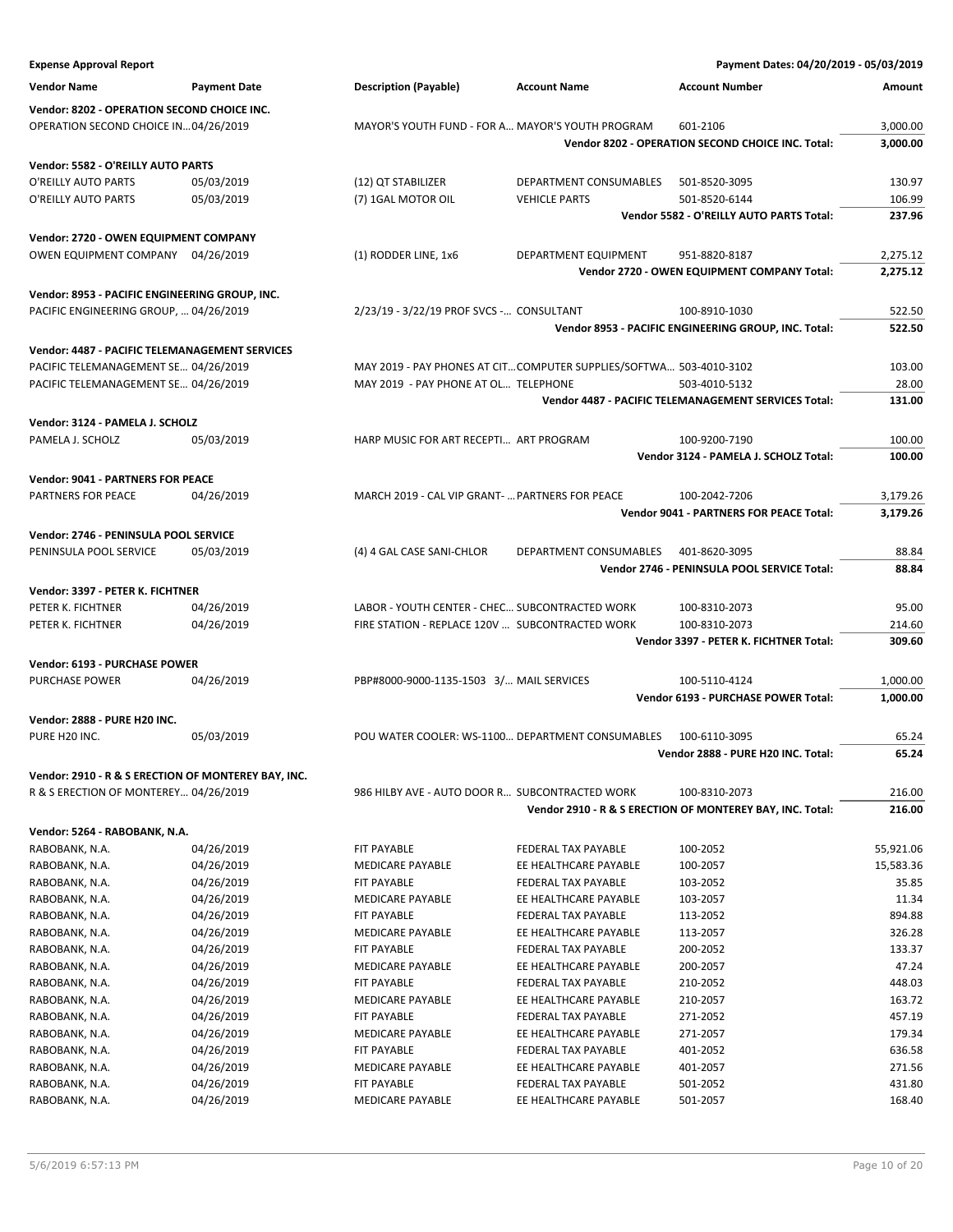**Expense Approval Report** — Payment Dates: 04/20/2019 - 05/03/2019

| Vendor Name | Payment Date | Description (Payable) | Account Name | Account Number | Amount |
|---|---|---|---|---|---|
| **Vendor: 8202 - OPERATION SECOND CHOICE INC.** | | | | | |
| OPERATION SECOND CHOICE IN… | 04/26/2019 | MAYOR'S YOUTH FUND - FOR A… | MAYOR'S YOUTH PROGRAM | 601-2106 | 3,000.00 |
| | | | | **Vendor 8202 - OPERATION SECOND CHOICE INC. Total:** | **3,000.00** |
| **Vendor: 5582 - O'REILLY AUTO PARTS** | | | | | |
| O'REILLY AUTO PARTS | 05/03/2019 | (12) QT STABILIZER | DEPARTMENT CONSUMABLES | 501-8520-3095 | 130.97 |
| O'REILLY AUTO PARTS | 05/03/2019 | (7) 1GAL MOTOR OIL | VEHICLE PARTS | 501-8520-6144 | 106.99 |
| | | | | **Vendor 5582 - O'REILLY AUTO PARTS Total:** | **237.96** |
| **Vendor: 2720 - OWEN EQUIPMENT COMPANY** | | | | | |
| OWEN EQUIPMENT COMPANY | 04/26/2019 | (1) RODDER LINE, 1x6 | DEPARTMENT EQUIPMENT | 951-8820-8187 | 2,275.12 |
| | | | | **Vendor 2720 - OWEN EQUIPMENT COMPANY Total:** | **2,275.12** |
| **Vendor: 8953 - PACIFIC ENGINEERING GROUP, INC.** | | | | | |
| PACIFIC ENGINEERING GROUP, … | 04/26/2019 | 2/23/19 - 3/22/19 PROF SVCS -… | CONSULTANT | 100-8910-1030 | 522.50 |
| | | | | **Vendor 8953 - PACIFIC ENGINEERING GROUP, INC. Total:** | **522.50** |
| **Vendor: 4487 - PACIFIC TELEMANAGEMENT SERVICES** | | | | | |
| PACIFIC TELEMANAGEMENT SE… | 04/26/2019 | MAY 2019 - PAY PHONES AT CIT… | COMPUTER SUPPLIES/SOFTWA… | 503-4010-3102 | 103.00 |
| PACIFIC TELEMANAGEMENT SE… | 04/26/2019 | MAY 2019 - PAY PHONE AT OL… | TELEPHONE | 503-4010-5132 | 28.00 |
| | | | | **Vendor 4487 - PACIFIC TELEMANAGEMENT SERVICES Total:** | **131.00** |
| **Vendor: 3124 - PAMELA J. SCHOLZ** | | | | | |
| PAMELA J. SCHOLZ | 05/03/2019 | HARP MUSIC FOR ART RECEPTI… | ART PROGRAM | 100-9200-7190 | 100.00 |
| | | | | **Vendor 3124 - PAMELA J. SCHOLZ Total:** | **100.00** |
| **Vendor: 9041 - PARTNERS FOR PEACE** | | | | | |
| PARTNERS FOR PEACE | 04/26/2019 | MARCH 2019 - CAL VIP GRANT- … | PARTNERS FOR PEACE | 100-2042-7206 | 3,179.26 |
| | | | | **Vendor 9041 - PARTNERS FOR PEACE Total:** | **3,179.26** |
| **Vendor: 2746 - PENINSULA POOL SERVICE** | | | | | |
| PENINSULA POOL SERVICE | 05/03/2019 | (4) 4 GAL CASE SANI-CHLOR | DEPARTMENT CONSUMABLES | 401-8620-3095 | 88.84 |
| | | | | **Vendor 2746 - PENINSULA POOL SERVICE Total:** | **88.84** |
| **Vendor: 3397 - PETER K. FICHTNER** | | | | | |
| PETER K. FICHTNER | 04/26/2019 | LABOR - YOUTH CENTER - CHEC… | SUBCONTRACTED WORK | 100-8310-2073 | 95.00 |
| PETER K. FICHTNER | 04/26/2019 | FIRE STATION - REPLACE 120V … | SUBCONTRACTED WORK | 100-8310-2073 | 214.60 |
| | | | | **Vendor 3397 - PETER K. FICHTNER Total:** | **309.60** |
| **Vendor: 6193 - PURCHASE POWER** | | | | | |
| PURCHASE POWER | 04/26/2019 | PBP#8000-9000-1135-1503 3/… | MAIL SERVICES | 100-5110-4124 | 1,000.00 |
| | | | | **Vendor 6193 - PURCHASE POWER Total:** | **1,000.00** |
| **Vendor: 2888 - PURE H20 INC.** | | | | | |
| PURE H20 INC. | 05/03/2019 | POU WATER COOLER: WS-1100… | DEPARTMENT CONSUMABLES | 100-6110-3095 | 65.24 |
| | | | | **Vendor 2888 - PURE H20 INC. Total:** | **65.24** |
| **Vendor: 2910 - R & S ERECTION OF MONTEREY BAY, INC.** | | | | | |
| R & S ERECTION OF MONTEREY… | 04/26/2019 | 986 HILBY AVE - AUTO DOOR R… | SUBCONTRACTED WORK | 100-8310-2073 | 216.00 |
| | | | | **Vendor 2910 - R & S ERECTION OF MONTEREY BAY, INC. Total:** | **216.00** |
| **Vendor: 5264 - RABOBANK, N.A.** | | | | | |
| RABOBANK, N.A. | 04/26/2019 | FIT PAYABLE | FEDERAL TAX PAYABLE | 100-2052 | 55,921.06 |
| RABOBANK, N.A. | 04/26/2019 | MEDICARE PAYABLE | EE HEALTHCARE PAYABLE | 100-2057 | 15,583.36 |
| RABOBANK, N.A. | 04/26/2019 | FIT PAYABLE | FEDERAL TAX PAYABLE | 103-2052 | 35.85 |
| RABOBANK, N.A. | 04/26/2019 | MEDICARE PAYABLE | EE HEALTHCARE PAYABLE | 103-2057 | 11.34 |
| RABOBANK, N.A. | 04/26/2019 | FIT PAYABLE | FEDERAL TAX PAYABLE | 113-2052 | 894.88 |
| RABOBANK, N.A. | 04/26/2019 | MEDICARE PAYABLE | EE HEALTHCARE PAYABLE | 113-2057 | 326.28 |
| RABOBANK, N.A. | 04/26/2019 | FIT PAYABLE | FEDERAL TAX PAYABLE | 200-2052 | 133.37 |
| RABOBANK, N.A. | 04/26/2019 | MEDICARE PAYABLE | EE HEALTHCARE PAYABLE | 200-2057 | 47.24 |
| RABOBANK, N.A. | 04/26/2019 | FIT PAYABLE | FEDERAL TAX PAYABLE | 210-2052 | 448.03 |
| RABOBANK, N.A. | 04/26/2019 | MEDICARE PAYABLE | EE HEALTHCARE PAYABLE | 210-2057 | 163.72 |
| RABOBANK, N.A. | 04/26/2019 | FIT PAYABLE | FEDERAL TAX PAYABLE | 271-2052 | 457.19 |
| RABOBANK, N.A. | 04/26/2019 | MEDICARE PAYABLE | EE HEALTHCARE PAYABLE | 271-2057 | 179.34 |
| RABOBANK, N.A. | 04/26/2019 | FIT PAYABLE | FEDERAL TAX PAYABLE | 401-2052 | 636.58 |
| RABOBANK, N.A. | 04/26/2019 | MEDICARE PAYABLE | EE HEALTHCARE PAYABLE | 401-2057 | 271.56 |
| RABOBANK, N.A. | 04/26/2019 | FIT PAYABLE | FEDERAL TAX PAYABLE | 501-2052 | 431.80 |
| RABOBANK, N.A. | 04/26/2019 | MEDICARE PAYABLE | EE HEALTHCARE PAYABLE | 501-2057 | 168.40 |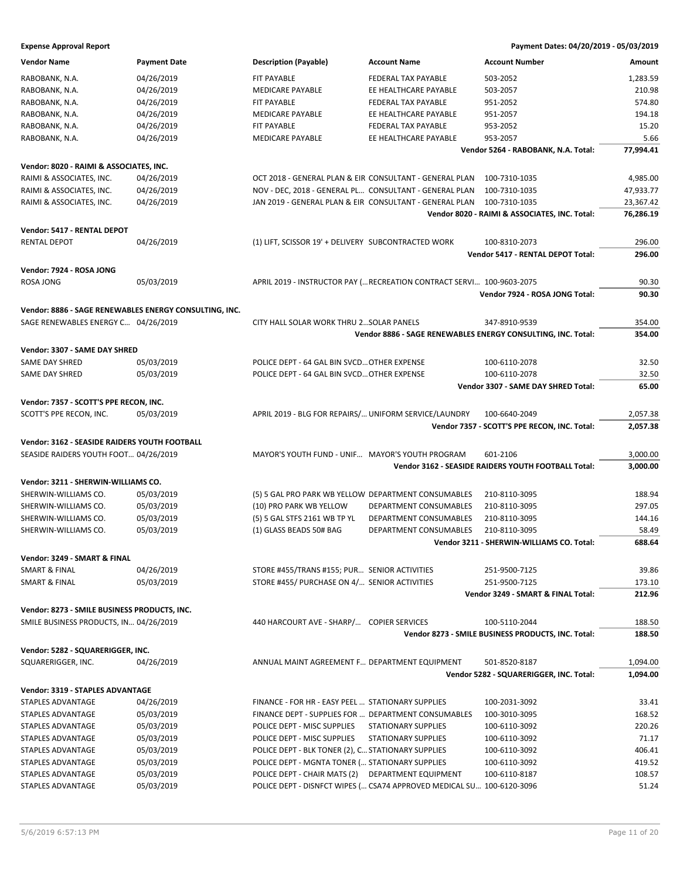**Expense Approval Report** | **Payment Dates: 04/20/2019 - 05/03/2019**

| Vendor Name | Payment Date | Description (Payable) | Account Name | Account Number | Amount |
|---|---|---|---|---|---|
| RABOBANK, N.A. | 04/26/2019 | FIT PAYABLE | FEDERAL TAX PAYABLE | 503-2052 | 1,283.59 |
| RABOBANK, N.A. | 04/26/2019 | MEDICARE PAYABLE | EE HEALTHCARE PAYABLE | 503-2057 | 210.98 |
| RABOBANK, N.A. | 04/26/2019 | FIT PAYABLE | FEDERAL TAX PAYABLE | 951-2052 | 574.80 |
| RABOBANK, N.A. | 04/26/2019 | MEDICARE PAYABLE | EE HEALTHCARE PAYABLE | 951-2057 | 194.18 |
| RABOBANK, N.A. | 04/26/2019 | FIT PAYABLE | FEDERAL TAX PAYABLE | 953-2052 | 15.20 |
| RABOBANK, N.A. | 04/26/2019 | MEDICARE PAYABLE | EE HEALTHCARE PAYABLE | 953-2057 | 5.66 |
| | | | | **Vendor 5264 - RABOBANK, N.A. Total:** | **77,994.41** |
| **Vendor: 8020 - RAIMI & ASSOCIATES, INC.** | | | | | |
| RAIMI & ASSOCIATES, INC. | 04/26/2019 | OCT 2018 - GENERAL PLAN & EIR | CONSULTANT - GENERAL PLAN | 100-7310-1035 | 4,985.00 |
| RAIMI & ASSOCIATES, INC. | 04/26/2019 | NOV - DEC, 2018 - GENERAL PL... | CONSULTANT - GENERAL PLAN | 100-7310-1035 | 47,933.77 |
| RAIMI & ASSOCIATES, INC. | 04/26/2019 | JAN 2019 - GENERAL PLAN & EIR | CONSULTANT - GENERAL PLAN | 100-7310-1035 | 23,367.42 |
| | | | | **Vendor 8020 - RAIMI & ASSOCIATES, INC. Total:** | **76,286.19** |
| **Vendor: 5417 - RENTAL DEPOT** | | | | | |
| RENTAL DEPOT | 04/26/2019 | (1) LIFT, SCISSOR 19' + DELIVERY | SUBCONTRACTED WORK | 100-8310-2073 | 296.00 |
| | | | | **Vendor 5417 - RENTAL DEPOT Total:** | **296.00** |
| **Vendor: 7924 - ROSA JONG** | | | | | |
| ROSA JONG | 05/03/2019 | APRIL 2019 - INSTRUCTOR PAY (... | RECREATION CONTRACT SERVI... | 100-9603-2075 | 90.30 |
| | | | | **Vendor 7924 - ROSA JONG Total:** | **90.30** |
| **Vendor: 8886 - SAGE RENEWABLES ENERGY CONSULTING, INC.** | | | | | |
| SAGE RENEWABLES ENERGY C... | 04/26/2019 | CITY HALL SOLAR WORK THRU 2... | SOLAR PANELS | 347-8910-9539 | 354.00 |
| | | | | **Vendor 8886 - SAGE RENEWABLES ENERGY CONSULTING, INC. Total:** | **354.00** |
| **Vendor: 3307 - SAME DAY SHRED** | | | | | |
| SAME DAY SHRED | 05/03/2019 | POLICE DEPT - 64 GAL BIN SVCD... | OTHER EXPENSE | 100-6110-2078 | 32.50 |
| SAME DAY SHRED | 05/03/2019 | POLICE DEPT - 64 GAL BIN SVCD... | OTHER EXPENSE | 100-6110-2078 | 32.50 |
| | | | | **Vendor 3307 - SAME DAY SHRED Total:** | **65.00** |
| **Vendor: 7357 - SCOTT'S PPE RECON, INC.** | | | | | |
| SCOTT'S PPE RECON, INC. | 05/03/2019 | APRIL 2019 - BLG FOR REPAIRS/... | UNIFORM SERVICE/LAUNDRY | 100-6640-2049 | 2,057.38 |
| | | | | **Vendor 7357 - SCOTT'S PPE RECON, INC. Total:** | **2,057.38** |
| **Vendor: 3162 - SEASIDE RAIDERS YOUTH FOOTBALL** | | | | | |
| SEASIDE RAIDERS YOUTH FOOT... | 04/26/2019 | MAYOR'S YOUTH FUND - UNIF... | MAYOR'S YOUTH PROGRAM | 601-2106 | 3,000.00 |
| | | | | **Vendor 3162 - SEASIDE RAIDERS YOUTH FOOTBALL Total:** | **3,000.00** |
| **Vendor: 3211 - SHERWIN-WILLIAMS CO.** | | | | | |
| SHERWIN-WILLIAMS CO. | 05/03/2019 | (5) 5 GAL PRO PARK WB YELLOW | DEPARTMENT CONSUMABLES | 210-8110-3095 | 188.94 |
| SHERWIN-WILLIAMS CO. | 05/03/2019 | (10) PRO PARK WB YELLOW | DEPARTMENT CONSUMABLES | 210-8110-3095 | 297.05 |
| SHERWIN-WILLIAMS CO. | 05/03/2019 | (5) 5 GAL STFS 2161 WB TP YL | DEPARTMENT CONSUMABLES | 210-8110-3095 | 144.16 |
| SHERWIN-WILLIAMS CO. | 05/03/2019 | (1) GLASS BEADS 50# BAG | DEPARTMENT CONSUMABLES | 210-8110-3095 | 58.49 |
| | | | | **Vendor 3211 - SHERWIN-WILLIAMS CO. Total:** | **688.64** |
| **Vendor: 3249 - SMART & FINAL** | | | | | |
| SMART & FINAL | 04/26/2019 | STORE #455/TRANS #155; PUR... | SENIOR ACTIVITIES | 251-9500-7125 | 39.86 |
| SMART & FINAL | 05/03/2019 | STORE #455/ PURCHASE ON 4/... | SENIOR ACTIVITIES | 251-9500-7125 | 173.10 |
| | | | | **Vendor 3249 - SMART & FINAL Total:** | **212.96** |
| **Vendor: 8273 - SMILE BUSINESS PRODUCTS, INC.** | | | | | |
| SMILE BUSINESS PRODUCTS, IN... | 04/26/2019 | 440 HARCOURT AVE - SHARP/... | COPIER SERVICES | 100-5110-2044 | 188.50 |
| | | | | **Vendor 8273 - SMILE BUSINESS PRODUCTS, INC. Total:** | **188.50** |
| **Vendor: 5282 - SQUARERIGGER, INC.** | | | | | |
| SQUARERIGGER, INC. | 04/26/2019 | ANNUAL MAINT AGREEMENT F... | DEPARTMENT EQUIPMENT | 501-8520-8187 | 1,094.00 |
| | | | | **Vendor 5282 - SQUARERIGGER, INC. Total:** | **1,094.00** |
| **Vendor: 3319 - STAPLES ADVANTAGE** | | | | | |
| STAPLES ADVANTAGE | 04/26/2019 | FINANCE - FOR HR - EASY PEEL ... | STATIONARY SUPPLIES | 100-2031-3092 | 33.41 |
| STAPLES ADVANTAGE | 05/03/2019 | FINANCE DEPT - SUPPLIES FOR ... | DEPARTMENT CONSUMABLES | 100-3010-3095 | 168.52 |
| STAPLES ADVANTAGE | 05/03/2019 | POLICE DEPT - MISC SUPPLIES | STATIONARY SUPPLIES | 100-6110-3092 | 220.26 |
| STAPLES ADVANTAGE | 05/03/2019 | POLICE DEPT - MISC SUPPLIES | STATIONARY SUPPLIES | 100-6110-3092 | 71.17 |
| STAPLES ADVANTAGE | 05/03/2019 | POLICE DEPT - BLK TONER (2), C... | STATIONARY SUPPLIES | 100-6110-3092 | 406.41 |
| STAPLES ADVANTAGE | 05/03/2019 | POLICE DEPT - MGNTA TONER (... | STATIONARY SUPPLIES | 100-6110-3092 | 419.52 |
| STAPLES ADVANTAGE | 05/03/2019 | POLICE DEPT - CHAIR MATS (2) | DEPARTMENT EQUIPMENT | 100-6110-8187 | 108.57 |
| STAPLES ADVANTAGE | 05/03/2019 | POLICE DEPT - DISNFCT WIPES (... | CSA74 APPROVED MEDICAL SU... | 100-6120-3096 | 51.24 |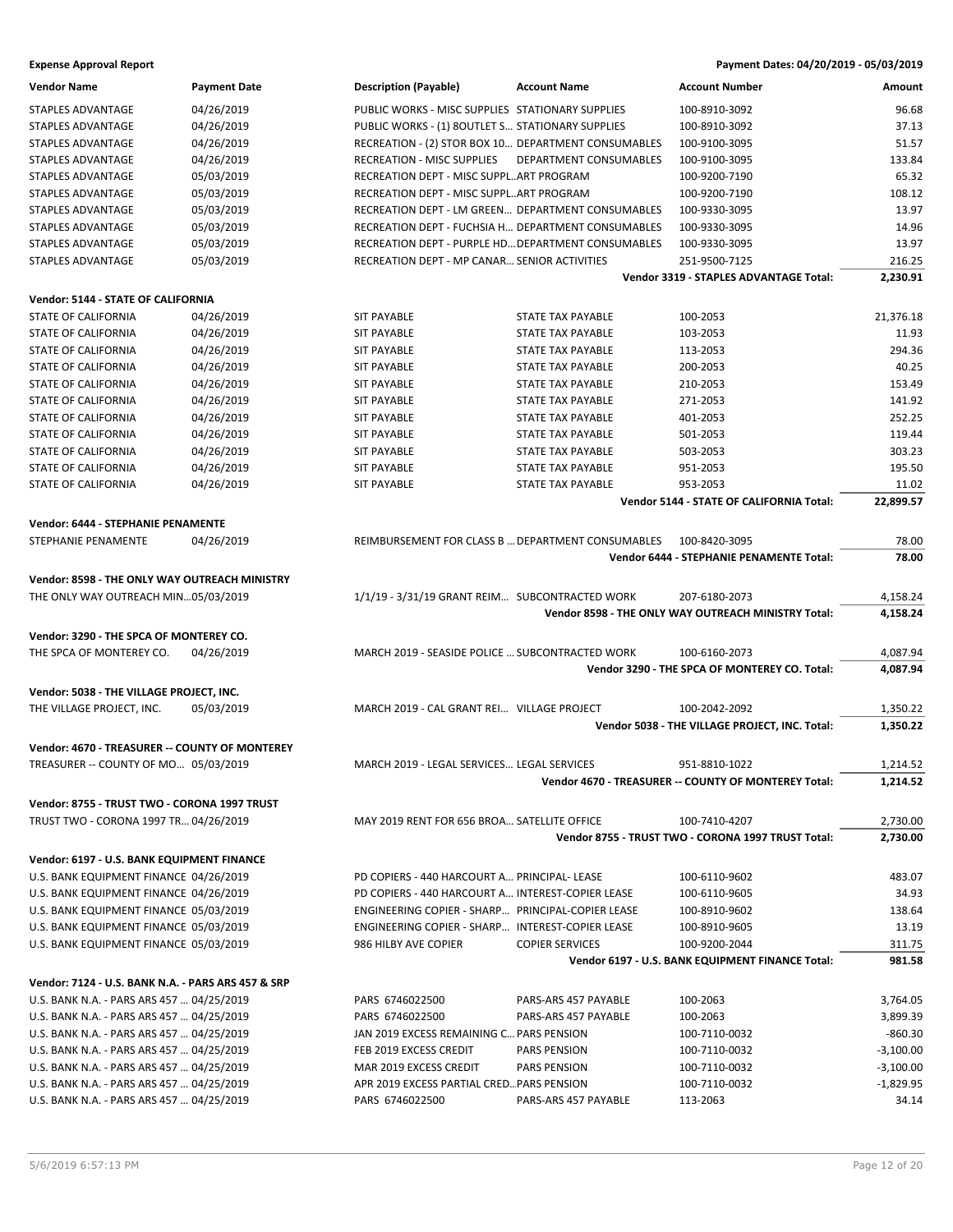**Expense Approval Report** — Payment Dates: 04/20/2019 - 05/03/2019

| Vendor Name | Payment Date | Description (Payable) | Account Name | Account Number | Amount |
|---|---|---|---|---|---|
| STAPLES ADVANTAGE | 04/26/2019 | PUBLIC WORKS - MISC SUPPLIES | STATIONARY SUPPLIES | 100-8910-3092 | 96.68 |
| STAPLES ADVANTAGE | 04/26/2019 | PUBLIC WORKS - (1) 8OUTLET S... | STATIONARY SUPPLIES | 100-8910-3092 | 37.13 |
| STAPLES ADVANTAGE | 04/26/2019 | RECREATION - (2) STOR BOX 10... | DEPARTMENT CONSUMABLES | 100-9100-3095 | 51.57 |
| STAPLES ADVANTAGE | 04/26/2019 | RECREATION - MISC SUPPLIES | DEPARTMENT CONSUMABLES | 100-9100-3095 | 133.84 |
| STAPLES ADVANTAGE | 05/03/2019 | RECREATION DEPT - MISC SUPPL... | ART PROGRAM | 100-9200-7190 | 65.32 |
| STAPLES ADVANTAGE | 05/03/2019 | RECREATION DEPT - MISC SUPPL... | ART PROGRAM | 100-9200-7190 | 108.12 |
| STAPLES ADVANTAGE | 05/03/2019 | RECREATION DEPT - LM GREEN... | DEPARTMENT CONSUMABLES | 100-9330-3095 | 13.97 |
| STAPLES ADVANTAGE | 05/03/2019 | RECREATION DEPT - FUCHSIA H... | DEPARTMENT CONSUMABLES | 100-9330-3095 | 14.96 |
| STAPLES ADVANTAGE | 05/03/2019 | RECREATION DEPT - PURPLE HD... | DEPARTMENT CONSUMABLES | 100-9330-3095 | 13.97 |
| STAPLES ADVANTAGE | 05/03/2019 | RECREATION DEPT - MP CANAR... | SENIOR ACTIVITIES | 251-9500-7125 | 216.25 |
| | | | | **Vendor 3319 - STAPLES ADVANTAGE Total:** | **2,230.91** |
| **Vendor: 5144 - STATE OF CALIFORNIA** | | | | | |
| STATE OF CALIFORNIA | 04/26/2019 | SIT PAYABLE | STATE TAX PAYABLE | 100-2053 | 21,376.18 |
| STATE OF CALIFORNIA | 04/26/2019 | SIT PAYABLE | STATE TAX PAYABLE | 103-2053 | 11.93 |
| STATE OF CALIFORNIA | 04/26/2019 | SIT PAYABLE | STATE TAX PAYABLE | 113-2053 | 294.36 |
| STATE OF CALIFORNIA | 04/26/2019 | SIT PAYABLE | STATE TAX PAYABLE | 200-2053 | 40.25 |
| STATE OF CALIFORNIA | 04/26/2019 | SIT PAYABLE | STATE TAX PAYABLE | 210-2053 | 153.49 |
| STATE OF CALIFORNIA | 04/26/2019 | SIT PAYABLE | STATE TAX PAYABLE | 271-2053 | 141.92 |
| STATE OF CALIFORNIA | 04/26/2019 | SIT PAYABLE | STATE TAX PAYABLE | 401-2053 | 252.25 |
| STATE OF CALIFORNIA | 04/26/2019 | SIT PAYABLE | STATE TAX PAYABLE | 501-2053 | 119.44 |
| STATE OF CALIFORNIA | 04/26/2019 | SIT PAYABLE | STATE TAX PAYABLE | 503-2053 | 303.23 |
| STATE OF CALIFORNIA | 04/26/2019 | SIT PAYABLE | STATE TAX PAYABLE | 951-2053 | 195.50 |
| STATE OF CALIFORNIA | 04/26/2019 | SIT PAYABLE | STATE TAX PAYABLE | 953-2053 | 11.02 |
| | | | | **Vendor 5144 - STATE OF CALIFORNIA Total:** | **22,899.57** |
| **Vendor: 6444 - STEPHANIE PENAMENTE** | | | | | |
| STEPHANIE PENAMENTE | 04/26/2019 | REIMBURSEMENT FOR CLASS B ... | DEPARTMENT CONSUMABLES | 100-8420-3095 | 78.00 |
| | | | | **Vendor 6444 - STEPHANIE PENAMENTE Total:** | **78.00** |
| **Vendor: 8598 - THE ONLY WAY OUTREACH MINISTRY** | | | | | |
| THE ONLY WAY OUTREACH MIN... | 05/03/2019 | 1/1/19 - 3/31/19 GRANT REIM... | SUBCONTRACTED WORK | 207-6180-2073 | 4,158.24 |
| | | | | **Vendor 8598 - THE ONLY WAY OUTREACH MINISTRY Total:** | **4,158.24** |
| **Vendor: 3290 - THE SPCA OF MONTEREY CO.** | | | | | |
| THE SPCA OF MONTEREY CO. | 04/26/2019 | MARCH 2019 - SEASIDE POLICE ... | SUBCONTRACTED WORK | 100-6160-2073 | 4,087.94 |
| | | | | **Vendor 3290 - THE SPCA OF MONTEREY CO. Total:** | **4,087.94** |
| **Vendor: 5038 - THE VILLAGE PROJECT, INC.** | | | | | |
| THE VILLAGE PROJECT, INC. | 05/03/2019 | MARCH 2019 - CAL GRANT REI... | VILLAGE PROJECT | 100-2042-2092 | 1,350.22 |
| | | | | **Vendor 5038 - THE VILLAGE PROJECT, INC. Total:** | **1,350.22** |
| **Vendor: 4670 - TREASURER -- COUNTY OF MONTEREY** | | | | | |
| TREASURER -- COUNTY OF MO... | 05/03/2019 | MARCH 2019 - LEGAL SERVICES... | LEGAL SERVICES | 951-8810-1022 | 1,214.52 |
| | | | | **Vendor 4670 - TREASURER -- COUNTY OF MONTEREY Total:** | **1,214.52** |
| **Vendor: 8755 - TRUST TWO - CORONA 1997 TRUST** | | | | | |
| TRUST TWO - CORONA 1997 TR... | 04/26/2019 | MAY 2019 RENT FOR 656 BROA... | SATELLITE OFFICE | 100-7410-4207 | 2,730.00 |
| | | | | **Vendor 8755 - TRUST TWO - CORONA 1997 TRUST Total:** | **2,730.00** |
| **Vendor: 6197 - U.S. BANK EQUIPMENT FINANCE** | | | | | |
| U.S. BANK EQUIPMENT FINANCE | 04/26/2019 | PD COPIERS - 440 HARCOURT A... | PRINCIPAL- LEASE | 100-6110-9602 | 483.07 |
| U.S. BANK EQUIPMENT FINANCE | 04/26/2019 | PD COPIERS - 440 HARCOURT A... | INTEREST-COPIER LEASE | 100-6110-9605 | 34.93 |
| U.S. BANK EQUIPMENT FINANCE | 05/03/2019 | ENGINEERING COPIER - SHARP... | PRINCIPAL-COPIER LEASE | 100-8910-9602 | 138.64 |
| U.S. BANK EQUIPMENT FINANCE | 05/03/2019 | ENGINEERING COPIER - SHARP... | INTEREST-COPIER LEASE | 100-8910-9605 | 13.19 |
| U.S. BANK EQUIPMENT FINANCE | 05/03/2019 | 986 HILBY AVE COPIER | COPIER SERVICES | 100-9200-2044 | 311.75 |
| | | | | **Vendor 6197 - U.S. BANK EQUIPMENT FINANCE Total:** | **981.58** |
| **Vendor: 7124 - U.S. BANK N.A. - PARS ARS 457 & SRP** | | | | | |
| U.S. BANK N.A. - PARS ARS 457 ... | 04/25/2019 | PARS 6746022500 | PARS-ARS 457 PAYABLE | 100-2063 | 3,764.05 |
| U.S. BANK N.A. - PARS ARS 457 ... | 04/25/2019 | PARS 6746022500 | PARS-ARS 457 PAYABLE | 100-2063 | 3,899.39 |
| U.S. BANK N.A. - PARS ARS 457 ... | 04/25/2019 | JAN 2019 EXCESS REMAINING C... | PARS PENSION | 100-7110-0032 | -860.30 |
| U.S. BANK N.A. - PARS ARS 457 ... | 04/25/2019 | FEB 2019 EXCESS CREDIT | PARS PENSION | 100-7110-0032 | -3,100.00 |
| U.S. BANK N.A. - PARS ARS 457 ... | 04/25/2019 | MAR 2019 EXCESS CREDIT | PARS PENSION | 100-7110-0032 | -3,100.00 |
| U.S. BANK N.A. - PARS ARS 457 ... | 04/25/2019 | APR 2019 EXCESS PARTIAL CRED... | PARS PENSION | 100-7110-0032 | -1,829.95 |
| U.S. BANK N.A. - PARS ARS 457 ... | 04/25/2019 | PARS 6746022500 | PARS-ARS 457 PAYABLE | 113-2063 | 34.14 |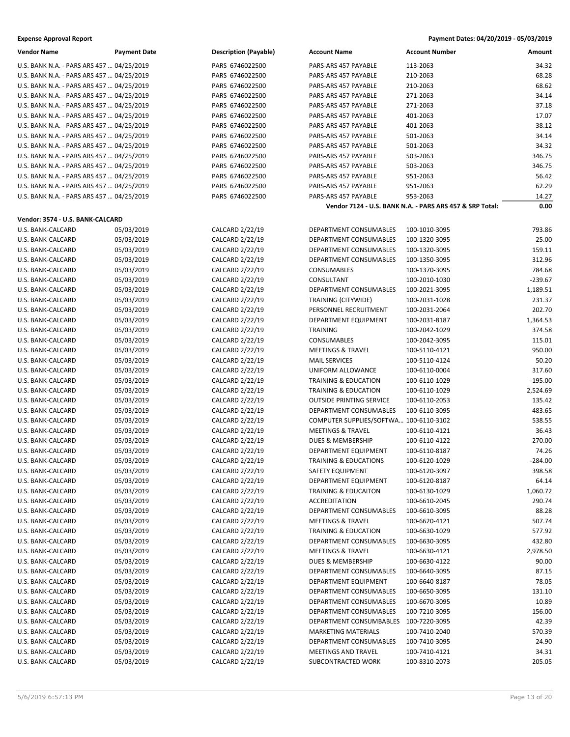**Expense Approval Report** — Payment Dates: 04/20/2019 - 05/03/2019

| Vendor Name | Payment Date | Description (Payable) | Account Name | Account Number | Amount |
|---|---|---|---|---|---|
| U.S. BANK N.A. - PARS ARS 457 ... | 04/25/2019 | PARS 6746022500 | PARS-ARS 457 PAYABLE | 113-2063 | 34.32 |
| U.S. BANK N.A. - PARS ARS 457 ... | 04/25/2019 | PARS 6746022500 | PARS-ARS 457 PAYABLE | 210-2063 | 68.28 |
| U.S. BANK N.A. - PARS ARS 457 ... | 04/25/2019 | PARS 6746022500 | PARS-ARS 457 PAYABLE | 210-2063 | 68.62 |
| U.S. BANK N.A. - PARS ARS 457 ... | 04/25/2019 | PARS 6746022500 | PARS-ARS 457 PAYABLE | 271-2063 | 34.14 |
| U.S. BANK N.A. - PARS ARS 457 ... | 04/25/2019 | PARS 6746022500 | PARS-ARS 457 PAYABLE | 271-2063 | 37.18 |
| U.S. BANK N.A. - PARS ARS 457 ... | 04/25/2019 | PARS 6746022500 | PARS-ARS 457 PAYABLE | 401-2063 | 17.07 |
| U.S. BANK N.A. - PARS ARS 457 ... | 04/25/2019 | PARS 6746022500 | PARS-ARS 457 PAYABLE | 401-2063 | 38.12 |
| U.S. BANK N.A. - PARS ARS 457 ... | 04/25/2019 | PARS 6746022500 | PARS-ARS 457 PAYABLE | 501-2063 | 34.14 |
| U.S. BANK N.A. - PARS ARS 457 ... | 04/25/2019 | PARS 6746022500 | PARS-ARS 457 PAYABLE | 501-2063 | 34.32 |
| U.S. BANK N.A. - PARS ARS 457 ... | 04/25/2019 | PARS 6746022500 | PARS-ARS 457 PAYABLE | 503-2063 | 346.75 |
| U.S. BANK N.A. - PARS ARS 457 ... | 04/25/2019 | PARS 6746022500 | PARS-ARS 457 PAYABLE | 503-2063 | 346.75 |
| U.S. BANK N.A. - PARS ARS 457 ... | 04/25/2019 | PARS 6746022500 | PARS-ARS 457 PAYABLE | 951-2063 | 56.42 |
| U.S. BANK N.A. - PARS ARS 457 ... | 04/25/2019 | PARS 6746022500 | PARS-ARS 457 PAYABLE | 951-2063 | 62.29 |
| U.S. BANK N.A. - PARS ARS 457 ... | 04/25/2019 | PARS 6746022500 | PARS-ARS 457 PAYABLE | 953-2063 | 14.27 |
| | | | **Vendor 7124 - U.S. BANK N.A. - PARS ARS 457 & SRP Total:** | | **0.00** |

**Vendor: 3574 - U.S. BANK-CALCARD**

| Vendor Name | Payment Date | Description (Payable) | Account Name | Account Number | Amount |
|---|---|---|---|---|---|
| U.S. BANK-CALCARD | 05/03/2019 | CALCARD 2/22/19 | DEPARTMENT CONSUMABLES | 100-1010-3095 | 793.86 |
| U.S. BANK-CALCARD | 05/03/2019 | CALCARD 2/22/19 | DEPARTMENT CONSUMABLES | 100-1320-3095 | 25.00 |
| U.S. BANK-CALCARD | 05/03/2019 | CALCARD 2/22/19 | DEPARTMENT CONSUMABLES | 100-1320-3095 | 159.11 |
| U.S. BANK-CALCARD | 05/03/2019 | CALCARD 2/22/19 | DEPARTMENT CONSUMABLES | 100-1350-3095 | 312.96 |
| U.S. BANK-CALCARD | 05/03/2019 | CALCARD 2/22/19 | CONSUMABLES | 100-1370-3095 | 784.68 |
| U.S. BANK-CALCARD | 05/03/2019 | CALCARD 2/22/19 | CONSULTANT | 100-2010-1030 | -239.67 |
| U.S. BANK-CALCARD | 05/03/2019 | CALCARD 2/22/19 | DEPARTMENT CONSUMABLES | 100-2021-3095 | 1,189.51 |
| U.S. BANK-CALCARD | 05/03/2019 | CALCARD 2/22/19 | TRAINING (CITYWIDE) | 100-2031-1028 | 231.37 |
| U.S. BANK-CALCARD | 05/03/2019 | CALCARD 2/22/19 | PERSONNEL RECRUITMENT | 100-2031-2064 | 202.70 |
| U.S. BANK-CALCARD | 05/03/2019 | CALCARD 2/22/19 | DEPARTMENT EQUIPMENT | 100-2031-8187 | 1,364.53 |
| U.S. BANK-CALCARD | 05/03/2019 | CALCARD 2/22/19 | TRAINING | 100-2042-1029 | 374.58 |
| U.S. BANK-CALCARD | 05/03/2019 | CALCARD 2/22/19 | CONSUMABLES | 100-2042-3095 | 115.01 |
| U.S. BANK-CALCARD | 05/03/2019 | CALCARD 2/22/19 | MEETINGS & TRAVEL | 100-5110-4121 | 950.00 |
| U.S. BANK-CALCARD | 05/03/2019 | CALCARD 2/22/19 | MAIL SERVICES | 100-5110-4124 | 50.20 |
| U.S. BANK-CALCARD | 05/03/2019 | CALCARD 2/22/19 | UNIFORM ALLOWANCE | 100-6110-0004 | 317.60 |
| U.S. BANK-CALCARD | 05/03/2019 | CALCARD 2/22/19 | TRAINING & EDUCATION | 100-6110-1029 | -195.00 |
| U.S. BANK-CALCARD | 05/03/2019 | CALCARD 2/22/19 | TRAINING & EDUCATION | 100-6110-1029 | 2,524.69 |
| U.S. BANK-CALCARD | 05/03/2019 | CALCARD 2/22/19 | OUTSIDE PRINTING SERVICE | 100-6110-2053 | 135.42 |
| U.S. BANK-CALCARD | 05/03/2019 | CALCARD 2/22/19 | DEPARTMENT CONSUMABLES | 100-6110-3095 | 483.65 |
| U.S. BANK-CALCARD | 05/03/2019 | CALCARD 2/22/19 | COMPUTER SUPPLIES/SOFTWA... | 100-6110-3102 | 538.55 |
| U.S. BANK-CALCARD | 05/03/2019 | CALCARD 2/22/19 | MEETINGS & TRAVEL | 100-6110-4121 | 36.43 |
| U.S. BANK-CALCARD | 05/03/2019 | CALCARD 2/22/19 | DUES & MEMBERSHIP | 100-6110-4122 | 270.00 |
| U.S. BANK-CALCARD | 05/03/2019 | CALCARD 2/22/19 | DEPARTMENT EQUIPMENT | 100-6110-8187 | 74.26 |
| U.S. BANK-CALCARD | 05/03/2019 | CALCARD 2/22/19 | TRAINING & EDUCATIONS | 100-6120-1029 | -284.00 |
| U.S. BANK-CALCARD | 05/03/2019 | CALCARD 2/22/19 | SAFETY EQUIPMENT | 100-6120-3097 | 398.58 |
| U.S. BANK-CALCARD | 05/03/2019 | CALCARD 2/22/19 | DEPARTMENT EQUIPMENT | 100-6120-8187 | 64.14 |
| U.S. BANK-CALCARD | 05/03/2019 | CALCARD 2/22/19 | TRAINING & EDUCAITON | 100-6130-1029 | 1,060.72 |
| U.S. BANK-CALCARD | 05/03/2019 | CALCARD 2/22/19 | ACCREDITATION | 100-6610-2045 | 290.74 |
| U.S. BANK-CALCARD | 05/03/2019 | CALCARD 2/22/19 | DEPARTMENT CONSUMABLES | 100-6610-3095 | 88.28 |
| U.S. BANK-CALCARD | 05/03/2019 | CALCARD 2/22/19 | MEETINGS & TRAVEL | 100-6620-4121 | 507.74 |
| U.S. BANK-CALCARD | 05/03/2019 | CALCARD 2/22/19 | TRAINING & EDUCATION | 100-6630-1029 | 577.92 |
| U.S. BANK-CALCARD | 05/03/2019 | CALCARD 2/22/19 | DEPARTMENT CONSUMABLES | 100-6630-3095 | 432.80 |
| U.S. BANK-CALCARD | 05/03/2019 | CALCARD 2/22/19 | MEETINGS & TRAVEL | 100-6630-4121 | 2,978.50 |
| U.S. BANK-CALCARD | 05/03/2019 | CALCARD 2/22/19 | DUES & MEMBERSHIP | 100-6630-4122 | 90.00 |
| U.S. BANK-CALCARD | 05/03/2019 | CALCARD 2/22/19 | DEPARTMENT CONSUMABLES | 100-6640-3095 | 87.15 |
| U.S. BANK-CALCARD | 05/03/2019 | CALCARD 2/22/19 | DEPARTMENT EQUIPMENT | 100-6640-8187 | 78.05 |
| U.S. BANK-CALCARD | 05/03/2019 | CALCARD 2/22/19 | DEPARTMENT CONSUMABLES | 100-6650-3095 | 131.10 |
| U.S. BANK-CALCARD | 05/03/2019 | CALCARD 2/22/19 | DEPARTMENT CONSUMABLES | 100-6670-3095 | 10.89 |
| U.S. BANK-CALCARD | 05/03/2019 | CALCARD 2/22/19 | DEPARTMENT CONSUMABLES | 100-7210-3095 | 156.00 |
| U.S. BANK-CALCARD | 05/03/2019 | CALCARD 2/22/19 | DEPARTMENT CONSUMBABLES | 100-7220-3095 | 42.39 |
| U.S. BANK-CALCARD | 05/03/2019 | CALCARD 2/22/19 | MARKETING MATERIALS | 100-7410-2040 | 570.39 |
| U.S. BANK-CALCARD | 05/03/2019 | CALCARD 2/22/19 | DEPARTMENT CONSUMABLES | 100-7410-3095 | 24.90 |
| U.S. BANK-CALCARD | 05/03/2019 | CALCARD 2/22/19 | MEETINGS AND TRAVEL | 100-7410-4121 | 34.31 |
| U.S. BANK-CALCARD | 05/03/2019 | CALCARD 2/22/19 | SUBCONTRACTED WORK | 100-8310-2073 | 205.05 |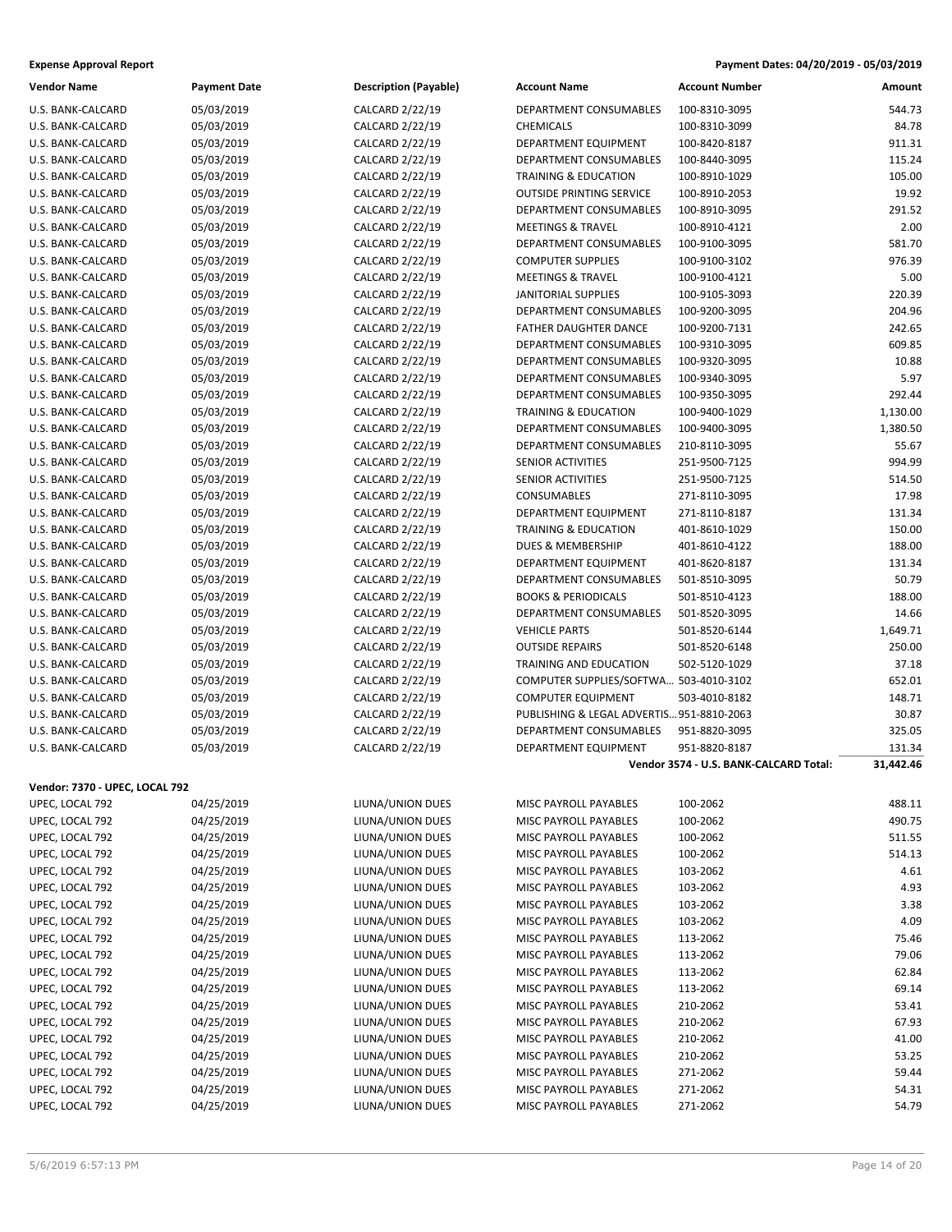**Expense Approval Report** — Payment Dates: 04/20/2019 - 05/03/2019

| Vendor Name | Payment Date | Description (Payable) | Account Name | Account Number | Amount |
|---|---|---|---|---|---|
| U.S. BANK-CALCARD | 05/03/2019 | CALCARD 2/22/19 | DEPARTMENT CONSUMABLES | 100-8310-3095 | 544.73 |
| U.S. BANK-CALCARD | 05/03/2019 | CALCARD 2/22/19 | CHEMICALS | 100-8310-3099 | 84.78 |
| U.S. BANK-CALCARD | 05/03/2019 | CALCARD 2/22/19 | DEPARTMENT EQUIPMENT | 100-8420-8187 | 911.31 |
| U.S. BANK-CALCARD | 05/03/2019 | CALCARD 2/22/19 | DEPARTMENT CONSUMABLES | 100-8440-3095 | 115.24 |
| U.S. BANK-CALCARD | 05/03/2019 | CALCARD 2/22/19 | TRAINING & EDUCATION | 100-8910-1029 | 105.00 |
| U.S. BANK-CALCARD | 05/03/2019 | CALCARD 2/22/19 | OUTSIDE PRINTING SERVICE | 100-8910-2053 | 19.92 |
| U.S. BANK-CALCARD | 05/03/2019 | CALCARD 2/22/19 | DEPARTMENT CONSUMABLES | 100-8910-3095 | 291.52 |
| U.S. BANK-CALCARD | 05/03/2019 | CALCARD 2/22/19 | MEETINGS & TRAVEL | 100-8910-4121 | 2.00 |
| U.S. BANK-CALCARD | 05/03/2019 | CALCARD 2/22/19 | DEPARTMENT CONSUMABLES | 100-9100-3095 | 581.70 |
| U.S. BANK-CALCARD | 05/03/2019 | CALCARD 2/22/19 | COMPUTER SUPPLIES | 100-9100-3102 | 976.39 |
| U.S. BANK-CALCARD | 05/03/2019 | CALCARD 2/22/19 | MEETINGS & TRAVEL | 100-9100-4121 | 5.00 |
| U.S. BANK-CALCARD | 05/03/2019 | CALCARD 2/22/19 | JANITORIAL SUPPLIES | 100-9105-3093 | 220.39 |
| U.S. BANK-CALCARD | 05/03/2019 | CALCARD 2/22/19 | DEPARTMENT CONSUMABLES | 100-9200-3095 | 204.96 |
| U.S. BANK-CALCARD | 05/03/2019 | CALCARD 2/22/19 | FATHER DAUGHTER DANCE | 100-9200-7131 | 242.65 |
| U.S. BANK-CALCARD | 05/03/2019 | CALCARD 2/22/19 | DEPARTMENT CONSUMABLES | 100-9310-3095 | 609.85 |
| U.S. BANK-CALCARD | 05/03/2019 | CALCARD 2/22/19 | DEPARTMENT CONSUMABLES | 100-9320-3095 | 10.88 |
| U.S. BANK-CALCARD | 05/03/2019 | CALCARD 2/22/19 | DEPARTMENT CONSUMABLES | 100-9340-3095 | 5.97 |
| U.S. BANK-CALCARD | 05/03/2019 | CALCARD 2/22/19 | DEPARTMENT CONSUMABLES | 100-9350-3095 | 292.44 |
| U.S. BANK-CALCARD | 05/03/2019 | CALCARD 2/22/19 | TRAINING & EDUCATION | 100-9400-1029 | 1,130.00 |
| U.S. BANK-CALCARD | 05/03/2019 | CALCARD 2/22/19 | DEPARTMENT CONSUMABLES | 100-9400-3095 | 1,380.50 |
| U.S. BANK-CALCARD | 05/03/2019 | CALCARD 2/22/19 | DEPARTMENT CONSUMABLES | 210-8110-3095 | 55.67 |
| U.S. BANK-CALCARD | 05/03/2019 | CALCARD 2/22/19 | SENIOR ACTIVITIES | 251-9500-7125 | 994.99 |
| U.S. BANK-CALCARD | 05/03/2019 | CALCARD 2/22/19 | SENIOR ACTIVITIES | 251-9500-7125 | 514.50 |
| U.S. BANK-CALCARD | 05/03/2019 | CALCARD 2/22/19 | CONSUMABLES | 271-8110-3095 | 17.98 |
| U.S. BANK-CALCARD | 05/03/2019 | CALCARD 2/22/19 | DEPARTMENT EQUIPMENT | 271-8110-8187 | 131.34 |
| U.S. BANK-CALCARD | 05/03/2019 | CALCARD 2/22/19 | TRAINING & EDUCATION | 401-8610-1029 | 150.00 |
| U.S. BANK-CALCARD | 05/03/2019 | CALCARD 2/22/19 | DUES & MEMBERSHIP | 401-8610-4122 | 188.00 |
| U.S. BANK-CALCARD | 05/03/2019 | CALCARD 2/22/19 | DEPARTMENT EQUIPMENT | 401-8620-8187 | 131.34 |
| U.S. BANK-CALCARD | 05/03/2019 | CALCARD 2/22/19 | DEPARTMENT CONSUMABLES | 501-8510-3095 | 50.79 |
| U.S. BANK-CALCARD | 05/03/2019 | CALCARD 2/22/19 | BOOKS & PERIODICALS | 501-8510-4123 | 188.00 |
| U.S. BANK-CALCARD | 05/03/2019 | CALCARD 2/22/19 | DEPARTMENT CONSUMABLES | 501-8520-3095 | 14.66 |
| U.S. BANK-CALCARD | 05/03/2019 | CALCARD 2/22/19 | VEHICLE PARTS | 501-8520-6144 | 1,649.71 |
| U.S. BANK-CALCARD | 05/03/2019 | CALCARD 2/22/19 | OUTSIDE REPAIRS | 501-8520-6148 | 250.00 |
| U.S. BANK-CALCARD | 05/03/2019 | CALCARD 2/22/19 | TRAINING AND EDUCATION | 502-5120-1029 | 37.18 |
| U.S. BANK-CALCARD | 05/03/2019 | CALCARD 2/22/19 | COMPUTER SUPPLIES/SOFTWA... | 503-4010-3102 | 652.01 |
| U.S. BANK-CALCARD | 05/03/2019 | CALCARD 2/22/19 | COMPUTER EQUIPMENT | 503-4010-8182 | 148.71 |
| U.S. BANK-CALCARD | 05/03/2019 | CALCARD 2/22/19 | PUBLISHING & LEGAL ADVERTIS... | 951-8810-2063 | 30.87 |
| U.S. BANK-CALCARD | 05/03/2019 | CALCARD 2/22/19 | DEPARTMENT CONSUMABLES | 951-8820-3095 | 325.05 |
| U.S. BANK-CALCARD | 05/03/2019 | CALCARD 2/22/19 | DEPARTMENT EQUIPMENT | 951-8820-8187 | 131.34 |
| | | | | **Vendor 3574 - U.S. BANK-CALCARD Total:** | **31,442.46** |

**Vendor: 7370 - UPEC, LOCAL 792**

| Vendor Name | Payment Date | Description (Payable) | Account Name | Account Number | Amount |
|---|---|---|---|---|---|
| UPEC, LOCAL 792 | 04/25/2019 | LIUNA/UNION DUES | MISC PAYROLL PAYABLES | 100-2062 | 488.11 |
| UPEC, LOCAL 792 | 04/25/2019 | LIUNA/UNION DUES | MISC PAYROLL PAYABLES | 100-2062 | 490.75 |
| UPEC, LOCAL 792 | 04/25/2019 | LIUNA/UNION DUES | MISC PAYROLL PAYABLES | 100-2062 | 511.55 |
| UPEC, LOCAL 792 | 04/25/2019 | LIUNA/UNION DUES | MISC PAYROLL PAYABLES | 100-2062 | 514.13 |
| UPEC, LOCAL 792 | 04/25/2019 | LIUNA/UNION DUES | MISC PAYROLL PAYABLES | 103-2062 | 4.61 |
| UPEC, LOCAL 792 | 04/25/2019 | LIUNA/UNION DUES | MISC PAYROLL PAYABLES | 103-2062 | 4.93 |
| UPEC, LOCAL 792 | 04/25/2019 | LIUNA/UNION DUES | MISC PAYROLL PAYABLES | 103-2062 | 3.38 |
| UPEC, LOCAL 792 | 04/25/2019 | LIUNA/UNION DUES | MISC PAYROLL PAYABLES | 103-2062 | 4.09 |
| UPEC, LOCAL 792 | 04/25/2019 | LIUNA/UNION DUES | MISC PAYROLL PAYABLES | 113-2062 | 75.46 |
| UPEC, LOCAL 792 | 04/25/2019 | LIUNA/UNION DUES | MISC PAYROLL PAYABLES | 113-2062 | 79.06 |
| UPEC, LOCAL 792 | 04/25/2019 | LIUNA/UNION DUES | MISC PAYROLL PAYABLES | 113-2062 | 62.84 |
| UPEC, LOCAL 792 | 04/25/2019 | LIUNA/UNION DUES | MISC PAYROLL PAYABLES | 113-2062 | 69.14 |
| UPEC, LOCAL 792 | 04/25/2019 | LIUNA/UNION DUES | MISC PAYROLL PAYABLES | 210-2062 | 53.41 |
| UPEC, LOCAL 792 | 04/25/2019 | LIUNA/UNION DUES | MISC PAYROLL PAYABLES | 210-2062 | 67.93 |
| UPEC, LOCAL 792 | 04/25/2019 | LIUNA/UNION DUES | MISC PAYROLL PAYABLES | 210-2062 | 41.00 |
| UPEC, LOCAL 792 | 04/25/2019 | LIUNA/UNION DUES | MISC PAYROLL PAYABLES | 210-2062 | 53.25 |
| UPEC, LOCAL 792 | 04/25/2019 | LIUNA/UNION DUES | MISC PAYROLL PAYABLES | 271-2062 | 59.44 |
| UPEC, LOCAL 792 | 04/25/2019 | LIUNA/UNION DUES | MISC PAYROLL PAYABLES | 271-2062 | 54.31 |
| UPEC, LOCAL 792 | 04/25/2019 | LIUNA/UNION DUES | MISC PAYROLL PAYABLES | 271-2062 | 54.79 |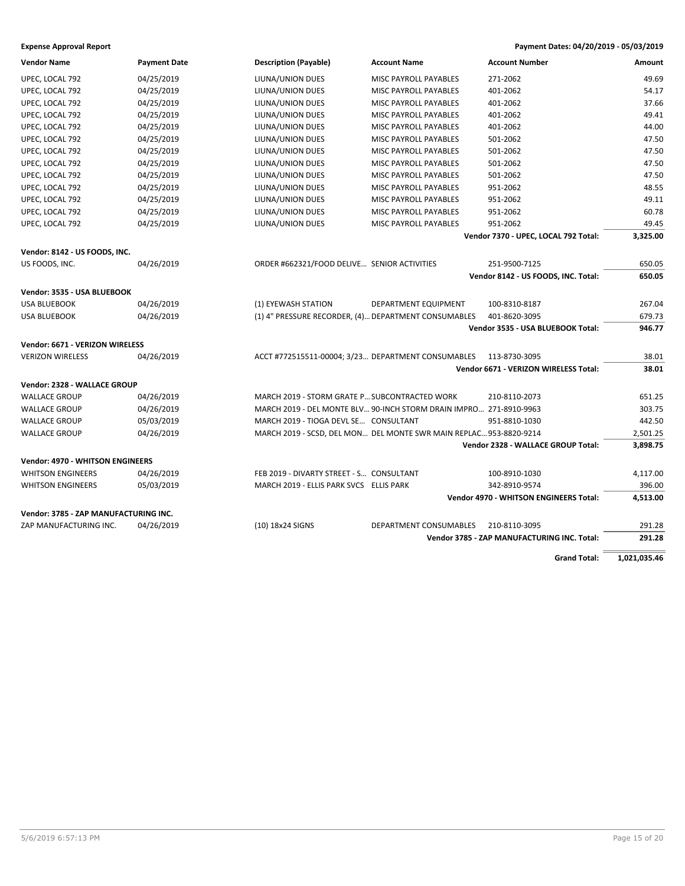**Expense Approval Report** | **Payment Dates: 04/20/2019 - 05/03/2019**

| Vendor Name | Payment Date | Description (Payable) | Account Name | Account Number | Amount |
|---|---|---|---|---|---|
| UPEC, LOCAL 792 | 04/25/2019 | LIUNA/UNION DUES | MISC PAYROLL PAYABLES | 271-2062 | 49.69 |
| UPEC, LOCAL 792 | 04/25/2019 | LIUNA/UNION DUES | MISC PAYROLL PAYABLES | 401-2062 | 54.17 |
| UPEC, LOCAL 792 | 04/25/2019 | LIUNA/UNION DUES | MISC PAYROLL PAYABLES | 401-2062 | 37.66 |
| UPEC, LOCAL 792 | 04/25/2019 | LIUNA/UNION DUES | MISC PAYROLL PAYABLES | 401-2062 | 49.41 |
| UPEC, LOCAL 792 | 04/25/2019 | LIUNA/UNION DUES | MISC PAYROLL PAYABLES | 401-2062 | 44.00 |
| UPEC, LOCAL 792 | 04/25/2019 | LIUNA/UNION DUES | MISC PAYROLL PAYABLES | 501-2062 | 47.50 |
| UPEC, LOCAL 792 | 04/25/2019 | LIUNA/UNION DUES | MISC PAYROLL PAYABLES | 501-2062 | 47.50 |
| UPEC, LOCAL 792 | 04/25/2019 | LIUNA/UNION DUES | MISC PAYROLL PAYABLES | 501-2062 | 47.50 |
| UPEC, LOCAL 792 | 04/25/2019 | LIUNA/UNION DUES | MISC PAYROLL PAYABLES | 501-2062 | 47.50 |
| UPEC, LOCAL 792 | 04/25/2019 | LIUNA/UNION DUES | MISC PAYROLL PAYABLES | 951-2062 | 48.55 |
| UPEC, LOCAL 792 | 04/25/2019 | LIUNA/UNION DUES | MISC PAYROLL PAYABLES | 951-2062 | 49.11 |
| UPEC, LOCAL 792 | 04/25/2019 | LIUNA/UNION DUES | MISC PAYROLL PAYABLES | 951-2062 | 60.78 |
| UPEC, LOCAL 792 | 04/25/2019 | LIUNA/UNION DUES | MISC PAYROLL PAYABLES | 951-2062 | 49.45 |
| | | | | **Vendor 7370 - UPEC, LOCAL 792 Total:** | **3,325.00** |
| **Vendor: 8142 - US FOODS, INC.** | | | | | |
| US FOODS, INC. | 04/26/2019 | ORDER #662321/FOOD DELIVE... | SENIOR ACTIVITIES | 251-9500-7125 | 650.05 |
| | | | | **Vendor 8142 - US FOODS, INC. Total:** | **650.05** |
| **Vendor: 3535 - USA BLUEBOOK** | | | | | |
| USA BLUEBOOK | 04/26/2019 | (1) EYEWASH STATION | DEPARTMENT EQUIPMENT | 100-8310-8187 | 267.04 |
| USA BLUEBOOK | 04/26/2019 | (1) 4" PRESSURE RECORDER, (4)... | DEPARTMENT CONSUMABLES | 401-8620-3095 | 679.73 |
| | | | | **Vendor 3535 - USA BLUEBOOK Total:** | **946.77** |
| **Vendor: 6671 - VERIZON WIRELESS** | | | | | |
| VERIZON WIRELESS | 04/26/2019 | ACCT #772515511-00004; 3/23... | DEPARTMENT CONSUMABLES | 113-8730-3095 | 38.01 |
| | | | | **Vendor 6671 - VERIZON WIRELESS Total:** | **38.01** |
| **Vendor: 2328 - WALLACE GROUP** | | | | | |
| WALLACE GROUP | 04/26/2019 | MARCH 2019 - STORM GRATE P... | SUBCONTRACTED WORK | 210-8110-2073 | 651.25 |
| WALLACE GROUP | 04/26/2019 | MARCH 2019 - DEL MONTE BLV... | 90-INCH STORM DRAIN IMPRO... | 271-8910-9963 | 303.75 |
| WALLACE GROUP | 05/03/2019 | MARCH 2019 - TIOGA DEVL SE... | CONSULTANT | 951-8810-1030 | 442.50 |
| WALLACE GROUP | 04/26/2019 | MARCH 2019 - SCSD, DEL MON... | DEL MONTE SWR MAIN REPLAC... | 953-8820-9214 | 2,501.25 |
| | | | | **Vendor 2328 - WALLACE GROUP Total:** | **3,898.75** |
| **Vendor: 4970 - WHITSON ENGINEERS** | | | | | |
| WHITSON ENGINEERS | 04/26/2019 | FEB 2019 - DIVARTY STREET - S... | CONSULTANT | 100-8910-1030 | 4,117.00 |
| WHITSON ENGINEERS | 05/03/2019 | MARCH 2019 - ELLIS PARK SVCS | ELLIS PARK | 342-8910-9574 | 396.00 |
| | | | | **Vendor 4970 - WHITSON ENGINEERS Total:** | **4,513.00** |
| **Vendor: 3785 - ZAP MANUFACTURING INC.** | | | | | |
| ZAP MANUFACTURING INC. | 04/26/2019 | (10) 18x24 SIGNS | DEPARTMENT CONSUMABLES | 210-8110-3095 | 291.28 |
| | | | | **Vendor 3785 - ZAP MANUFACTURING INC. Total:** | **291.28** |
| | | | | **Grand Total:** | **1,021,035.46** |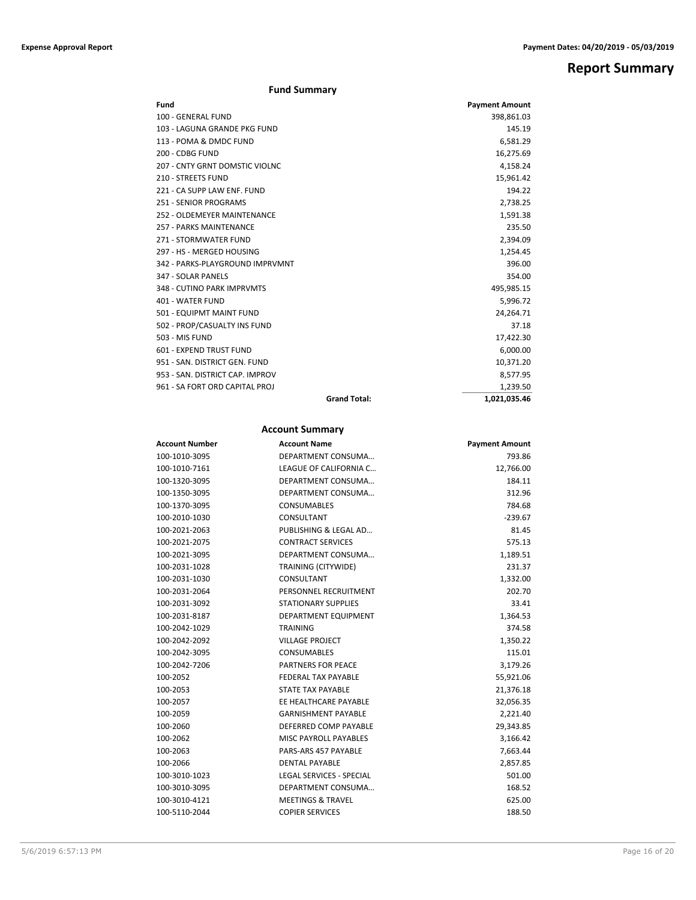# Report Summary

## Fund Summary

| Fund | Payment Amount |
|---|---|
| 100 - GENERAL FUND | 398,861.03 |
| 103 - LAGUNA GRANDE PKG FUND | 145.19 |
| 113 - POMA & DMDC FUND | 6,581.29 |
| 200 - CDBG FUND | 16,275.69 |
| 207 - CNTY GRNT DOMSTIC VIOLNC | 4,158.24 |
| 210 - STREETS FUND | 15,961.42 |
| 221 - CA SUPP LAW ENF. FUND | 194.22 |
| 251 - SENIOR PROGRAMS | 2,738.25 |
| 252 - OLDEMEYER MAINTENANCE | 1,591.38 |
| 257 - PARKS MAINTENANCE | 235.50 |
| 271 - STORMWATER FUND | 2,394.09 |
| 297 - HS - MERGED HOUSING | 1,254.45 |
| 342 - PARKS-PLAYGROUND IMPRVMNT | 396.00 |
| 347 - SOLAR PANELS | 354.00 |
| 348 - CUTINO PARK IMPRVMTS | 495,985.15 |
| 401 - WATER FUND | 5,996.72 |
| 501 - EQUIPMT MAINT FUND | 24,264.71 |
| 502 - PROP/CASUALTY INS FUND | 37.18 |
| 503 - MIS FUND | 17,422.30 |
| 601 - EXPEND TRUST FUND | 6,000.00 |
| 951 - SAN. DISTRICT GEN. FUND | 10,371.20 |
| 953 - SAN. DISTRICT CAP. IMPROV | 8,577.95 |
| 961 - SA FORT ORD CAPITAL PROJ | 1,239.50 |
| **Grand Total:** | **1,021,035.46** |

## Account Summary

| Account Number | Account Name | Payment Amount |
|---|---|---|
| 100-1010-3095 | DEPARTMENT CONSUMA… | 793.86 |
| 100-1010-7161 | LEAGUE OF CALIFORNIA C… | 12,766.00 |
| 100-1320-3095 | DEPARTMENT CONSUMA… | 184.11 |
| 100-1350-3095 | DEPARTMENT CONSUMA… | 312.96 |
| 100-1370-3095 | CONSUMABLES | 784.68 |
| 100-2010-1030 | CONSULTANT | -239.67 |
| 100-2021-2063 | PUBLISHING & LEGAL AD… | 81.45 |
| 100-2021-2075 | CONTRACT SERVICES | 575.13 |
| 100-2021-3095 | DEPARTMENT CONSUMA… | 1,189.51 |
| 100-2031-1028 | TRAINING (CITYWIDE) | 231.37 |
| 100-2031-1030 | CONSULTANT | 1,332.00 |
| 100-2031-2064 | PERSONNEL RECRUITMENT | 202.70 |
| 100-2031-3092 | STATIONARY SUPPLIES | 33.41 |
| 100-2031-8187 | DEPARTMENT EQUIPMENT | 1,364.53 |
| 100-2042-1029 | TRAINING | 374.58 |
| 100-2042-2092 | VILLAGE PROJECT | 1,350.22 |
| 100-2042-3095 | CONSUMABLES | 115.01 |
| 100-2042-7206 | PARTNERS FOR PEACE | 3,179.26 |
| 100-2052 | FEDERAL TAX PAYABLE | 55,921.06 |
| 100-2053 | STATE TAX PAYABLE | 21,376.18 |
| 100-2057 | EE HEALTHCARE PAYABLE | 32,056.35 |
| 100-2059 | GARNISHMENT PAYABLE | 2,221.40 |
| 100-2060 | DEFERRED COMP PAYABLE | 29,343.85 |
| 100-2062 | MISC PAYROLL PAYABLES | 3,166.42 |
| 100-2063 | PARS-ARS 457 PAYABLE | 7,663.44 |
| 100-2066 | DENTAL PAYABLE | 2,857.85 |
| 100-3010-1023 | LEGAL SERVICES - SPECIAL | 501.00 |
| 100-3010-3095 | DEPARTMENT CONSUMA… | 168.52 |
| 100-3010-4121 | MEETINGS & TRAVEL | 625.00 |
| 100-5110-2044 | COPIER SERVICES | 188.50 |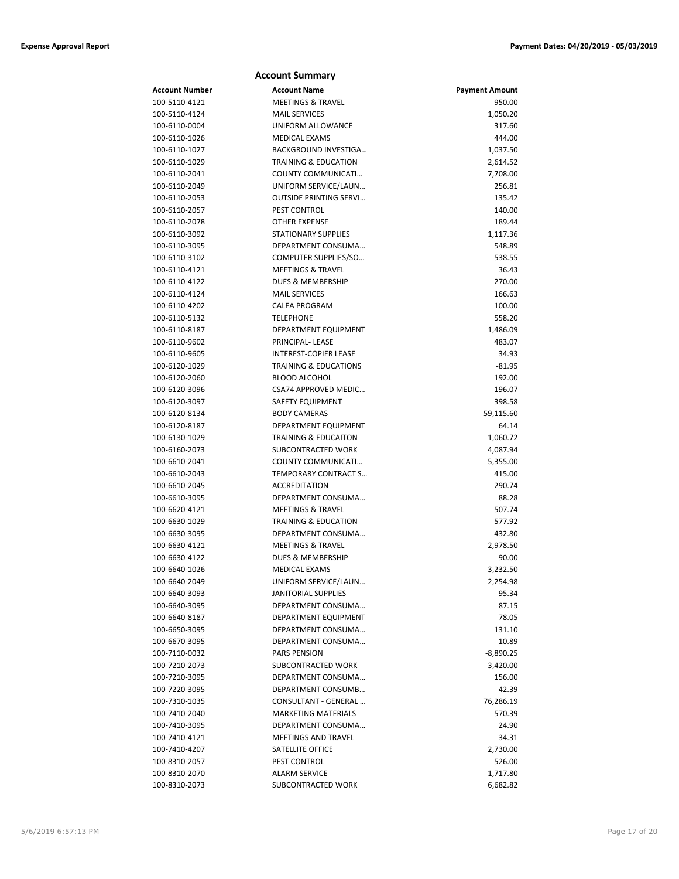## Account Summary

| Account Number | Account Name | Payment Amount |
|---|---|---|
| 100-5110-4121 | MEETINGS & TRAVEL | 950.00 |
| 100-5110-4124 | MAIL SERVICES | 1,050.20 |
| 100-6110-0004 | UNIFORM ALLOWANCE | 317.60 |
| 100-6110-1026 | MEDICAL EXAMS | 444.00 |
| 100-6110-1027 | BACKGROUND INVESTIGA… | 1,037.50 |
| 100-6110-1029 | TRAINING & EDUCATION | 2,614.52 |
| 100-6110-2041 | COUNTY COMMUNICATI… | 7,708.00 |
| 100-6110-2049 | UNIFORM SERVICE/LAUN… | 256.81 |
| 100-6110-2053 | OUTSIDE PRINTING SERVI… | 135.42 |
| 100-6110-2057 | PEST CONTROL | 140.00 |
| 100-6110-2078 | OTHER EXPENSE | 189.44 |
| 100-6110-3092 | STATIONARY SUPPLIES | 1,117.36 |
| 100-6110-3095 | DEPARTMENT CONSUMA… | 548.89 |
| 100-6110-3102 | COMPUTER SUPPLIES/SO… | 538.55 |
| 100-6110-4121 | MEETINGS & TRAVEL | 36.43 |
| 100-6110-4122 | DUES & MEMBERSHIP | 270.00 |
| 100-6110-4124 | MAIL SERVICES | 166.63 |
| 100-6110-4202 | CALEA PROGRAM | 100.00 |
| 100-6110-5132 | TELEPHONE | 558.20 |
| 100-6110-8187 | DEPARTMENT EQUIPMENT | 1,486.09 |
| 100-6110-9602 | PRINCIPAL- LEASE | 483.07 |
| 100-6110-9605 | INTEREST-COPIER LEASE | 34.93 |
| 100-6120-1029 | TRAINING & EDUCATIONS | -81.95 |
| 100-6120-2060 | BLOOD ALCOHOL | 192.00 |
| 100-6120-3096 | CSA74 APPROVED MEDIC… | 196.07 |
| 100-6120-3097 | SAFETY EQUIPMENT | 398.58 |
| 100-6120-8134 | BODY CAMERAS | 59,115.60 |
| 100-6120-8187 | DEPARTMENT EQUIPMENT | 64.14 |
| 100-6130-1029 | TRAINING & EDUCAITON | 1,060.72 |
| 100-6160-2073 | SUBCONTRACTED WORK | 4,087.94 |
| 100-6610-2041 | COUNTY COMMUNICATI… | 5,355.00 |
| 100-6610-2043 | TEMPORARY CONTRACT S… | 415.00 |
| 100-6610-2045 | ACCREDITATION | 290.74 |
| 100-6610-3095 | DEPARTMENT CONSUMA… | 88.28 |
| 100-6620-4121 | MEETINGS & TRAVEL | 507.74 |
| 100-6630-1029 | TRAINING & EDUCATION | 577.92 |
| 100-6630-3095 | DEPARTMENT CONSUMA… | 432.80 |
| 100-6630-4121 | MEETINGS & TRAVEL | 2,978.50 |
| 100-6630-4122 | DUES & MEMBERSHIP | 90.00 |
| 100-6640-1026 | MEDICAL EXAMS | 3,232.50 |
| 100-6640-2049 | UNIFORM SERVICE/LAUN… | 2,254.98 |
| 100-6640-3093 | JANITORIAL SUPPLIES | 95.34 |
| 100-6640-3095 | DEPARTMENT CONSUMA… | 87.15 |
| 100-6640-8187 | DEPARTMENT EQUIPMENT | 78.05 |
| 100-6650-3095 | DEPARTMENT CONSUMA… | 131.10 |
| 100-6670-3095 | DEPARTMENT CONSUMA… | 10.89 |
| 100-7110-0032 | PARS PENSION | -8,890.25 |
| 100-7210-2073 | SUBCONTRACTED WORK | 3,420.00 |
| 100-7210-3095 | DEPARTMENT CONSUMA… | 156.00 |
| 100-7220-3095 | DEPARTMENT CONSUMB… | 42.39 |
| 100-7310-1035 | CONSULTANT - GENERAL … | 76,286.19 |
| 100-7410-2040 | MARKETING MATERIALS | 570.39 |
| 100-7410-3095 | DEPARTMENT CONSUMA… | 24.90 |
| 100-7410-4121 | MEETINGS AND TRAVEL | 34.31 |
| 100-7410-4207 | SATELLITE OFFICE | 2,730.00 |
| 100-8310-2057 | PEST CONTROL | 526.00 |
| 100-8310-2070 | ALARM SERVICE | 1,717.80 |
| 100-8310-2073 | SUBCONTRACTED WORK | 6,682.82 |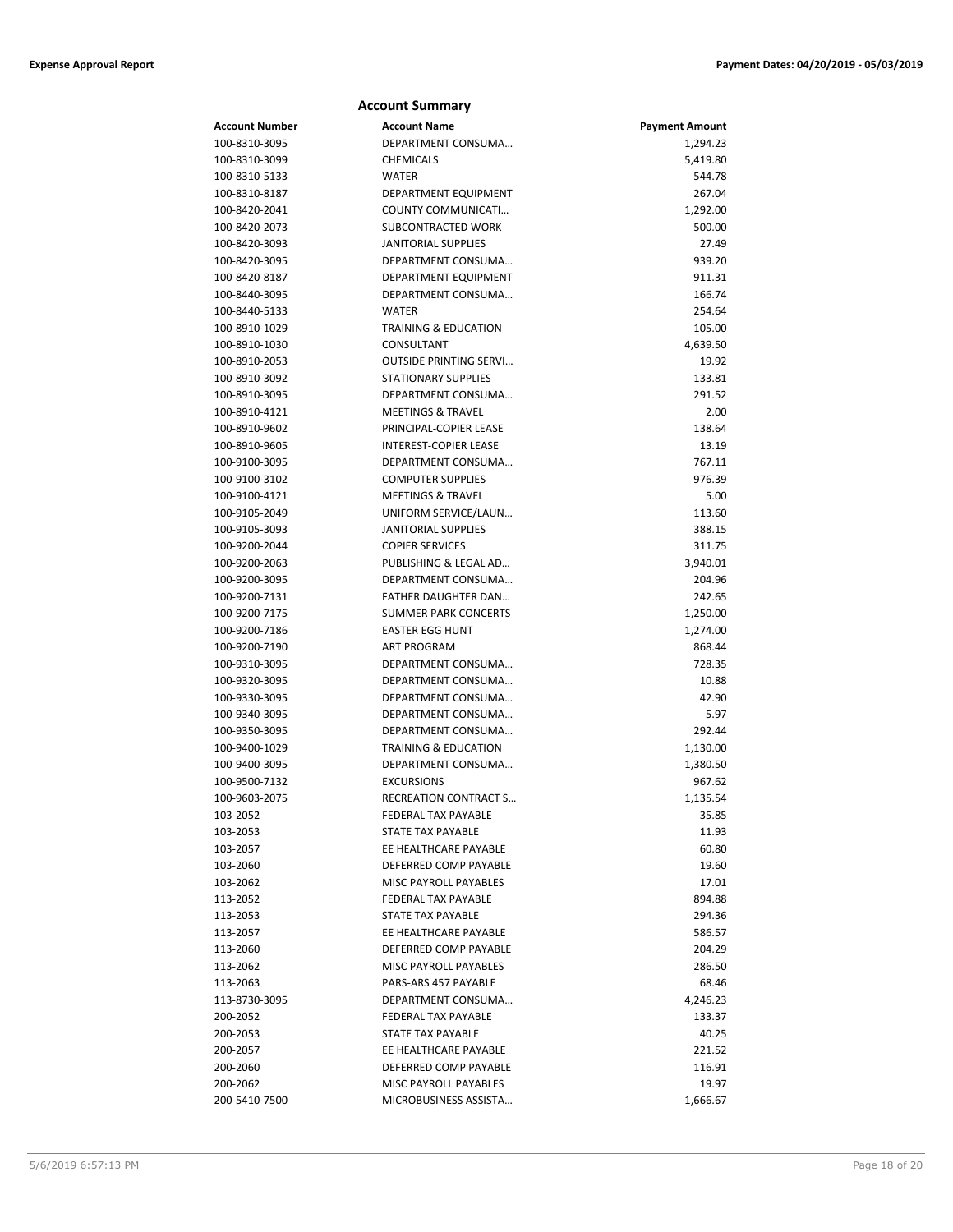## Account Summary

| Account Number | Account Name | Payment Amount |
|---|---|---|
| 100-8310-3095 | DEPARTMENT CONSUMA… | 1,294.23 |
| 100-8310-3099 | CHEMICALS | 5,419.80 |
| 100-8310-5133 | WATER | 544.78 |
| 100-8310-8187 | DEPARTMENT EQUIPMENT | 267.04 |
| 100-8420-2041 | COUNTY COMMUNICATI… | 1,292.00 |
| 100-8420-2073 | SUBCONTRACTED WORK | 500.00 |
| 100-8420-3093 | JANITORIAL SUPPLIES | 27.49 |
| 100-8420-3095 | DEPARTMENT CONSUMA… | 939.20 |
| 100-8420-8187 | DEPARTMENT EQUIPMENT | 911.31 |
| 100-8440-3095 | DEPARTMENT CONSUMA… | 166.74 |
| 100-8440-5133 | WATER | 254.64 |
| 100-8910-1029 | TRAINING & EDUCATION | 105.00 |
| 100-8910-1030 | CONSULTANT | 4,639.50 |
| 100-8910-2053 | OUTSIDE PRINTING SERVI… | 19.92 |
| 100-8910-3092 | STATIONARY SUPPLIES | 133.81 |
| 100-8910-3095 | DEPARTMENT CONSUMA… | 291.52 |
| 100-8910-4121 | MEETINGS & TRAVEL | 2.00 |
| 100-8910-9602 | PRINCIPAL-COPIER LEASE | 138.64 |
| 100-8910-9605 | INTEREST-COPIER LEASE | 13.19 |
| 100-9100-3095 | DEPARTMENT CONSUMA… | 767.11 |
| 100-9100-3102 | COMPUTER SUPPLIES | 976.39 |
| 100-9100-4121 | MEETINGS & TRAVEL | 5.00 |
| 100-9105-2049 | UNIFORM SERVICE/LAUN… | 113.60 |
| 100-9105-3093 | JANITORIAL SUPPLIES | 388.15 |
| 100-9200-2044 | COPIER SERVICES | 311.75 |
| 100-9200-2063 | PUBLISHING & LEGAL AD… | 3,940.01 |
| 100-9200-3095 | DEPARTMENT CONSUMA… | 204.96 |
| 100-9200-7131 | FATHER DAUGHTER DAN… | 242.65 |
| 100-9200-7175 | SUMMER PARK CONCERTS | 1,250.00 |
| 100-9200-7186 | EASTER EGG HUNT | 1,274.00 |
| 100-9200-7190 | ART PROGRAM | 868.44 |
| 100-9310-3095 | DEPARTMENT CONSUMA… | 728.35 |
| 100-9320-3095 | DEPARTMENT CONSUMA… | 10.88 |
| 100-9330-3095 | DEPARTMENT CONSUMA… | 42.90 |
| 100-9340-3095 | DEPARTMENT CONSUMA… | 5.97 |
| 100-9350-3095 | DEPARTMENT CONSUMA… | 292.44 |
| 100-9400-1029 | TRAINING & EDUCATION | 1,130.00 |
| 100-9400-3095 | DEPARTMENT CONSUMA… | 1,380.50 |
| 100-9500-7132 | EXCURSIONS | 967.62 |
| 100-9603-2075 | RECREATION CONTRACT S… | 1,135.54 |
| 103-2052 | FEDERAL TAX PAYABLE | 35.85 |
| 103-2053 | STATE TAX PAYABLE | 11.93 |
| 103-2057 | EE HEALTHCARE PAYABLE | 60.80 |
| 103-2060 | DEFERRED COMP PAYABLE | 19.60 |
| 103-2062 | MISC PAYROLL PAYABLES | 17.01 |
| 113-2052 | FEDERAL TAX PAYABLE | 894.88 |
| 113-2053 | STATE TAX PAYABLE | 294.36 |
| 113-2057 | EE HEALTHCARE PAYABLE | 586.57 |
| 113-2060 | DEFERRED COMP PAYABLE | 204.29 |
| 113-2062 | MISC PAYROLL PAYABLES | 286.50 |
| 113-2063 | PARS-ARS 457 PAYABLE | 68.46 |
| 113-8730-3095 | DEPARTMENT CONSUMA… | 4,246.23 |
| 200-2052 | FEDERAL TAX PAYABLE | 133.37 |
| 200-2053 | STATE TAX PAYABLE | 40.25 |
| 200-2057 | EE HEALTHCARE PAYABLE | 221.52 |
| 200-2060 | DEFERRED COMP PAYABLE | 116.91 |
| 200-2062 | MISC PAYROLL PAYABLES | 19.97 |
| 200-5410-7500 | MICROBUSINESS ASSISTA… | 1,666.67 |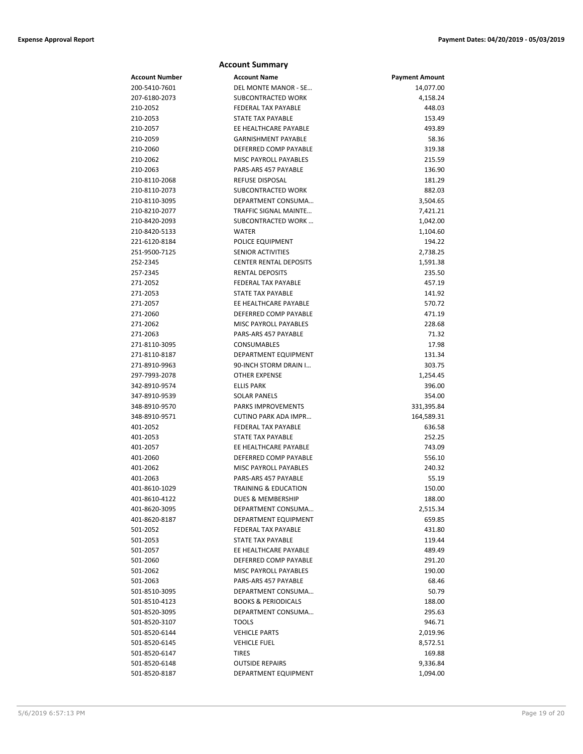## Account Summary

| Account Number | Account Name | Payment Amount |
|---|---|---|
| 200-5410-7601 | DEL MONTE MANOR - SE… | 14,077.00 |
| 207-6180-2073 | SUBCONTRACTED WORK | 4,158.24 |
| 210-2052 | FEDERAL TAX PAYABLE | 448.03 |
| 210-2053 | STATE TAX PAYABLE | 153.49 |
| 210-2057 | EE HEALTHCARE PAYABLE | 493.89 |
| 210-2059 | GARNISHMENT PAYABLE | 58.36 |
| 210-2060 | DEFERRED COMP PAYABLE | 319.38 |
| 210-2062 | MISC PAYROLL PAYABLES | 215.59 |
| 210-2063 | PARS-ARS 457 PAYABLE | 136.90 |
| 210-8110-2068 | REFUSE DISPOSAL | 181.29 |
| 210-8110-2073 | SUBCONTRACTED WORK | 882.03 |
| 210-8110-3095 | DEPARTMENT CONSUMA… | 3,504.65 |
| 210-8210-2077 | TRAFFIC SIGNAL MAINTE… | 7,421.21 |
| 210-8420-2093 | SUBCONTRACTED WORK … | 1,042.00 |
| 210-8420-5133 | WATER | 1,104.60 |
| 221-6120-8184 | POLICE EQUIPMENT | 194.22 |
| 251-9500-7125 | SENIOR ACTIVITIES | 2,738.25 |
| 252-2345 | CENTER RENTAL DEPOSITS | 1,591.38 |
| 257-2345 | RENTAL DEPOSITS | 235.50 |
| 271-2052 | FEDERAL TAX PAYABLE | 457.19 |
| 271-2053 | STATE TAX PAYABLE | 141.92 |
| 271-2057 | EE HEALTHCARE PAYABLE | 570.72 |
| 271-2060 | DEFERRED COMP PAYABLE | 471.19 |
| 271-2062 | MISC PAYROLL PAYABLES | 228.68 |
| 271-2063 | PARS-ARS 457 PAYABLE | 71.32 |
| 271-8110-3095 | CONSUMABLES | 17.98 |
| 271-8110-8187 | DEPARTMENT EQUIPMENT | 131.34 |
| 271-8910-9963 | 90-INCH STORM DRAIN I… | 303.75 |
| 297-7993-2078 | OTHER EXPENSE | 1,254.45 |
| 342-8910-9574 | ELLIS PARK | 396.00 |
| 347-8910-9539 | SOLAR PANELS | 354.00 |
| 348-8910-9570 | PARKS IMPROVEMENTS | 331,395.84 |
| 348-8910-9571 | CUTINO PARK ADA IMPR… | 164,589.31 |
| 401-2052 | FEDERAL TAX PAYABLE | 636.58 |
| 401-2053 | STATE TAX PAYABLE | 252.25 |
| 401-2057 | EE HEALTHCARE PAYABLE | 743.09 |
| 401-2060 | DEFERRED COMP PAYABLE | 556.10 |
| 401-2062 | MISC PAYROLL PAYABLES | 240.32 |
| 401-2063 | PARS-ARS 457 PAYABLE | 55.19 |
| 401-8610-1029 | TRAINING & EDUCATION | 150.00 |
| 401-8610-4122 | DUES & MEMBERSHIP | 188.00 |
| 401-8620-3095 | DEPARTMENT CONSUMA… | 2,515.34 |
| 401-8620-8187 | DEPARTMENT EQUIPMENT | 659.85 |
| 501-2052 | FEDERAL TAX PAYABLE | 431.80 |
| 501-2053 | STATE TAX PAYABLE | 119.44 |
| 501-2057 | EE HEALTHCARE PAYABLE | 489.49 |
| 501-2060 | DEFERRED COMP PAYABLE | 291.20 |
| 501-2062 | MISC PAYROLL PAYABLES | 190.00 |
| 501-2063 | PARS-ARS 457 PAYABLE | 68.46 |
| 501-8510-3095 | DEPARTMENT CONSUMA… | 50.79 |
| 501-8510-4123 | BOOKS & PERIODICALS | 188.00 |
| 501-8520-3095 | DEPARTMENT CONSUMA… | 295.63 |
| 501-8520-3107 | TOOLS | 946.71 |
| 501-8520-6144 | VEHICLE PARTS | 2,019.96 |
| 501-8520-6145 | VEHICLE FUEL | 8,572.51 |
| 501-8520-6147 | TIRES | 169.88 |
| 501-8520-6148 | OUTSIDE REPAIRS | 9,336.84 |
| 501-8520-8187 | DEPARTMENT EQUIPMENT | 1,094.00 |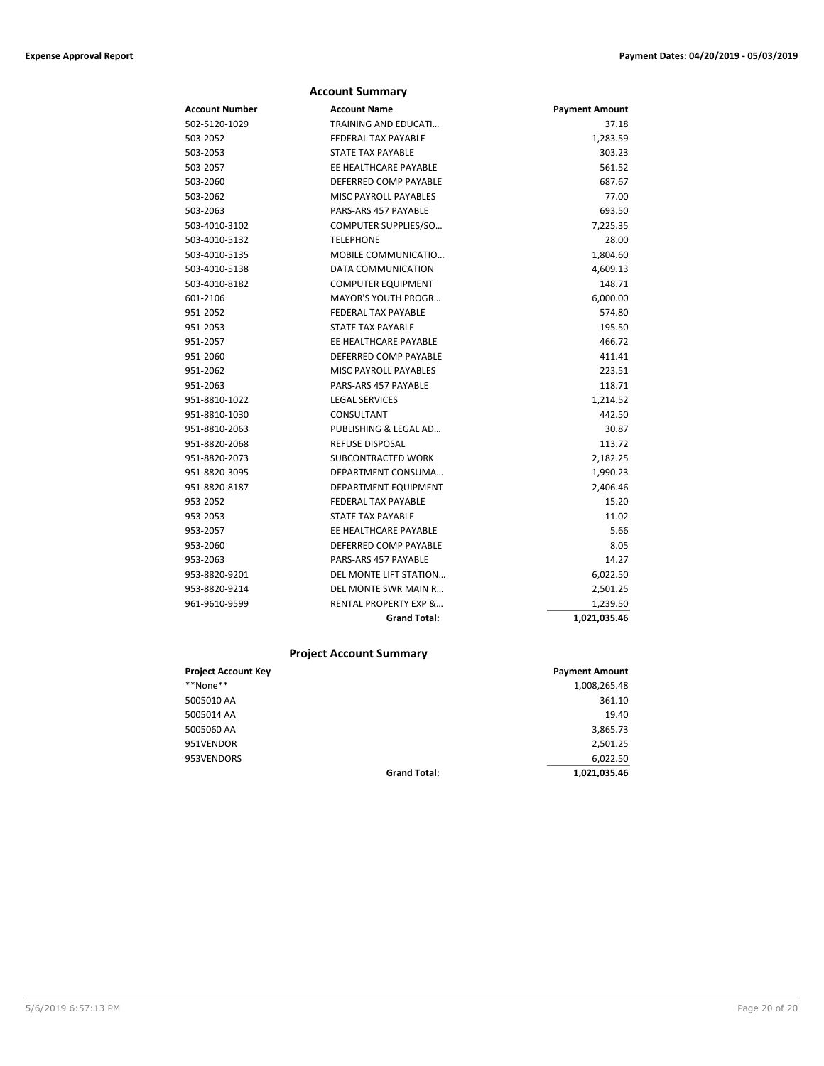## Account Summary

| Account Number | Account Name | Payment Amount |
|---|---|---|
| 502-5120-1029 | TRAINING AND EDUCATI… | 37.18 |
| 503-2052 | FEDERAL TAX PAYABLE | 1,283.59 |
| 503-2053 | STATE TAX PAYABLE | 303.23 |
| 503-2057 | EE HEALTHCARE PAYABLE | 561.52 |
| 503-2060 | DEFERRED COMP PAYABLE | 687.67 |
| 503-2062 | MISC PAYROLL PAYABLES | 77.00 |
| 503-2063 | PARS-ARS 457 PAYABLE | 693.50 |
| 503-4010-3102 | COMPUTER SUPPLIES/SO… | 7,225.35 |
| 503-4010-5132 | TELEPHONE | 28.00 |
| 503-4010-5135 | MOBILE COMMUNICATIO… | 1,804.60 |
| 503-4010-5138 | DATA COMMUNICATION | 4,609.13 |
| 503-4010-8182 | COMPUTER EQUIPMENT | 148.71 |
| 601-2106 | MAYOR'S YOUTH PROGR… | 6,000.00 |
| 951-2052 | FEDERAL TAX PAYABLE | 574.80 |
| 951-2053 | STATE TAX PAYABLE | 195.50 |
| 951-2057 | EE HEALTHCARE PAYABLE | 466.72 |
| 951-2060 | DEFERRED COMP PAYABLE | 411.41 |
| 951-2062 | MISC PAYROLL PAYABLES | 223.51 |
| 951-2063 | PARS-ARS 457 PAYABLE | 118.71 |
| 951-8810-1022 | LEGAL SERVICES | 1,214.52 |
| 951-8810-1030 | CONSULTANT | 442.50 |
| 951-8810-2063 | PUBLISHING & LEGAL AD… | 30.87 |
| 951-8820-2068 | REFUSE DISPOSAL | 113.72 |
| 951-8820-2073 | SUBCONTRACTED WORK | 2,182.25 |
| 951-8820-3095 | DEPARTMENT CONSUMA… | 1,990.23 |
| 951-8820-8187 | DEPARTMENT EQUIPMENT | 2,406.46 |
| 953-2052 | FEDERAL TAX PAYABLE | 15.20 |
| 953-2053 | STATE TAX PAYABLE | 11.02 |
| 953-2057 | EE HEALTHCARE PAYABLE | 5.66 |
| 953-2060 | DEFERRED COMP PAYABLE | 8.05 |
| 953-2063 | PARS-ARS 457 PAYABLE | 14.27 |
| 953-8820-9201 | DEL MONTE LIFT STATION… | 6,022.50 |
| 953-8820-9214 | DEL MONTE SWR MAIN R… | 2,501.25 |
| 961-9610-9599 | RENTAL PROPERTY EXP &… | 1,239.50 |
| | **Grand Total:** | **1,021,035.46** |

## Project Account Summary

| Project Account Key | | Payment Amount |
|---|---|---|
| **None** | | 1,008,265.48 |
| 5005010 AA | | 361.10 |
| 5005014 AA | | 19.40 |
| 5005060 AA | | 3,865.73 |
| 951VENDOR | | 2,501.25 |
| 953VENDORS | | 6,022.50 |
| | **Grand Total:** | **1,021,035.46** |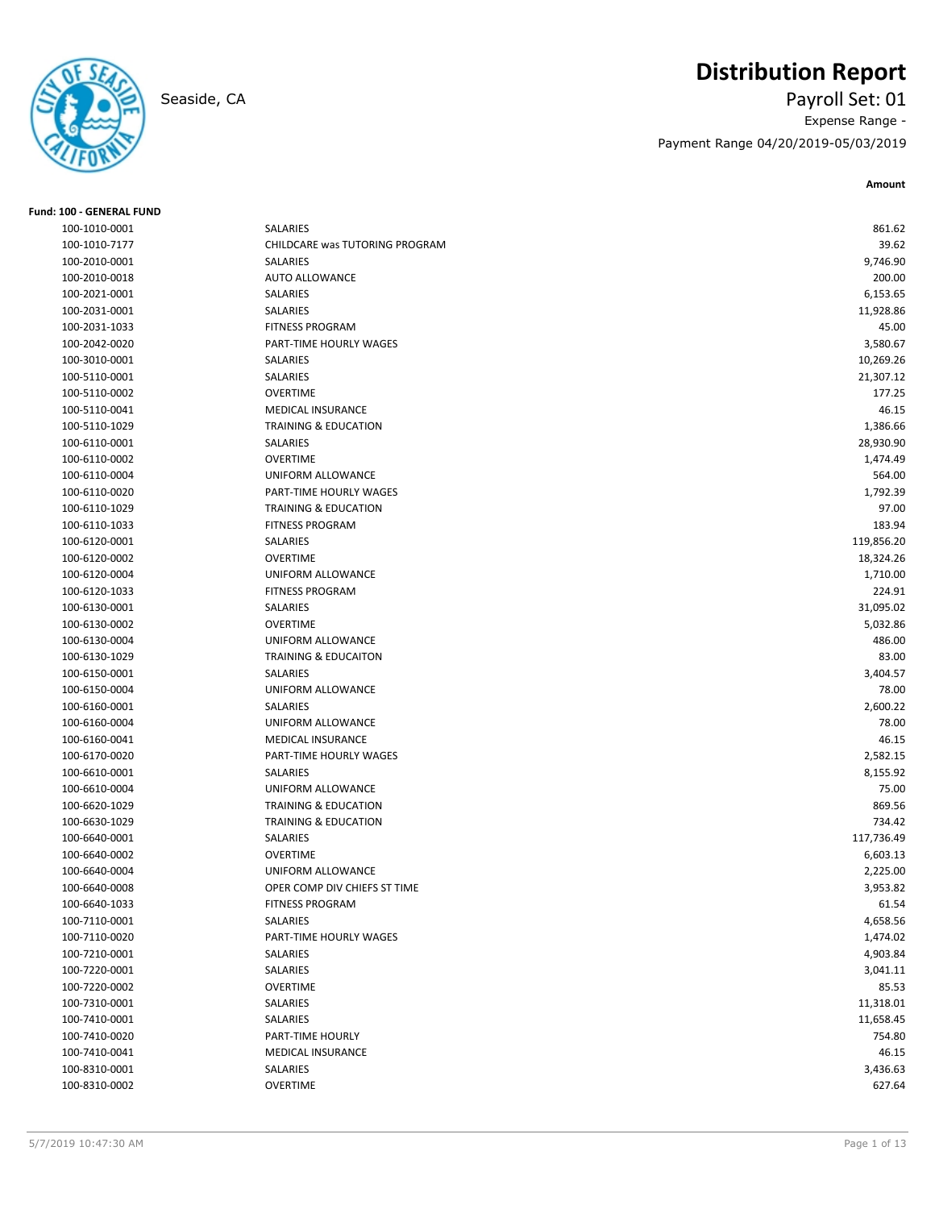# Distribution Report

Seaside, CA

Payroll Set: 01

Expense Range -

Payment Range 04/20/2019-05/03/2019

**Fund: 100 - GENERAL FUND**

| Account | Description | Amount |
|---|---|---|
| 100-1010-0001 | SALARIES | 861.62 |
| 100-1010-7177 | CHILDCARE was TUTORING PROGRAM | 39.62 |
| 100-2010-0001 | SALARIES | 9,746.90 |
| 100-2010-0018 | AUTO ALLOWANCE | 200.00 |
| 100-2021-0001 | SALARIES | 6,153.65 |
| 100-2031-0001 | SALARIES | 11,928.86 |
| 100-2031-1033 | FITNESS PROGRAM | 45.00 |
| 100-2042-0020 | PART-TIME HOURLY WAGES | 3,580.67 |
| 100-3010-0001 | SALARIES | 10,269.26 |
| 100-5110-0001 | SALARIES | 21,307.12 |
| 100-5110-0002 | OVERTIME | 177.25 |
| 100-5110-0041 | MEDICAL INSURANCE | 46.15 |
| 100-5110-1029 | TRAINING & EDUCATION | 1,386.66 |
| 100-6110-0001 | SALARIES | 28,930.90 |
| 100-6110-0002 | OVERTIME | 1,474.49 |
| 100-6110-0004 | UNIFORM ALLOWANCE | 564.00 |
| 100-6110-0020 | PART-TIME HOURLY WAGES | 1,792.39 |
| 100-6110-1029 | TRAINING & EDUCATION | 97.00 |
| 100-6110-1033 | FITNESS PROGRAM | 183.94 |
| 100-6120-0001 | SALARIES | 119,856.20 |
| 100-6120-0002 | OVERTIME | 18,324.26 |
| 100-6120-0004 | UNIFORM ALLOWANCE | 1,710.00 |
| 100-6120-1033 | FITNESS PROGRAM | 224.91 |
| 100-6130-0001 | SALARIES | 31,095.02 |
| 100-6130-0002 | OVERTIME | 5,032.86 |
| 100-6130-0004 | UNIFORM ALLOWANCE | 486.00 |
| 100-6130-1029 | TRAINING & EDUCAITON | 83.00 |
| 100-6150-0001 | SALARIES | 3,404.57 |
| 100-6150-0004 | UNIFORM ALLOWANCE | 78.00 |
| 100-6160-0001 | SALARIES | 2,600.22 |
| 100-6160-0004 | UNIFORM ALLOWANCE | 78.00 |
| 100-6160-0041 | MEDICAL INSURANCE | 46.15 |
| 100-6170-0020 | PART-TIME HOURLY WAGES | 2,582.15 |
| 100-6610-0001 | SALARIES | 8,155.92 |
| 100-6610-0004 | UNIFORM ALLOWANCE | 75.00 |
| 100-6620-1029 | TRAINING & EDUCATION | 869.56 |
| 100-6630-1029 | TRAINING & EDUCATION | 734.42 |
| 100-6640-0001 | SALARIES | 117,736.49 |
| 100-6640-0002 | OVERTIME | 6,603.13 |
| 100-6640-0004 | UNIFORM ALLOWANCE | 2,225.00 |
| 100-6640-0008 | OPER COMP DIV CHIEFS ST TIME | 3,953.82 |
| 100-6640-1033 | FITNESS PROGRAM | 61.54 |
| 100-7110-0001 | SALARIES | 4,658.56 |
| 100-7110-0020 | PART-TIME HOURLY WAGES | 1,474.02 |
| 100-7210-0001 | SALARIES | 4,903.84 |
| 100-7220-0001 | SALARIES | 3,041.11 |
| 100-7220-0002 | OVERTIME | 85.53 |
| 100-7310-0001 | SALARIES | 11,318.01 |
| 100-7410-0001 | SALARIES | 11,658.45 |
| 100-7410-0020 | PART-TIME HOURLY | 754.80 |
| 100-7410-0041 | MEDICAL INSURANCE | 46.15 |
| 100-8310-0001 | SALARIES | 3,436.63 |
| 100-8310-0002 | OVERTIME | 627.64 |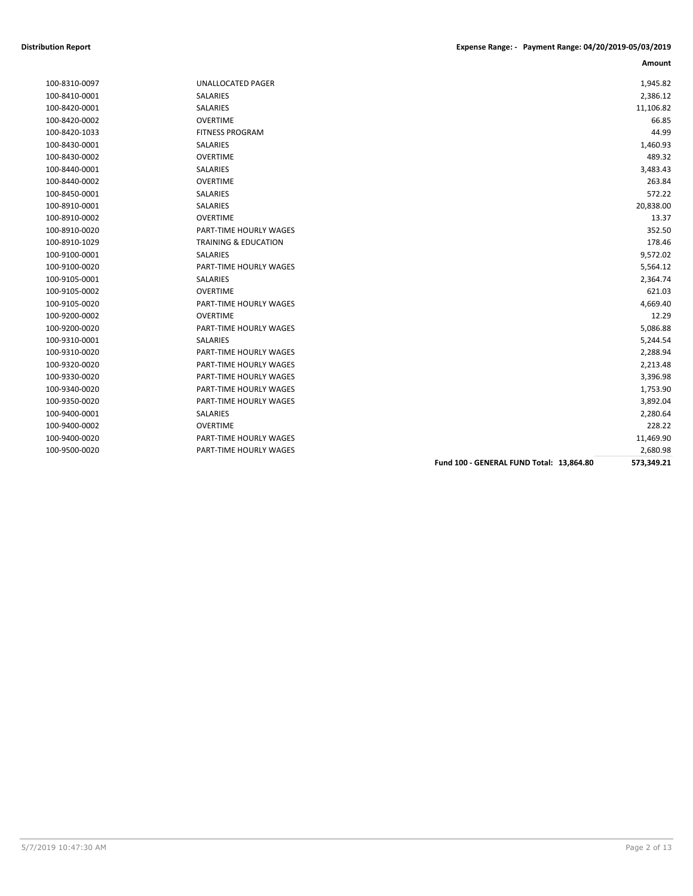**Distribution Report** **Expense Range: - Payment Range: 04/20/2019-05/03/2019**

| Account | Description | | Amount |
|---|---|---|---|
| 100-8310-0097 | UNALLOCATED PAGER | | 1,945.82 |
| 100-8410-0001 | SALARIES | | 2,386.12 |
| 100-8420-0001 | SALARIES | | 11,106.82 |
| 100-8420-0002 | OVERTIME | | 66.85 |
| 100-8420-1033 | FITNESS PROGRAM | | 44.99 |
| 100-8430-0001 | SALARIES | | 1,460.93 |
| 100-8430-0002 | OVERTIME | | 489.32 |
| 100-8440-0001 | SALARIES | | 3,483.43 |
| 100-8440-0002 | OVERTIME | | 263.84 |
| 100-8450-0001 | SALARIES | | 572.22 |
| 100-8910-0001 | SALARIES | | 20,838.00 |
| 100-8910-0002 | OVERTIME | | 13.37 |
| 100-8910-0020 | PART-TIME HOURLY WAGES | | 352.50 |
| 100-8910-1029 | TRAINING & EDUCATION | | 178.46 |
| 100-9100-0001 | SALARIES | | 9,572.02 |
| 100-9100-0020 | PART-TIME HOURLY WAGES | | 5,564.12 |
| 100-9105-0001 | SALARIES | | 2,364.74 |
| 100-9105-0002 | OVERTIME | | 621.03 |
| 100-9105-0020 | PART-TIME HOURLY WAGES | | 4,669.40 |
| 100-9200-0002 | OVERTIME | | 12.29 |
| 100-9200-0020 | PART-TIME HOURLY WAGES | | 5,086.88 |
| 100-9310-0001 | SALARIES | | 5,244.54 |
| 100-9310-0020 | PART-TIME HOURLY WAGES | | 2,288.94 |
| 100-9320-0020 | PART-TIME HOURLY WAGES | | 2,213.48 |
| 100-9330-0020 | PART-TIME HOURLY WAGES | | 3,396.98 |
| 100-9340-0020 | PART-TIME HOURLY WAGES | | 1,753.90 |
| 100-9350-0020 | PART-TIME HOURLY WAGES | | 3,892.04 |
| 100-9400-0001 | SALARIES | | 2,280.64 |
| 100-9400-0002 | OVERTIME | | 228.22 |
| 100-9400-0020 | PART-TIME HOURLY WAGES | | 11,469.90 |
| 100-9500-0020 | PART-TIME HOURLY WAGES | | 2,680.98 |
| | | **Fund 100 - GENERAL FUND Total: 13,864.80** | **573,349.21** |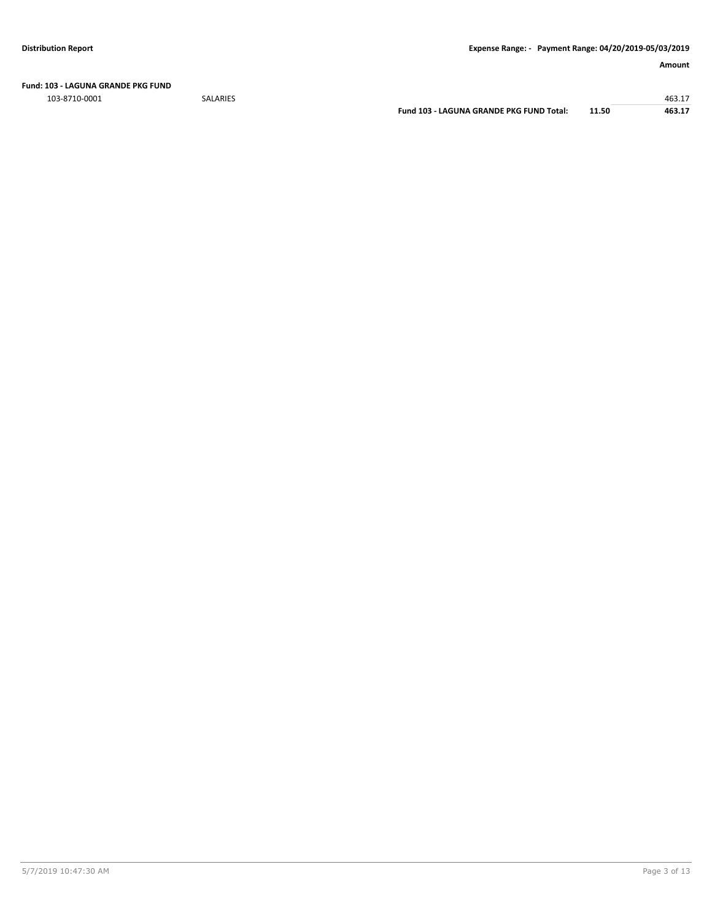| | | | Amount |
|---|---|---|---|
| **Fund: 103 - LAGUNA GRANDE PKG FUND** | | | |
| 103-8710-0001 | SALARIES | | 463.17 |
| | **Fund 103 - LAGUNA GRANDE PKG FUND Total:** | **11.50** | **463.17** |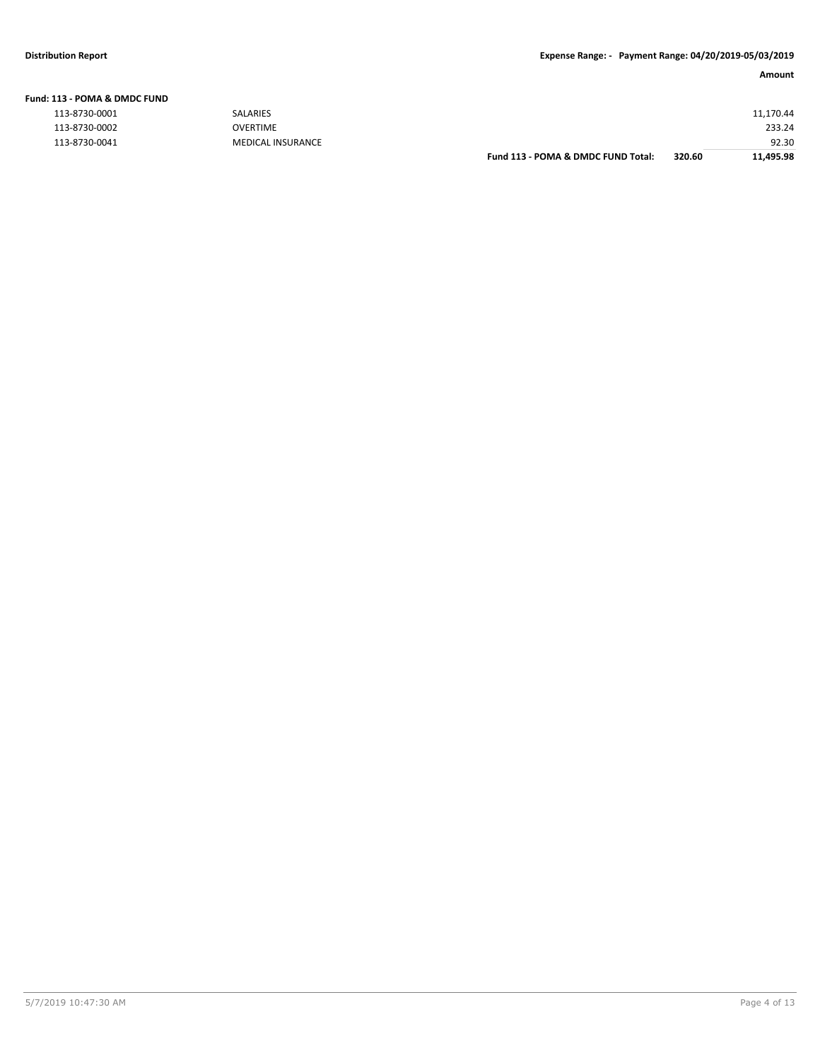**Distribution Report**

**Expense Range: - Payment Range: 04/20/2019-05/03/2019**

| | | | Amount |
|---|---|---|---|
| **Fund: 113 - POMA & DMDC FUND** | | | |
| 113-8730-0001 | SALARIES | | 11,170.44 |
| 113-8730-0002 | OVERTIME | | 233.24 |
| 113-8730-0041 | MEDICAL INSURANCE | | 92.30 |
| | **Fund 113 - POMA & DMDC FUND Total:** | **320.60** | **11,495.98** |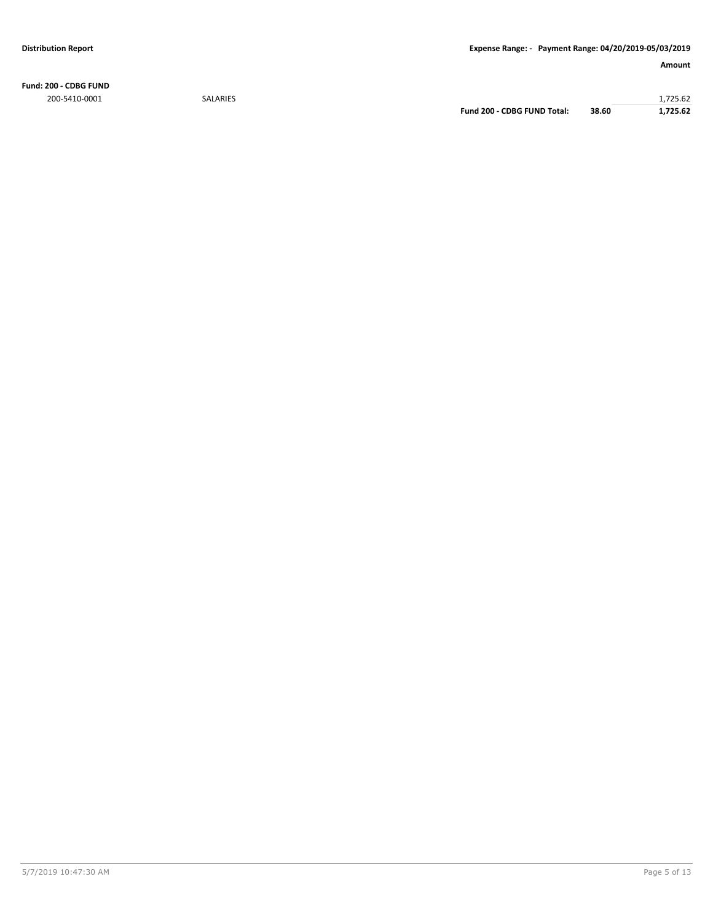**Distribution Report** | **Expense Range: - Payment Range: 04/20/2019-05/03/2019**

| | | | | **Amount** |
|---|---|---|---|---|
| **Fund: 200 - CDBG FUND** | | | | |
| 200-5410-0001 | SALARIES | | | 1,725.62 |
| | | **Fund 200 - CDBG FUND Total:** | **38.60** | **1,725.62** |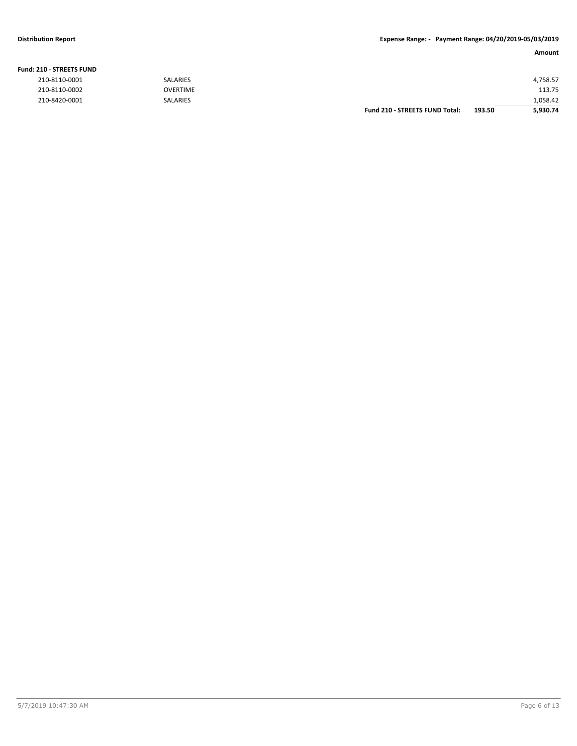**Distribution Report** **Expense Range: - Payment Range: 04/20/2019-05/03/2019**

**Fund: 210 - STREETS FUND**

| | | | | Amount |
|---|---|---|---|---|
| 210-8110-0001 | SALARIES | | | 4,758.57 |
| 210-8110-0002 | OVERTIME | | | 113.75 |
| 210-8420-0001 | SALARIES | | | 1,058.42 |
| | | **Fund 210 - STREETS FUND Total:** | **193.50** | **5,930.74** |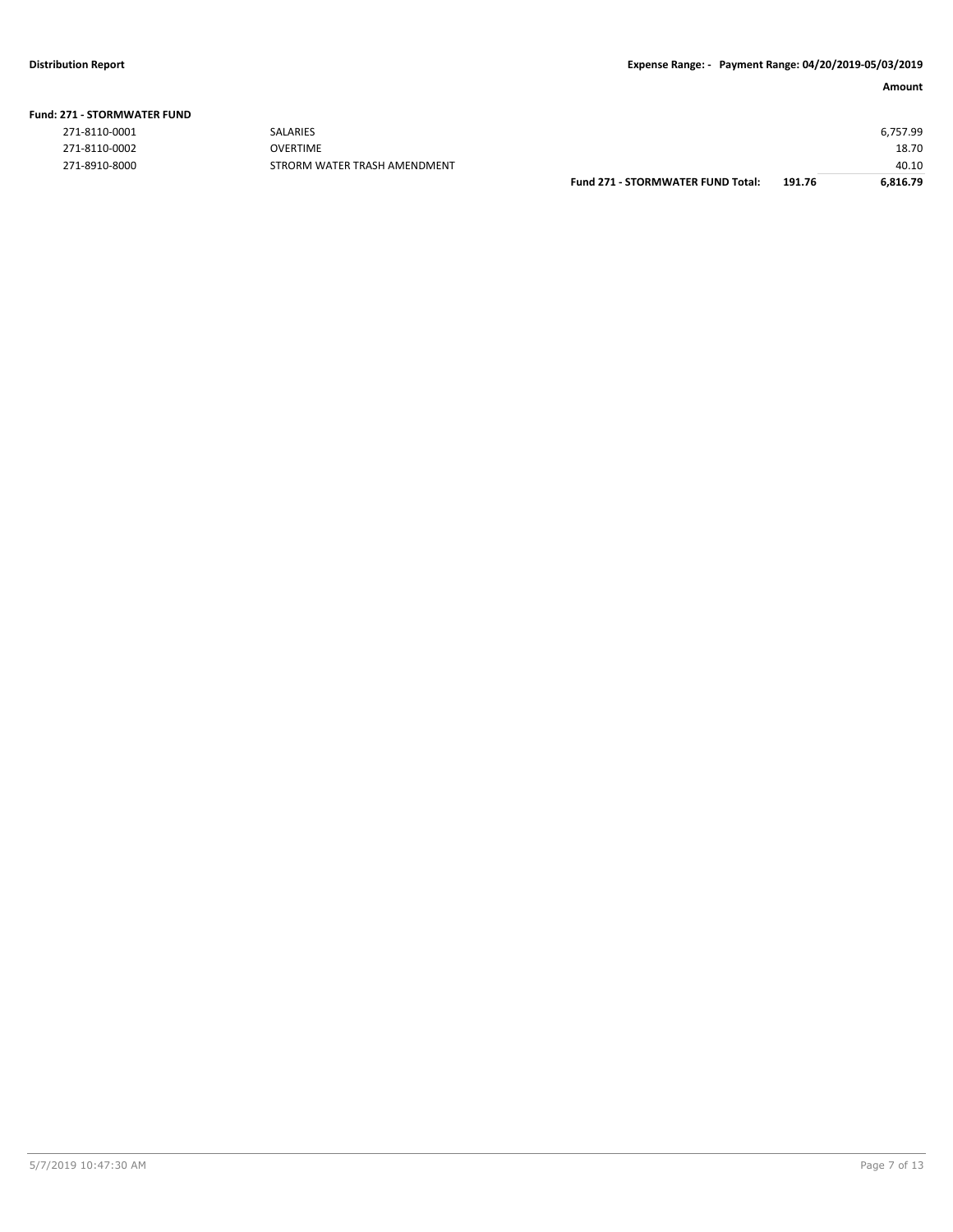**Fund: 271 - STORMWATER FUND**

| Account | Description | | | Amount |
|---|---|---|---|---|
| 271-8110-0001 | SALARIES | | | 6,757.99 |
| 271-8110-0002 | OVERTIME | | | 18.70 |
| 271-8910-8000 | STRORM WATER TRASH AMENDMENT | | | 40.10 |
| | | **Fund 271 - STORMWATER FUND Total:** | **191.76** | **6,816.79** |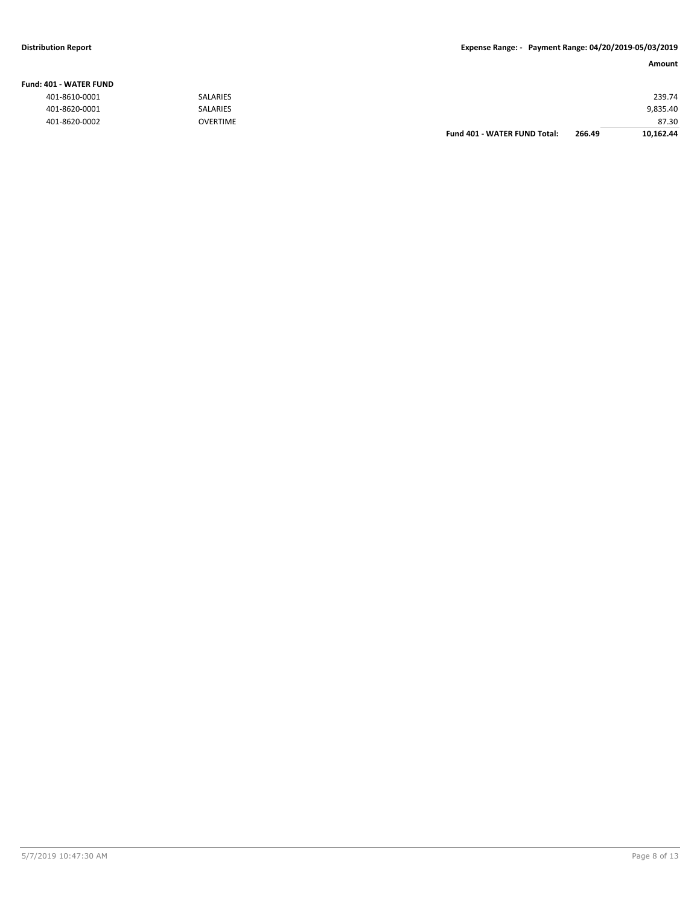**Distribution Report** **Expense Range: - Payment Range: 04/20/2019-05/03/2019**

| | | | | Amount |
|---|---|---|---|---|
| **Fund: 401 - WATER FUND** | | | | |
| 401-8610-0001 | SALARIES | | | 239.74 |
| 401-8620-0001 | SALARIES | | | 9,835.40 |
| 401-8620-0002 | OVERTIME | | | 87.30 |
| | | **Fund 401 - WATER FUND Total:** | **266.49** | **10,162.44** |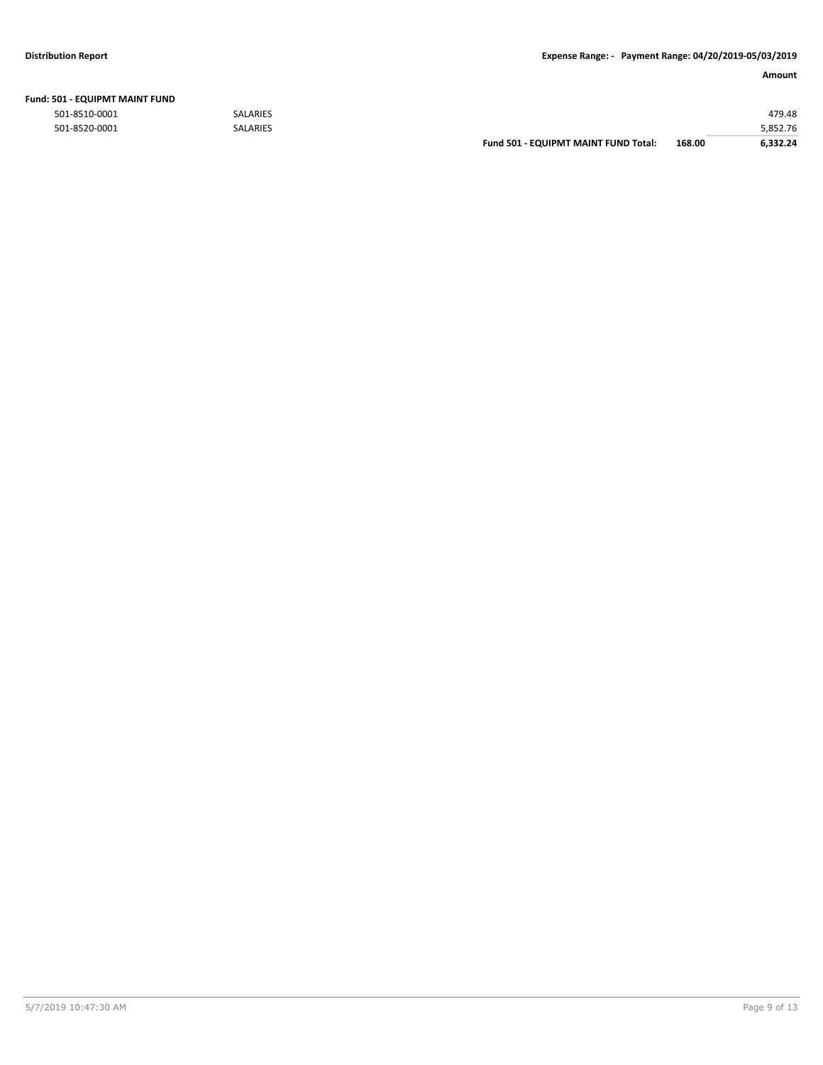| | | | | Amount |
|---|---|---|---|---|
| **Fund: 501 - EQUIPMT MAINT FUND** | | | | |
| 501-8510-0001 | SALARIES | | | 479.48 |
| 501-8520-0001 | SALARIES | | | 5,852.76 |
| | | **Fund 501 - EQUIPMT MAINT FUND Total:** | **168.00** | **6,332.24** |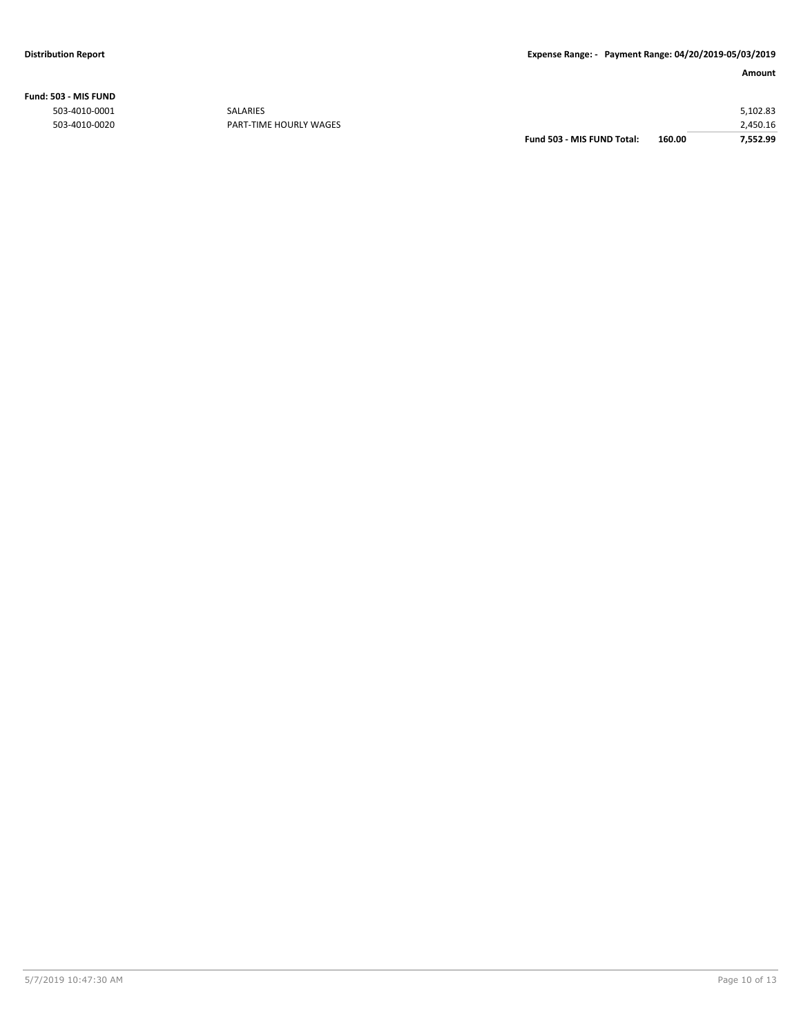**Distribution Report**

**Expense Range: - Payment Range: 04/20/2019-05/03/2019**

**Fund: 503 - MIS FUND**

| Account | Description | | | Amount |
|---|---|---|---|---|
| 503-4010-0001 | SALARIES | | | 5,102.83 |
| 503-4010-0020 | PART-TIME HOURLY WAGES | | | 2,450.16 |
| | | **Fund 503 - MIS FUND Total:** | **160.00** | **7,552.99** |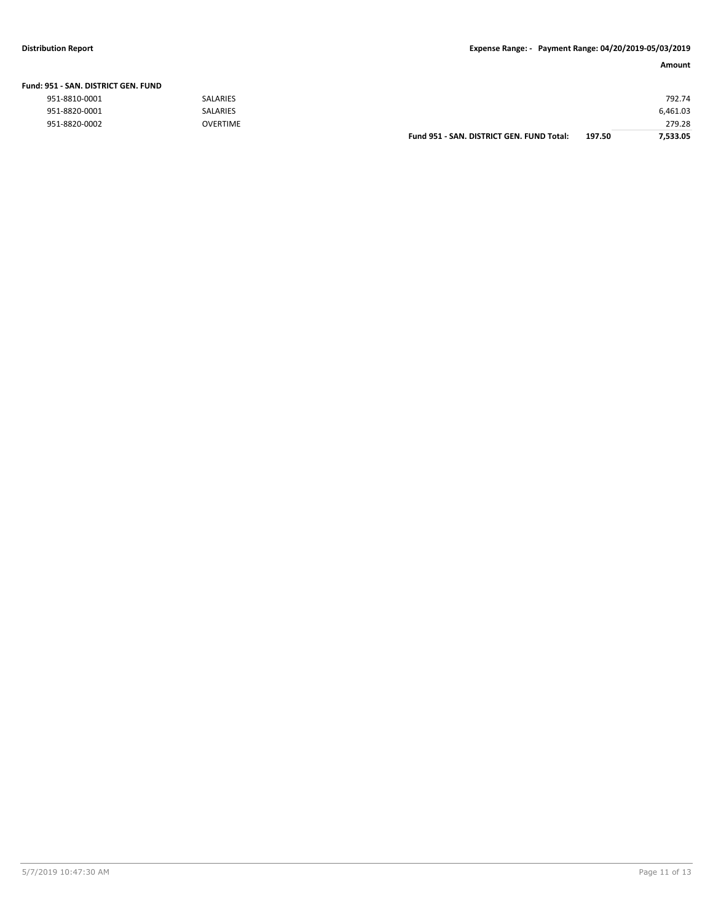| | | | Amount |
|---|---|---|---|
| **Fund: 951 - SAN. DISTRICT GEN. FUND** | | | |
| 951-8810-0001 | SALARIES | | 792.74 |
| 951-8820-0001 | SALARIES | | 6,461.03 |
| 951-8820-0002 | OVERTIME | | 279.28 |
| | **Fund 951 - SAN. DISTRICT GEN. FUND Total:** | **197.50** | **7,533.05** |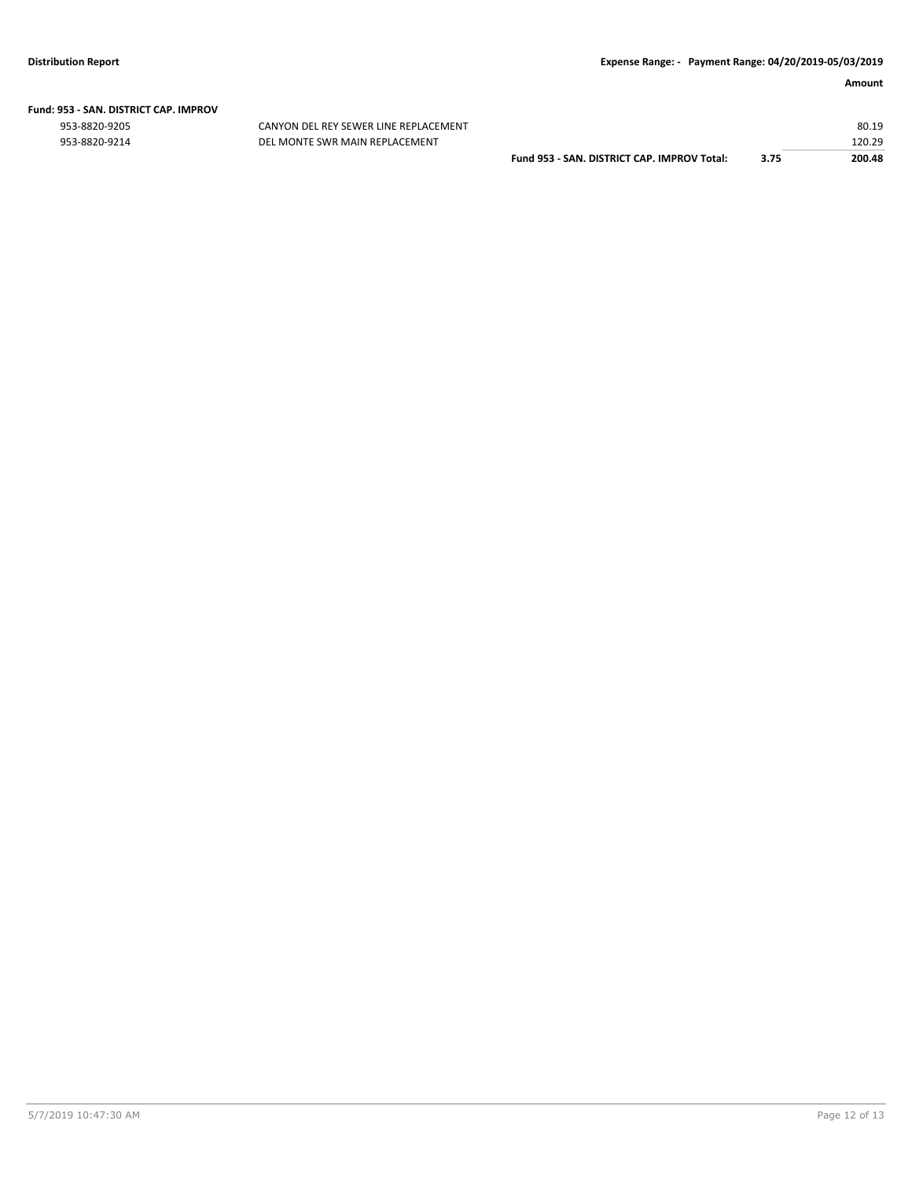**Amount**

**Fund: 953 - SAN. DISTRICT CAP. IMPROV**

| Account | Description | | | Amount |
|---|---|---|---|---|
| 953-8820-9205 | CANYON DEL REY SEWER LINE REPLACEMENT | | | 80.19 |
| 953-8820-9214 | DEL MONTE SWR MAIN REPLACEMENT | | | 120.29 |
| | | **Fund 953 - SAN. DISTRICT CAP. IMPROV Total:** | **3.75** | **200.48** |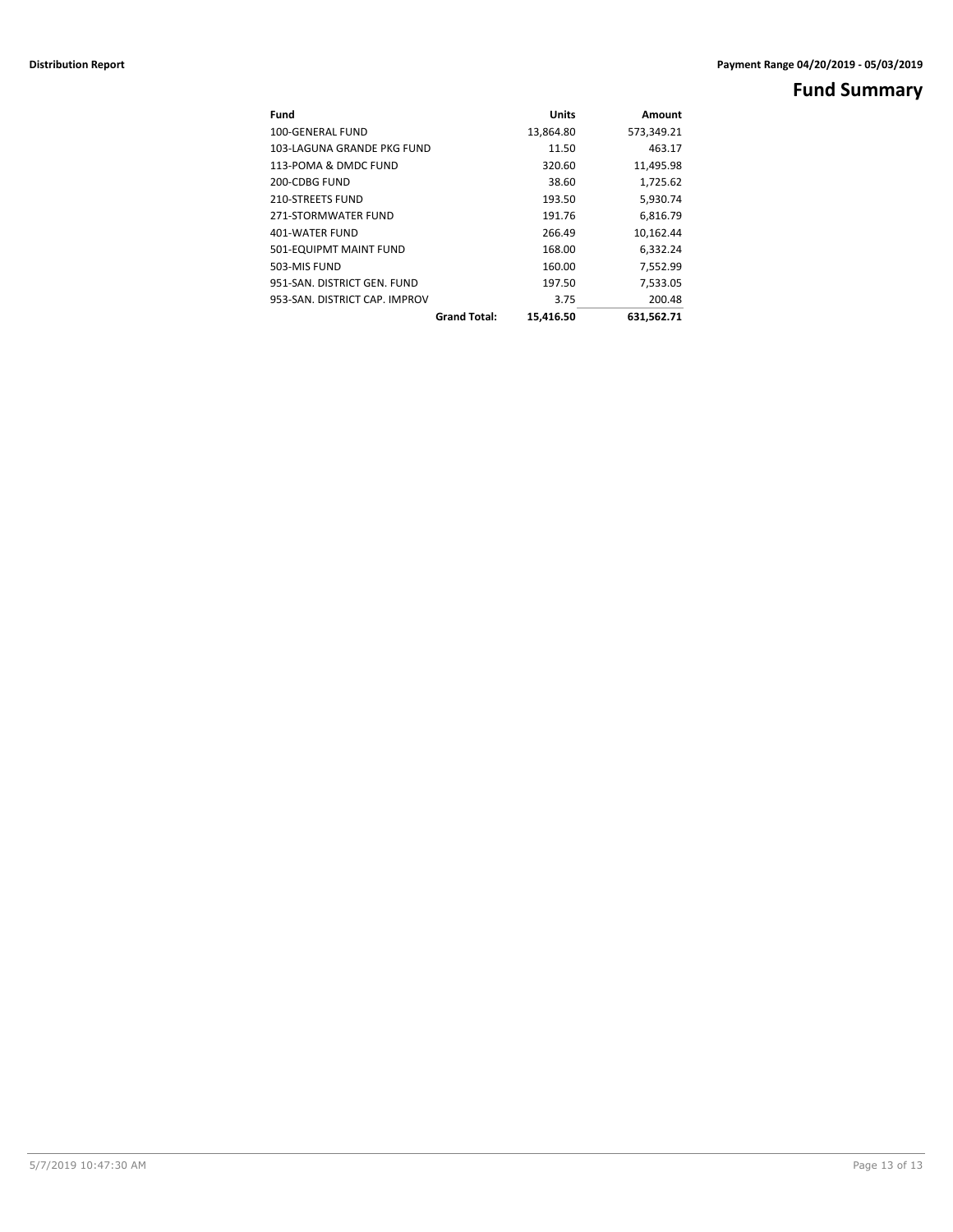# Fund Summary

| Fund | Units | Amount |
| --- | --- | --- |
| 100-GENERAL FUND | 13,864.80 | 573,349.21 |
| 103-LAGUNA GRANDE PKG FUND | 11.50 | 463.17 |
| 113-POMA & DMDC FUND | 320.60 | 11,495.98 |
| 200-CDBG FUND | 38.60 | 1,725.62 |
| 210-STREETS FUND | 193.50 | 5,930.74 |
| 271-STORMWATER FUND | 191.76 | 6,816.79 |
| 401-WATER FUND | 266.49 | 10,162.44 |
| 501-EQUIPMT MAINT FUND | 168.00 | 6,332.24 |
| 503-MIS FUND | 160.00 | 7,552.99 |
| 951-SAN. DISTRICT GEN. FUND | 197.50 | 7,533.05 |
| 953-SAN. DISTRICT CAP. IMPROV | 3.75 | 200.48 |
| **Grand Total:** | **15,416.50** | **631,562.71** |